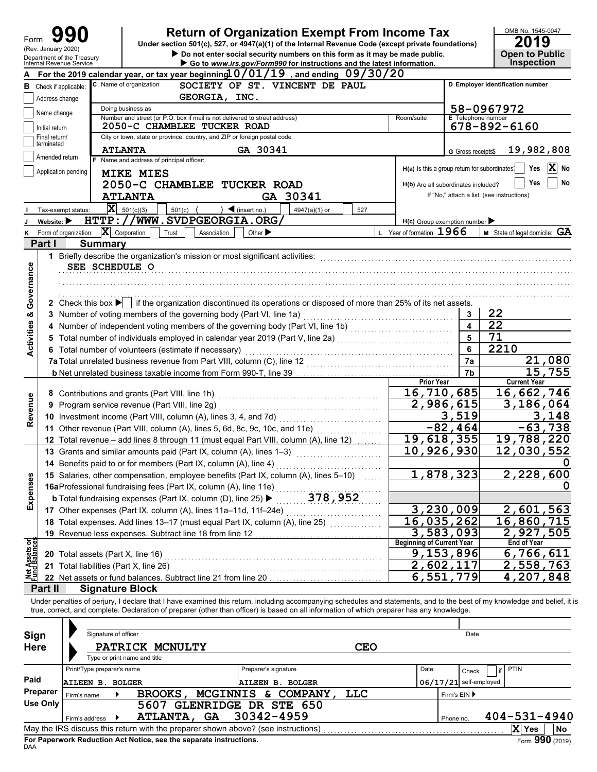Form **990** (Rev. January 2020) Department of the Treasury Internal Revenue Service

# Return of Organization Exempt From Income Tax

Under section 501(c), 527, or 4947(a)(1) of the Internal Revenue Code (except private foundations)

▶ Do not enter social security numbers on this form as it may be made public.

▶ Go to *www.irs.gov/Form990* for instructions and the latest information.

OMB No. 1545-0047 **2019** **Open to Public Inspection**

**A** For the 2019 calendar year, or tax year beginning 10/01/19, and ending 09/30/20

**B** Check if applicable: Address change, Name change, Initial return, Final return/terminated, Amended return, Application pending

**C** Name of organization: SOCIETY OF ST. VINCENT DE PAUL GEORGIA, INC.

Doing business as

Number and street (or P.O. box if mail is not delivered to street address): 2050-C CHAMBLEE TUCKER ROAD Room/suite

City or town, state or province, country, and ZIP or foreign postal code: ATLANTA GA 30341

**D** Employer identification number: 58-0967972

**E** Telephone number: 678-892-6160

**G** Gross receipts $ 19,982,808

**F** Name and address of principal officer: MIKE MIES, 2050-C CHAMBLEE TUCKER ROAD, ATLANTA GA 30341

H(a) Is this a group return for subordinates? Yes [ ] No [X]

H(b) Are all subordinates included? Yes [ ] No [ ] If "No," attach a list. (see instructions)

**I** Tax-exempt status: [X] 501(c)(3) [ ] 501(c) ( ) ◀ (insert no.) [ ] 4947(a)(1) or [ ] 527

**J** Website: ▶ HTTP://WWW.SVDPGEORGIA.ORG/

H(c) Group exemption number ▶

**K** Form of organization: [X] Corporation [ ] Trust [ ] Association [ ] Other ▶

**L** Year of formation: 1966 **M** State of legal domicile: GA

## Part I Summary

**Activities & Governance**

1 Briefly describe the organization's mission or most significant activities: SEE SCHEDULE O

2 Check this box ▶ [ ] if the organization discontinued its operations or disposed of more than 25% of its net assets.

| | | | |
|---|---|---|---|
| 3 | Number of voting members of the governing body (Part VI, line 1a) | 3 | 22 |
| 4 | Number of independent voting members of the governing body (Part VI, line 1b) | 4 | 22 |
| 5 | Total number of individuals employed in calendar year 2019 (Part V, line 2a) | 5 | 71 |
| 6 | Total number of volunteers (estimate if necessary) | 6 | 2210 |
| 7a | Total unrelated business revenue from Part VIII, column (C), line 12 | 7a | 21,080 |
| b | Net unrelated business taxable income from Form 990-T, line 39 | 7b | 15,755 |

| | | Prior Year | Current Year |
|---|---|---|---|
| **Revenue** | | | |
| 8 | Contributions and grants (Part VIII, line 1h) | 16,710,685 | 16,662,746 |
| 9 | Program service revenue (Part VIII, line 2g) | 2,986,615 | 3,186,064 |
| 10 | Investment income (Part VIII, column (A), lines 3, 4, and 7d) | 3,519 | 3,148 |
| 11 | Other revenue (Part VIII, column (A), lines 5, 6d, 8c, 9c, 10c, and 11e) | -82,464 | -63,738 |
| 12 | Total revenue – add lines 8 through 11 (must equal Part VIII, column (A), line 12) | 19,618,355 | 19,788,220 |
| **Expenses** | | | |
| 13 | Grants and similar amounts paid (Part IX, column (A), lines 1–3) | 10,926,930 | 12,030,552 |
| 14 | Benefits paid to or for members (Part IX, column (A), line 4) | | 0 |
| 15 | Salaries, other compensation, employee benefits (Part IX, column (A), lines 5–10) | 1,878,323 | 2,228,600 |
| 16a | Professional fundraising fees (Part IX, column (A), line 11e) | | 0 |
| b | Total fundraising expenses (Part IX, column (D), line 25) ▶ 378,952 | | |
| 17 | Other expenses (Part IX, column (A), lines 11a–11d, 11f–24e) | 3,230,009 | 2,601,563 |
| 18 | Total expenses. Add lines 13–17 (must equal Part IX, column (A), line 25) | 16,035,262 | 16,860,715 |
| 19 | Revenue less expenses. Subtract line 18 from line 12 | 3,583,093 | 2,927,505 |
| **Net Assets or Fund Balances** | | **Beginning of Current Year** | **End of Year** |
| 20 | Total assets (Part X, line 16) | 9,153,896 | 6,766,611 |
| 21 | Total liabilities (Part X, line 26) | 2,602,117 | 2,558,763 |
| 22 | Net assets or fund balances. Subtract line 21 from line 20 | 6,551,779 | 4,207,848 |

## Part II Signature Block

Under penalties of perjury, I declare that I have examined this return, including accompanying schedules and statements, and to the best of my knowledge and belief, it is true, correct, and complete. Declaration of preparer (other than officer) is based on all information of which preparer has any knowledge.

**Sign Here**

Signature of officer | Date

PATRICK MCNULTY CEO

Type or print name and title

**Paid Preparer Use Only**

| Print/Type preparer's name | Preparer's signature | Date | Check [ ] if self-employed | PTIN |
|---|---|---|---|---|
| AILEEN B. BOLGER | AILEEN B. BOLGER | 06/17/21 | | |

Firm's name ▶ BROOKS, MCGINNIS & COMPANY, LLC Firm's EIN ▶

Firm's address ▶ 5607 GLENRIDGE DR STE 650, ATLANTA, GA 30342-4959 Phone no. 404-531-4940

May the IRS discuss this return with the preparer shown above? (see instructions) [X] Yes [ ] No

**For Paperwork Reduction Act Notice, see the separate instructions.**

DAA Form **990** (2019)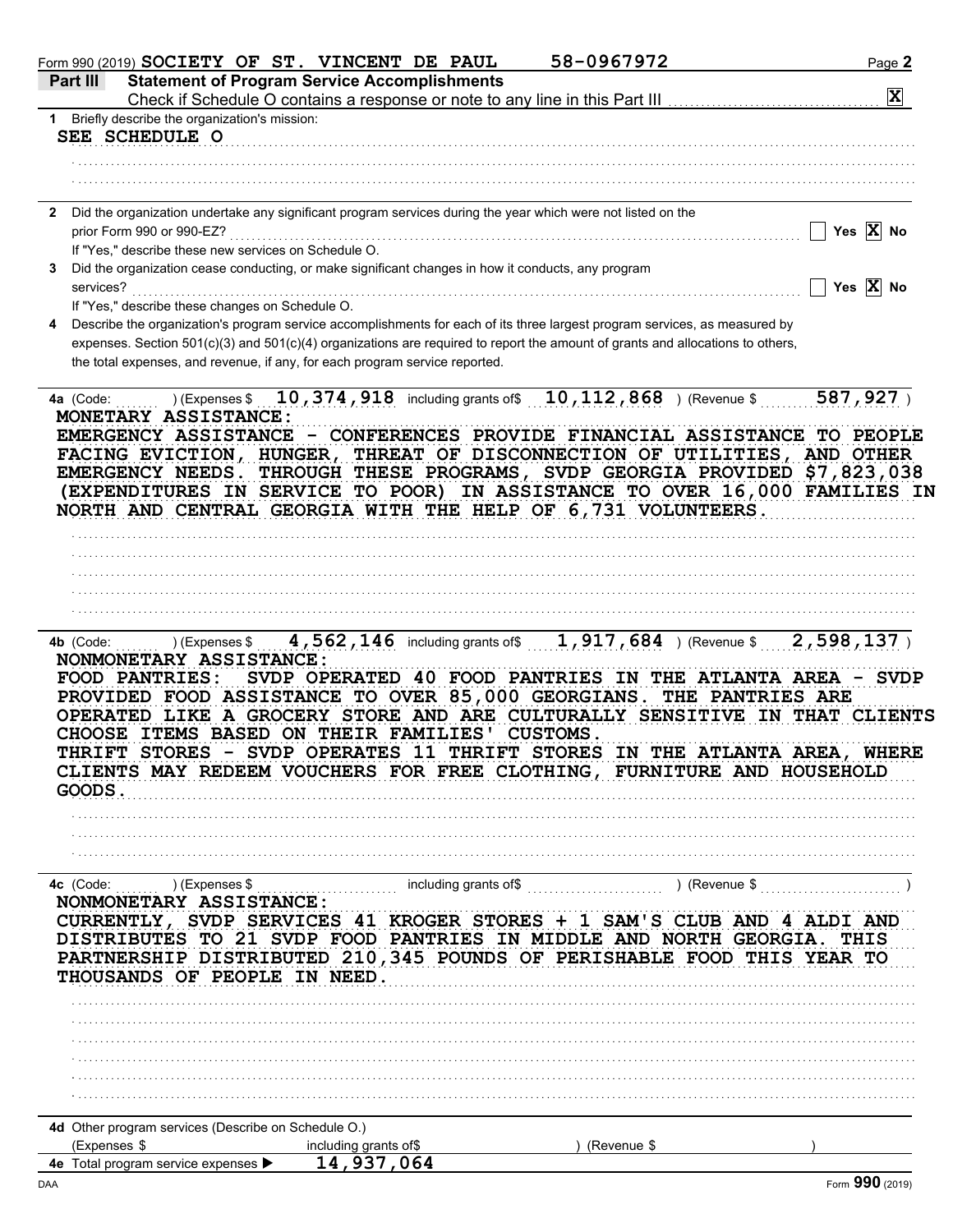Form 990 (2019) SOCIETY OF ST. VINCENT DE PAUL 58-0967972

## Part III Statement of Program Service Accomplishments

Check if Schedule O contains a response or note to any line in this Part III [X]

**1** Briefly describe the organization's mission:

SEE SCHEDULE O

**2** Did the organization undertake any significant program services during the year which were not listed on the prior Form 990 or 990-EZ? [ ] Yes [X] No

If "Yes," describe these new services on Schedule O.

**3** Did the organization cease conducting, or make significant changes in how it conducts, any program services? [ ] Yes [X] No

If "Yes," describe these changes on Schedule O.

**4** Describe the organization's program service accomplishments for each of its three largest program services, as measured by expenses. Section 501(c)(3) and 501(c)(4) organizations are required to report the amount of grants and allocations to others, the total expenses, and revenue, if any, for each program service reported.

**4a** (Code: ) (Expenses $ 10,374,918 including grants of$ 10,112,868 ) (Revenue $ 587,927 )

MONETARY ASSISTANCE:
EMERGENCY ASSISTANCE - CONFERENCES PROVIDE FINANCIAL ASSISTANCE TO PEOPLE FACING EVICTION, HUNGER, THREAT OF DISCONNECTION OF UTILITIES, AND OTHER EMERGENCY NEEDS. THROUGH THESE PROGRAMS, SVDP GEORGIA PROVIDED $7,823,038 (EXPENDITURES IN SERVICE TO POOR) IN ASSISTANCE TO OVER 16,000 FAMILIES IN NORTH AND CENTRAL GEORGIA WITH THE HELP OF 6,731 VOLUNTEERS.

**4b** (Code: ) (Expenses $ 4,562,146 including grants of$ 1,917,684 ) (Revenue $ 2,598,137 )

NONMONETARY ASSISTANCE:
FOOD PANTRIES: SVDP OPERATED 40 FOOD PANTRIES IN THE ATLANTA AREA - SVDP PROVIDED FOOD ASSISTANCE TO OVER 85,000 GEORGIANS. THE PANTRIES ARE OPERATED LIKE A GROCERY STORE AND ARE CULTURALLY SENSITIVE IN THAT CLIENTS CHOOSE ITEMS BASED ON THEIR FAMILIES' CUSTOMS.
THRIFT STORES - SVDP OPERATES 11 THRIFT STORES IN THE ATLANTA AREA, WHERE CLIENTS MAY REDEEM VOUCHERS FOR FREE CLOTHING, FURNITURE AND HOUSEHOLD GOODS.

**4c** (Code: ) (Expenses $ including grants of$ ) (Revenue $ )

NONMONETARY ASSISTANCE:
CURRENTLY, SVDP SERVICES 41 KROGER STORES + 1 SAM'S CLUB AND 4 ALDI AND DISTRIBUTES TO 21 SVDP FOOD PANTRIES IN MIDDLE AND NORTH GEORGIA. THIS PARTNERSHIP DISTRIBUTED 210,345 POUNDS OF PERISHABLE FOOD THIS YEAR TO THOUSANDS OF PEOPLE IN NEED.

**4d** Other program services (Describe on Schedule O.)
(Expenses $ including grants of$ ) (Revenue $ )

**4e** Total program service expenses ▶ 14,937,064

Form **990** (2019)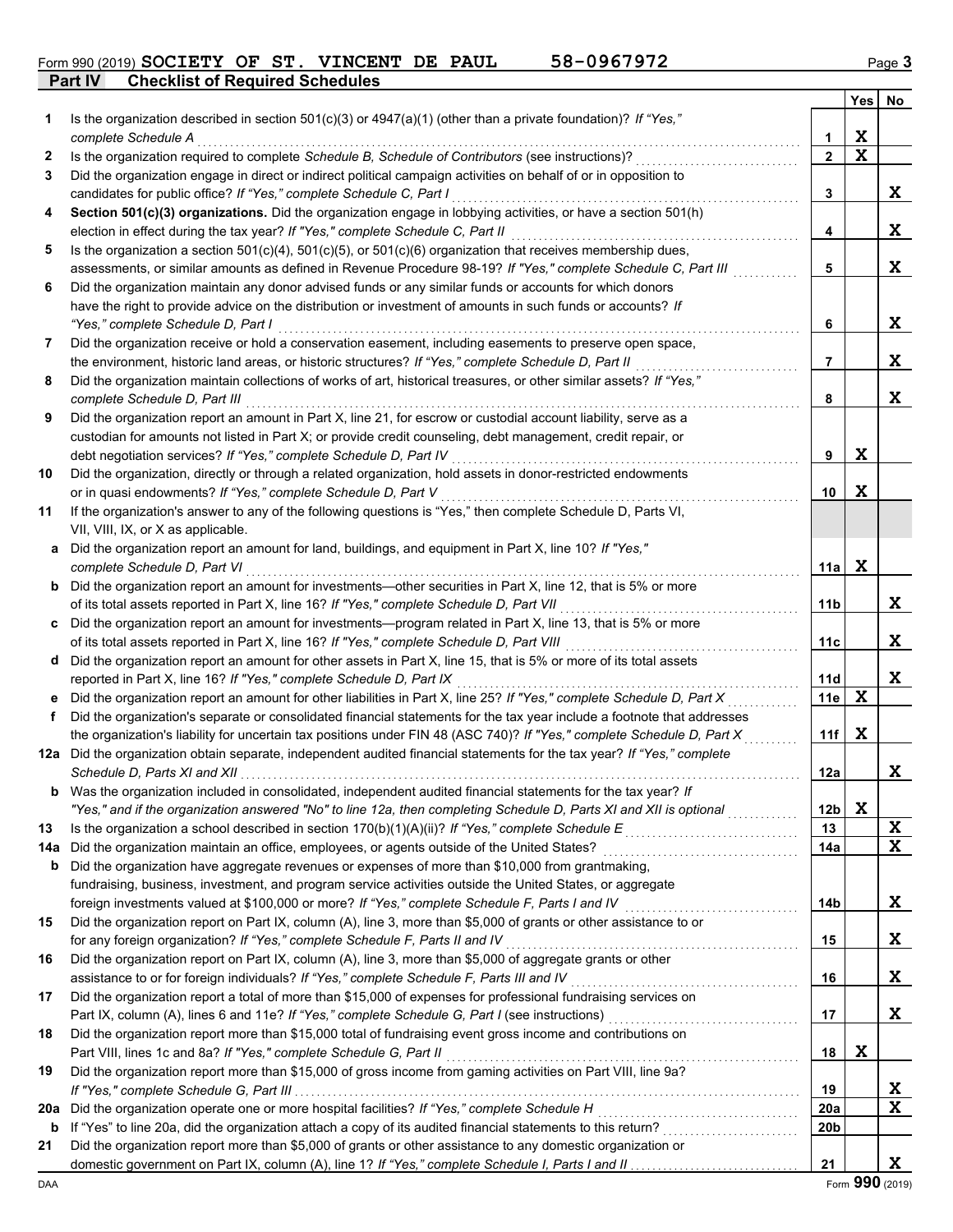Form 990 (2019) SOCIETY OF ST. VINCENT DE PAUL 58-0967972

## Part IV Checklist of Required Schedules

| | | | Yes | No |
|---|---|---|---|---|
| **1** | Is the organization described in section 501(c)(3) or 4947(a)(1) (other than a private foundation)? *If "Yes," complete Schedule A* | 1 | X | |
| **2** | Is the organization required to complete *Schedule B, Schedule of Contributors* (see instructions)? | 2 | X | |
| **3** | Did the organization engage in direct or indirect political campaign activities on behalf of or in opposition to candidates for public office? *If "Yes," complete Schedule C, Part I* | 3 | | X |
| **4** | **Section 501(c)(3) organizations.** Did the organization engage in lobbying activities, or have a section 501(h) election in effect during the tax year? *If "Yes," complete Schedule C, Part II* | 4 | | X |
| **5** | Is the organization a section 501(c)(4), 501(c)(5), or 501(c)(6) organization that receives membership dues, assessments, or similar amounts as defined in Revenue Procedure 98-19? *If "Yes," complete Schedule C, Part III* | 5 | | X |
| **6** | Did the organization maintain any donor advised funds or any similar funds or accounts for which donors have the right to provide advice on the distribution or investment of amounts in such funds or accounts? *If "Yes," complete Schedule D, Part I* | 6 | | X |
| **7** | Did the organization receive or hold a conservation easement, including easements to preserve open space, the environment, historic land areas, or historic structures? *If "Yes," complete Schedule D, Part II* | 7 | | X |
| **8** | Did the organization maintain collections of works of art, historical treasures, or other similar assets? *If "Yes," complete Schedule D, Part III* | 8 | | X |
| **9** | Did the organization report an amount in Part X, line 21, for escrow or custodial account liability, serve as a custodian for amounts not listed in Part X; or provide credit counseling, debt management, credit repair, or debt negotiation services? *If "Yes," complete Schedule D, Part IV* | 9 | X | |
| **10** | Did the organization, directly or through a related organization, hold assets in donor-restricted endowments or in quasi endowments? *If "Yes," complete Schedule D, Part V* | 10 | X | |
| **11** | If the organization's answer to any of the following questions is "Yes," then complete Schedule D, Parts VI, VII, VIII, IX, or X as applicable. | | | |
| **a** | Did the organization report an amount for land, buildings, and equipment in Part X, line 10? *If "Yes," complete Schedule D, Part VI* | 11a | X | |
| **b** | Did the organization report an amount for investments—other securities in Part X, line 12, that is 5% or more of its total assets reported in Part X, line 16? *If "Yes," complete Schedule D, Part VII* | 11b | | X |
| **c** | Did the organization report an amount for investments—program related in Part X, line 13, that is 5% or more of its total assets reported in Part X, line 16? *If "Yes," complete Schedule D, Part VIII* | 11c | | X |
| **d** | Did the organization report an amount for other assets in Part X, line 15, that is 5% or more of its total assets reported in Part X, line 16? *If "Yes," complete Schedule D, Part IX* | 11d | | X |
| **e** | Did the organization report an amount for other liabilities in Part X, line 25? *If "Yes," complete Schedule D, Part X* | 11e | X | |
| **f** | Did the organization's separate or consolidated financial statements for the tax year include a footnote that addresses the organization's liability for uncertain tax positions under FIN 48 (ASC 740)? *If "Yes," complete Schedule D, Part X* | 11f | X | |
| **12a** | Did the organization obtain separate, independent audited financial statements for the tax year? *If "Yes," complete Schedule D, Parts XI and XII* | 12a | | X |
| **b** | Was the organization included in consolidated, independent audited financial statements for the tax year? *If "Yes," and if the organization answered "No" to line 12a, then completing Schedule D, Parts XI and XII is optional* | 12b | X | |
| **13** | Is the organization a school described in section 170(b)(1)(A)(ii)? *If "Yes," complete Schedule E* | 13 | | X |
| **14a** | Did the organization maintain an office, employees, or agents outside of the United States? | 14a | | X |
| **b** | Did the organization have aggregate revenues or expenses of more than $10,000 from grantmaking, fundraising, business, investment, and program service activities outside the United States, or aggregate foreign investments valued at $100,000 or more? *If "Yes," complete Schedule F, Parts I and IV* | 14b | | X |
| **15** | Did the organization report on Part IX, column (A), line 3, more than $5,000 of grants or other assistance to or for any foreign organization? *If "Yes," complete Schedule F, Parts II and IV* | 15 | | X |
| **16** | Did the organization report on Part IX, column (A), line 3, more than $5,000 of aggregate grants or other assistance to or for foreign individuals? *If "Yes," complete Schedule F, Parts III and IV* | 16 | | X |
| **17** | Did the organization report a total of more than $15,000 of expenses for professional fundraising services on Part IX, column (A), lines 6 and 11e? *If "Yes," complete Schedule G, Part I* (see instructions) | 17 | | X |
| **18** | Did the organization report more than $15,000 total of fundraising event gross income and contributions on Part VIII, lines 1c and 8a? *If "Yes," complete Schedule G, Part II* | 18 | X | |
| **19** | Did the organization report more than $15,000 of gross income from gaming activities on Part VIII, line 9a? *If "Yes," complete Schedule G, Part III* | 19 | | X |
| **20a** | Did the organization operate one or more hospital facilities? *If "Yes," complete Schedule H* | 20a | | X |
| **b** | If "Yes" to line 20a, did the organization attach a copy of its audited financial statements to this return? | 20b | | |
| **21** | Did the organization report more than $5,000 of grants or other assistance to any domestic organization or domestic government on Part IX, column (A), line 1? *If "Yes," complete Schedule I, Parts I and II* | 21 | | X |

DAA Form **990** (2019)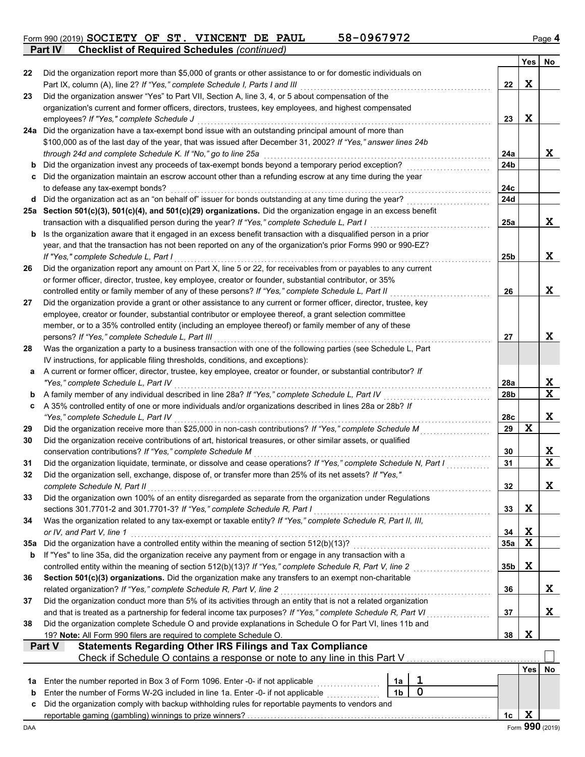Form 990 (2019) SOCIETY OF ST. VINCENT DE PAUL 58-0967972

## Part IV Checklist of Required Schedules *(continued)*

| | | Line | Yes | No |
|---|---|---|---|---|
| 22 | Did the organization report more than $5,000 of grants or other assistance to or for domestic individuals on Part IX, column (A), line 2? *If "Yes," complete Schedule I, Parts I and III* | 22 | X | |
| 23 | Did the organization answer "Yes" to Part VII, Section A, line 3, 4, or 5 about compensation of the organization's current and former officers, directors, trustees, key employees, and highest compensated employees? *If "Yes," complete Schedule J* | 23 | X | |
| 24a | Did the organization have a tax-exempt bond issue with an outstanding principal amount of more than $100,000 as of the last day of the year, that was issued after December 31, 2002? *If "Yes," answer lines 24b through 24d and complete Schedule K. If "No," go to line 25a* | 24a | | X |
| b | Did the organization invest any proceeds of tax-exempt bonds beyond a temporary period exception? | 24b | | |
| c | Did the organization maintain an escrow account other than a refunding escrow at any time during the year to defease any tax-exempt bonds? | 24c | | |
| d | Did the organization act as an "on behalf of" issuer for bonds outstanding at any time during the year? | 24d | | |
| 25a | **Section 501(c)(3), 501(c)(4), and 501(c)(29) organizations.** Did the organization engage in an excess benefit transaction with a disqualified person during the year? *If "Yes," complete Schedule L, Part I* | 25a | | X |
| b | Is the organization aware that it engaged in an excess benefit transaction with a disqualified person in a prior year, and that the transaction has not been reported on any of the organization's prior Forms 990 or 990-EZ? *If "Yes," complete Schedule L, Part I* | 25b | | X |
| 26 | Did the organization report any amount on Part X, line 5 or 22, for receivables from or payables to any current or former officer, director, trustee, key employee, creator or founder, substantial contributor, or 35% controlled entity or family member of any of these persons? *If "Yes," complete Schedule L, Part II* | 26 | | X |
| 27 | Did the organization provide a grant or other assistance to any current or former officer, director, trustee, key employee, creator or founder, substantial contributor or employee thereof, a grant selection committee member, or to a 35% controlled entity (including an employee thereof) or family member of any of these persons? *If "Yes," complete Schedule L, Part III* | 27 | | X |
| 28 | Was the organization a party to a business transaction with one of the following parties (see Schedule L, Part IV instructions, for applicable filing thresholds, conditions, and exceptions): | | | |
| a | A current or former officer, director, trustee, key employee, creator or founder, or substantial contributor? *If "Yes," complete Schedule L, Part IV* | 28a | | X |
| b | A family member of any individual described in line 28a? *If "Yes," complete Schedule L, Part IV* | 28b | | X |
| c | A 35% controlled entity of one or more individuals and/or organizations described in lines 28a or 28b? *If "Yes," complete Schedule L, Part IV* | 28c | | X |
| 29 | Did the organization receive more than $25,000 in non-cash contributions? *If "Yes," complete Schedule M* | 29 | X | |
| 30 | Did the organization receive contributions of art, historical treasures, or other similar assets, or qualified conservation contributions? *If "Yes," complete Schedule M* | 30 | | X |
| 31 | Did the organization liquidate, terminate, or dissolve and cease operations? *If "Yes," complete Schedule N, Part I* | 31 | | X |
| 32 | Did the organization sell, exchange, dispose of, or transfer more than 25% of its net assets? *If "Yes," complete Schedule N, Part II* | 32 | | X |
| 33 | Did the organization own 100% of an entity disregarded as separate from the organization under Regulations sections 301.7701-2 and 301.7701-3? *If "Yes," complete Schedule R, Part I* | 33 | X | |
| 34 | Was the organization related to any tax-exempt or taxable entity? *If "Yes," complete Schedule R, Part II, III, or IV, and Part V, line 1* | 34 | X | |
| 35a | Did the organization have a controlled entity within the meaning of section 512(b)(13)? | 35a | X | |
| b | If "Yes" to line 35a, did the organization receive any payment from or engage in any transaction with a controlled entity within the meaning of section 512(b)(13)? *If "Yes," complete Schedule R, Part V, line 2* | 35b | X | |
| 36 | **Section 501(c)(3) organizations.** Did the organization make any transfers to an exempt non-charitable related organization? *If "Yes," complete Schedule R, Part V, line 2* | 36 | | X |
| 37 | Did the organization conduct more than 5% of its activities through an entity that is not a related organization and that is treated as a partnership for federal income tax purposes? *If "Yes," complete Schedule R, Part VI* | 37 | | X |
| 38 | Did the organization complete Schedule O and provide explanations in Schedule O for Part VI, lines 11b and 19? **Note:** All Form 990 filers are required to complete Schedule O. | 38 | X | |

## Part V Statements Regarding Other IRS Filings and Tax Compliance

Check if Schedule O contains a response or note to any line in this Part V ☐

| | | | | Line | Yes | No |
|---|---|---|---|---|---|---|
| 1a | Enter the number reported in Box 3 of Form 1096. Enter -0- if not applicable | 1a | 1 | | | |
| b | Enter the number of Forms W-2G included in line 1a. Enter -0- if not applicable | 1b | 0 | | | |
| c | Did the organization comply with backup withholding rules for reportable payments to vendors and reportable gaming (gambling) winnings to prize winners? | | | 1c | X | |

DAA Form **990** (2019)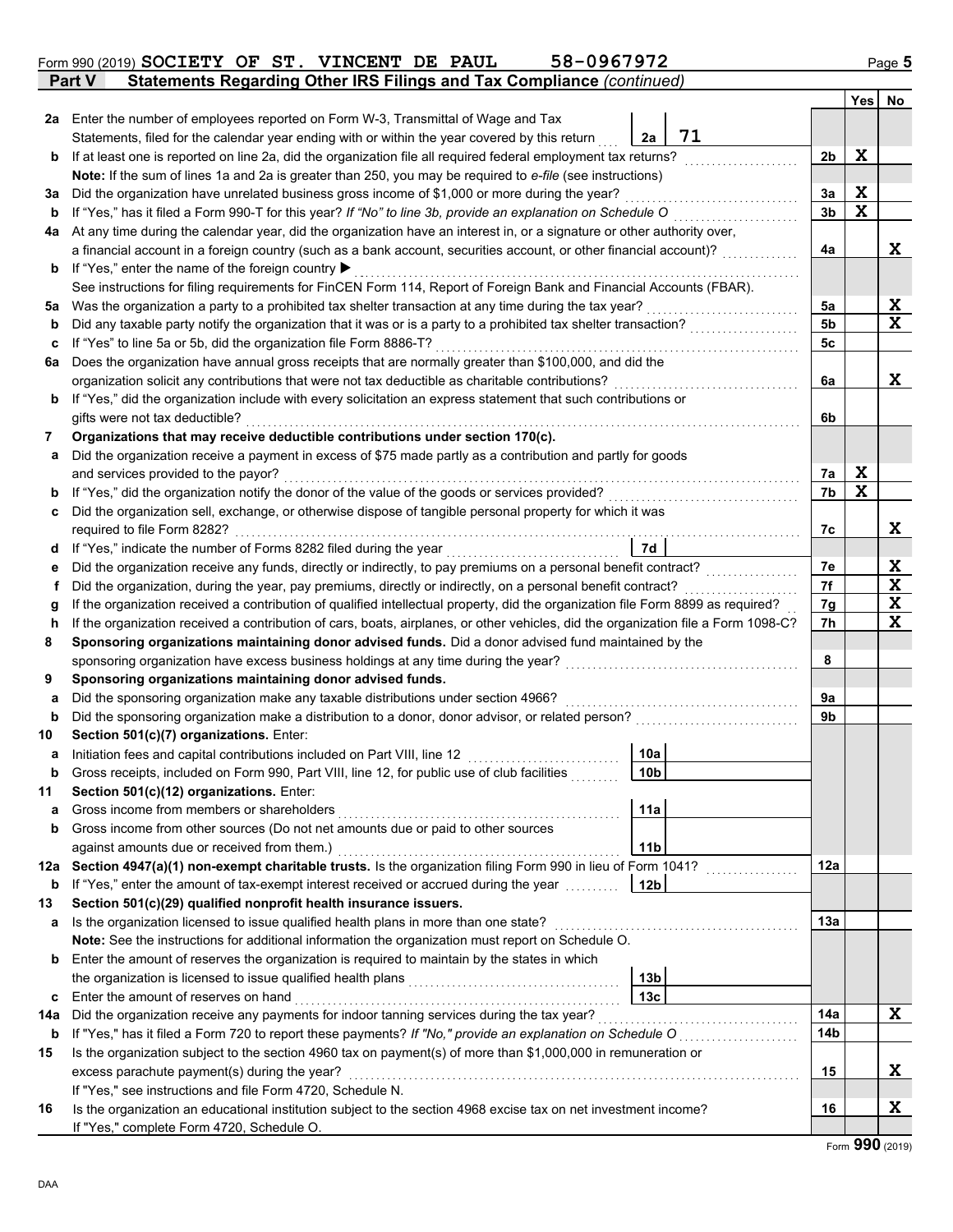Form 990 (2019) SOCIETY OF ST. VINCENT DE PAUL 58-0967972

## Part V Statements Regarding Other IRS Filings and Tax Compliance *(continued)*

| Line | Description | Ref | Amount | Line | Yes | No |
|---|---|---|---|---|---|---|
| 2a | Enter the number of employees reported on Form W-3, Transmittal of Wage and Tax Statements, filed for the calendar year ending with or within the year covered by this return | 2a | 71 | | | |
| b | If at least one is reported on line 2a, did the organization file all required federal employment tax returns? | | | 2b | X | |
| | **Note:** If the sum of lines 1a and 2a is greater than 250, you may be required to *e-file* (see instructions) | | | | | |
| 3a | Did the organization have unrelated business gross income of $1,000 or more during the year? | | | 3a | X | |
| b | If "Yes," has it filed a Form 990-T for this year? *If "No" to line 3b, provide an explanation on Schedule O* | | | 3b | X | |
| 4a | At any time during the calendar year, did the organization have an interest in, or a signature or other authority over, a financial account in a foreign country (such as a bank account, securities account, or other financial account)? | | | 4a | | X |
| b | If "Yes," enter the name of the foreign country ▶ | | | | | |
| | See instructions for filing requirements for FinCEN Form 114, Report of Foreign Bank and Financial Accounts (FBAR). | | | | | |
| 5a | Was the organization a party to a prohibited tax shelter transaction at any time during the tax year? | | | 5a | | X |
| b | Did any taxable party notify the organization that it was or is a party to a prohibited tax shelter transaction? | | | 5b | | X |
| c | If "Yes" to line 5a or 5b, did the organization file Form 8886-T? | | | 5c | | |
| 6a | Does the organization have annual gross receipts that are normally greater than $100,000, and did the organization solicit any contributions that were not tax deductible as charitable contributions? | | | 6a | | X |
| b | If "Yes," did the organization include with every solicitation an express statement that such contributions or gifts were not tax deductible? | | | 6b | | |
| 7 | **Organizations that may receive deductible contributions under section 170(c).** | | | | | |
| a | Did the organization receive a payment in excess of $75 made partly as a contribution and partly for goods and services provided to the payor? | | | 7a | X | |
| b | If "Yes," did the organization notify the donor of the value of the goods or services provided? | | | 7b | X | |
| c | Did the organization sell, exchange, or otherwise dispose of tangible personal property for which it was required to file Form 8282? | | | 7c | | X |
| d | If "Yes," indicate the number of Forms 8282 filed during the year | 7d | | | | |
| e | Did the organization receive any funds, directly or indirectly, to pay premiums on a personal benefit contract? | | | 7e | | X |
| f | Did the organization, during the year, pay premiums, directly or indirectly, on a personal benefit contract? | | | 7f | | X |
| g | If the organization received a contribution of qualified intellectual property, did the organization file Form 8899 as required? | | | 7g | | X |
| h | If the organization received a contribution of cars, boats, airplanes, or other vehicles, did the organization file a Form 1098-C? | | | 7h | | X |
| 8 | **Sponsoring organizations maintaining donor advised funds.** Did a donor advised fund maintained by the sponsoring organization have excess business holdings at any time during the year? | | | 8 | | |
| 9 | **Sponsoring organizations maintaining donor advised funds.** | | | | | |
| a | Did the sponsoring organization make any taxable distributions under section 4966? | | | 9a | | |
| b | Did the sponsoring organization make a distribution to a donor, donor advisor, or related person? | | | 9b | | |
| 10 | **Section 501(c)(7) organizations.** Enter: | | | | | |
| a | Initiation fees and capital contributions included on Part VIII, line 12 | 10a | | | | |
| b | Gross receipts, included on Form 990, Part VIII, line 12, for public use of club facilities | 10b | | | | |
| 11 | **Section 501(c)(12) organizations.** Enter: | | | | | |
| a | Gross income from members or shareholders | 11a | | | | |
| b | Gross income from other sources (Do not net amounts due or paid to other sources against amounts due or received from them.) | 11b | | | | |
| 12a | **Section 4947(a)(1) non-exempt charitable trusts.** Is the organization filing Form 990 in lieu of Form 1041? | | | 12a | | |
| b | If "Yes," enter the amount of tax-exempt interest received or accrued during the year | 12b | | | | |
| 13 | **Section 501(c)(29) qualified nonprofit health insurance issuers.** | | | | | |
| a | Is the organization licensed to issue qualified health plans in more than one state? | | | 13a | | |
| | **Note:** See the instructions for additional information the organization must report on Schedule O. | | | | | |
| b | Enter the amount of reserves the organization is required to maintain by the states in which the organization is licensed to issue qualified health plans | 13b | | | | |
| c | Enter the amount of reserves on hand | 13c | | | | |
| 14a | Did the organization receive any payments for indoor tanning services during the tax year? | | | 14a | | X |
| b | If "Yes," has it filed a Form 720 to report these payments? *If "No," provide an explanation on Schedule O* | | | 14b | | |
| 15 | Is the organization subject to the section 4960 tax on payment(s) of more than $1,000,000 in remuneration or excess parachute payment(s) during the year? | | | 15 | | X |
| | If "Yes," see instructions and file Form 4720, Schedule N. | | | | | |
| 16 | Is the organization an educational institution subject to the section 4968 excise tax on net investment income? | | | 16 | | X |
| | If "Yes," complete Form 4720, Schedule O. | | | | | |

Form **990** (2019)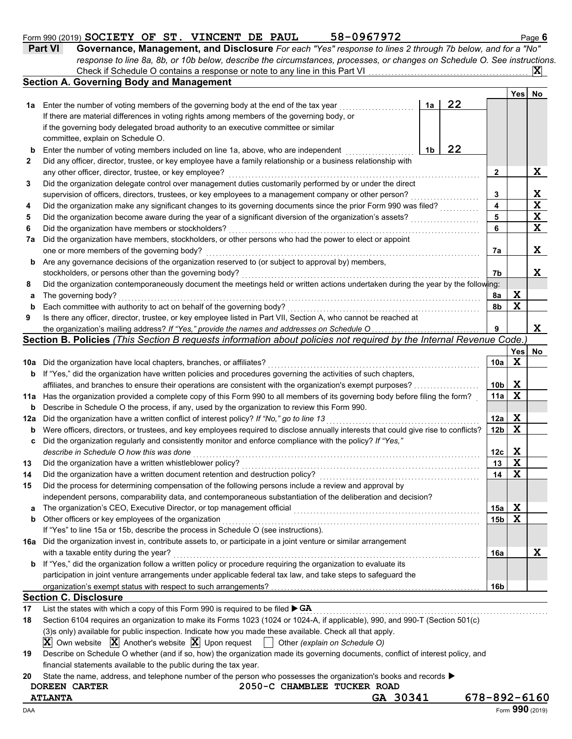Form 990 (2019) SOCIETY OF ST. VINCENT DE PAUL 58-0967972 Page 6

**Part VI** **Governance, Management, and Disclosure** *For each "Yes" response to lines 2 through 7b below, and for a "No" response to line 8a, 8b, or 10b below, describe the circumstances, processes, or changes on Schedule O. See instructions.*

Check if Schedule O contains a response or note to any line in this Part VI . . . . . . [X]

## Section A. Governing Body and Management

| | | | | | Yes | No |
|---|---|---|---|---|---|---|
| **1a** | Enter the number of voting members of the governing body at the end of the tax year | 1a | 22 | | | |
| | If there are material differences in voting rights among members of the governing body, or if the governing body delegated broad authority to an executive committee or similar committee, explain on Schedule O. | | | | | |
| **b** | Enter the number of voting members included on line 1a, above, who are independent | 1b | 22 | | | |
| **2** | Did any officer, director, trustee, or key employee have a family relationship or a business relationship with any other officer, director, trustee, or key employee? | | | 2 | | X |
| **3** | Did the organization delegate control over management duties customarily performed by or under the direct supervision of officers, directors, trustees, or key employees to a management company or other person? | | | 3 | | X |
| **4** | Did the organization make any significant changes to its governing documents since the prior Form 990 was filed? | | | 4 | | X |
| **5** | Did the organization become aware during the year of a significant diversion of the organization's assets? | | | 5 | | X |
| **6** | Did the organization have members or stockholders? | | | 6 | | X |
| **7a** | Did the organization have members, stockholders, or other persons who had the power to elect or appoint one or more members of the governing body? | | | 7a | | X |
| **b** | Are any governance decisions of the organization reserved to (or subject to approval by) members, stockholders, or persons other than the governing body? | | | 7b | | X |
| **8** | Did the organization contemporaneously document the meetings held or written actions undertaken during the year by the following: | | | | | |
| **a** | The governing body? | | | 8a | X | |
| **b** | Each committee with authority to act on behalf of the governing body? | | | 8b | X | |
| **9** | Is there any officer, director, trustee, or key employee listed in Part VII, Section A, who cannot be reached at the organization's mailing address? *If "Yes," provide the names and addresses on Schedule O* | | | 9 | | X |

## Section B. Policies *(This Section B requests information about policies not required by the Internal Revenue Code.)*

| | | | Yes | No |
|---|---|---|---|---|
| **10a** | Did the organization have local chapters, branches, or affiliates? | 10a | X | |
| **b** | If "Yes," did the organization have written policies and procedures governing the activities of such chapters, affiliates, and branches to ensure their operations are consistent with the organization's exempt purposes? | 10b | X | |
| **11a** | Has the organization provided a complete copy of this Form 990 to all members of its governing body before filing the form? | 11a | X | |
| **b** | Describe in Schedule O the process, if any, used by the organization to review this Form 990. | | | |
| **12a** | Did the organization have a written conflict of interest policy? *If "No," go to line 13* | 12a | X | |
| **b** | Were officers, directors, or trustees, and key employees required to disclose annually interests that could give rise to conflicts? | 12b | X | |
| **c** | Did the organization regularly and consistently monitor and enforce compliance with the policy? *If "Yes," describe in Schedule O how this was done* | 12c | X | |
| **13** | Did the organization have a written whistleblower policy? | 13 | X | |
| **14** | Did the organization have a written document retention and destruction policy? | 14 | X | |
| **15** | Did the process for determining compensation of the following persons include a review and approval by independent persons, comparability data, and contemporaneous substantiation of the deliberation and decision? | | | |
| **a** | The organization's CEO, Executive Director, or top management official | 15a | X | |
| **b** | Other officers or key employees of the organization | 15b | X | |
| | If "Yes" to line 15a or 15b, describe the process in Schedule O (see instructions). | | | |
| **16a** | Did the organization invest in, contribute assets to, or participate in a joint venture or similar arrangement with a taxable entity during the year? | 16a | | X |
| **b** | If "Yes," did the organization follow a written policy or procedure requiring the organization to evaluate its participation in joint venture arrangements under applicable federal tax law, and take steps to safeguard the organization's exempt status with respect to such arrangements? | 16b | | |

## Section C. Disclosure

**17** List the states with which a copy of this Form 990 is required to be filed ▶ GA

**18** Section 6104 requires an organization to make its Forms 1023 (1024 or 1024-A, if applicable), 990, and 990-T (Section 501(c)(3)s only) available for public inspection. Indicate how you made these available. Check all that apply.

[X] Own website [X] Another's website [X] Upon request [ ] Other *(explain on Schedule O)*

**19** Describe on Schedule O whether (and if so, how) the organization made its governing documents, conflict of interest policy, and financial statements available to the public during the tax year.

**20** State the name, address, and telephone number of the person who possesses the organization's books and records ▶

DOREEN CARTER 2050-C CHAMBLEE TUCKER ROAD
ATLANTA GA 30341 678-892-6160

DAA Form **990** (2019)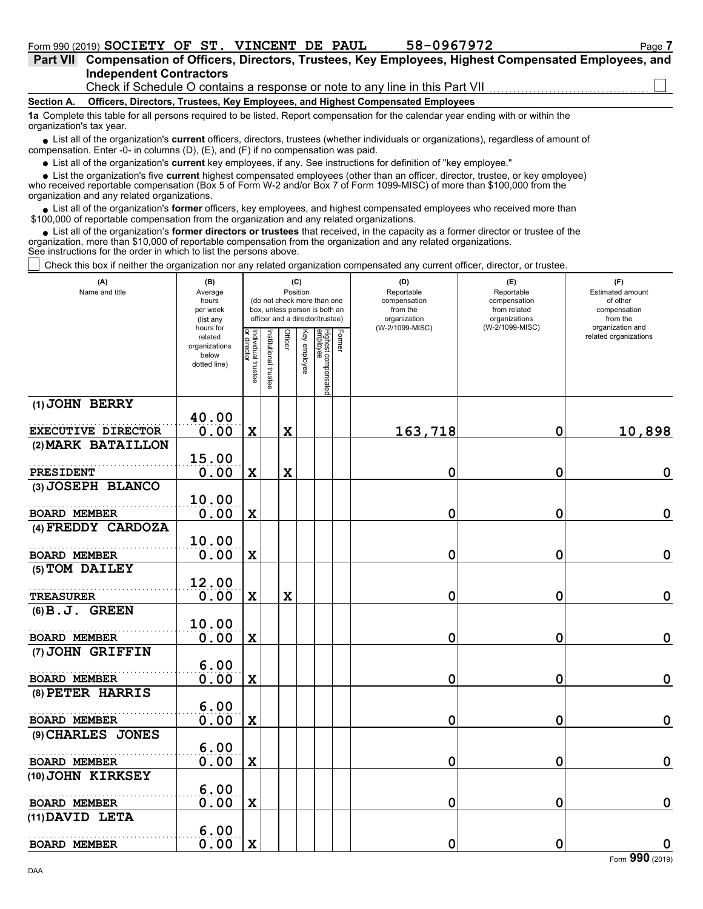Form 990 (2019) SOCIETY OF ST. VINCENT DE PAUL 58-0967972

## Part VII Compensation of Officers, Directors, Trustees, Key Employees, Highest Compensated Employees, and Independent Contractors

Check if Schedule O contains a response or note to any line in this Part VII ☐

### Section A. Officers, Directors, Trustees, Key Employees, and Highest Compensated Employees

**1a** Complete this table for all persons required to be listed. Report compensation for the calendar year ending with or within the organization's tax year.

- List all of the organization's **current** officers, directors, trustees (whether individuals or organizations), regardless of amount of compensation. Enter -0- in columns (D), (E), and (F) if no compensation was paid.
- List all of the organization's **current** key employees, if any. See instructions for definition of "key employee."
- List the organization's five **current** highest compensated employees (other than an officer, director, trustee, or key employee) who received reportable compensation (Box 5 of Form W-2 and/or Box 7 of Form 1099-MISC) of more than $100,000 from the organization and any related organizations.
- List all of the organization's **former** officers, key employees, and highest compensated employees who received more than $100,000 of reportable compensation from the organization and any related organizations.
- List all of the organization's **former directors or trustees** that received, in the capacity as a former director or trustee of the organization, more than $10,000 of reportable compensation from the organization and any related organizations.

See instructions for the order in which to list the persons above.

☐ Check this box if neither the organization nor any related organization compensated any current officer, director, or trustee.

| (A) Name and title | (B) Average hours per week (list any hours for related organizations below dotted line) | (C) Position: Individual trustee or director | Institutional trustee | Officer | Key employee | Highest compensated employee | Former | (D) Reportable compensation from the organization (W-2/1099-MISC) | (E) Reportable compensation from related organizations (W-2/1099-MISC) | (F) Estimated amount of other compensation from the organization and related organizations |
|---|---|---|---|---|---|---|---|---|---|---|
| (1) JOHN BERRY<br>EXECUTIVE DIRECTOR | 40.00<br>0.00 | X | | X | | | | 163,718 | 0 | 10,898 |
| (2) MARK BATAILLON<br>PRESIDENT | 15.00<br>0.00 | X | | X | | | | 0 | 0 | 0 |
| (3) JOSEPH BLANCO<br>BOARD MEMBER | 10.00<br>0.00 | X | | | | | | 0 | 0 | 0 |
| (4) FREDDY CARDOZA<br>BOARD MEMBER | 10.00<br>0.00 | X | | | | | | 0 | 0 | 0 |
| (5) TOM DAILEY<br>TREASURER | 12.00<br>0.00 | X | | X | | | | 0 | 0 | 0 |
| (6) B.J. GREEN<br>BOARD MEMBER | 10.00<br>0.00 | X | | | | | | 0 | 0 | 0 |
| (7) JOHN GRIFFIN<br>BOARD MEMBER | 6.00<br>0.00 | X | | | | | | 0 | 0 | 0 |
| (8) PETER HARRIS<br>BOARD MEMBER | 6.00<br>0.00 | X | | | | | | 0 | 0 | 0 |
| (9) CHARLES JONES<br>BOARD MEMBER | 6.00<br>0.00 | X | | | | | | 0 | 0 | 0 |
| (10) JOHN KIRKSEY<br>BOARD MEMBER | 6.00<br>0.00 | X | | | | | | 0 | 0 | 0 |
| (11) DAVID LETA<br>BOARD MEMBER | 6.00<br>0.00 | X | | | | | | 0 | 0 | 0 |

Form 990 (2019)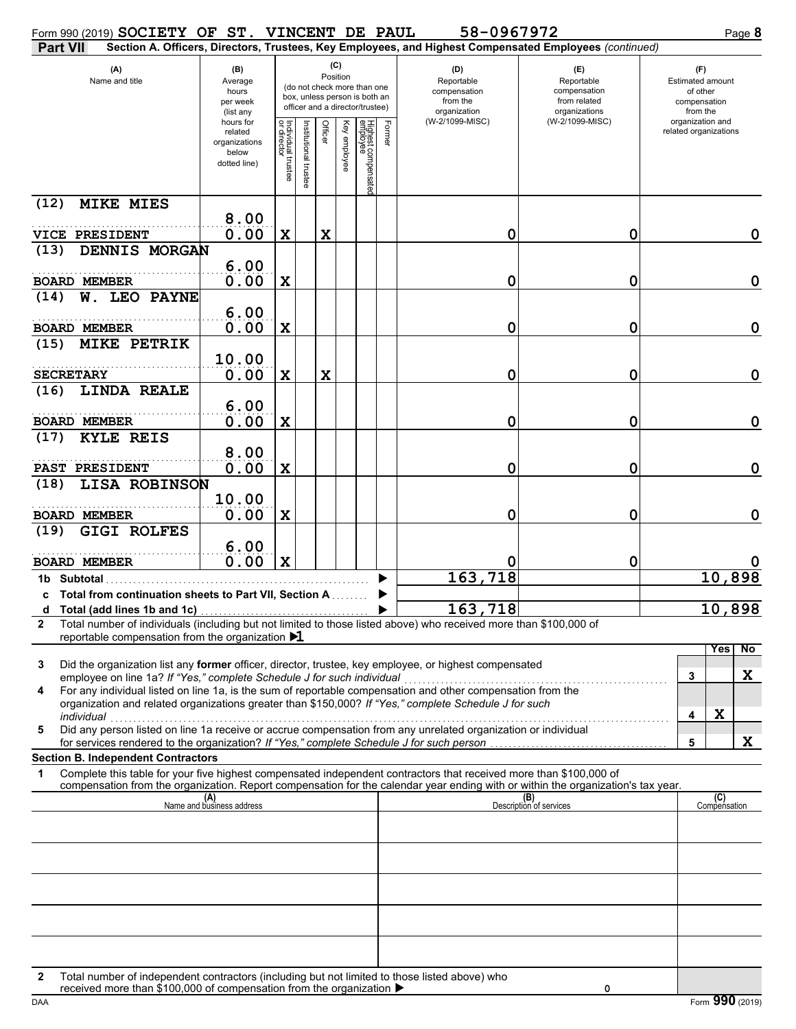Form 990 (2019) **SOCIETY OF ST. VINCENT DE PAUL** 58-0967972 Page **8**

**Part VII** **Section A. Officers, Directors, Trustees, Key Employees, and Highest Compensated Employees** *(continued)*

| (A) Name and title | (B) Average hours per week (list any hours for related organizations below dotted line) | (C) Position: Individual trustee or director | Institutional trustee | Officer | Key employee | Highest compensated employee | Former | (D) Reportable compensation from the organization (W-2/1099-MISC) | (E) Reportable compensation from related organizations (W-2/1099-MISC) | (F) Estimated amount of other compensation from the organization and related organizations |
|---|---|---|---|---|---|---|---|---|---|---|
| (12) MIKE MIES / VICE PRESIDENT | 8.00 / 0.00 | X | | X | | | | 0 | 0 | 0 |
| (13) DENNIS MORGAN / BOARD MEMBER | 6.00 / 0.00 | X | | | | | | 0 | 0 | 0 |
| (14) W. LEO PAYNE / BOARD MEMBER | 6.00 / 0.00 | X | | | | | | 0 | 0 | 0 |
| (15) MIKE PETRIK / SECRETARY | 10.00 / 0.00 | X | | X | | | | 0 | 0 | 0 |
| (16) LINDA REALE / BOARD MEMBER | 6.00 / 0.00 | X | | | | | | 0 | 0 | 0 |
| (17) KYLE REIS / PAST PRESIDENT | 8.00 / 0.00 | X | | | | | | 0 | 0 | 0 |
| (18) LISA ROBINSON / BOARD MEMBER | 10.00 / 0.00 | X | | | | | | 0 | 0 | 0 |
| (19) GIGI ROLFES / BOARD MEMBER | 6.00 / 0.00 | X | | | | | | 0 | 0 | 0 |
| 1b Subtotal | | | | | | | | 163,718 | | 10,898 |
| c Total from continuation sheets to Part VII, Section A | | | | | | | | | | |
| d Total (add lines 1b and 1c) | | | | | | | | 163,718 | | 10,898 |

**2** Total number of individuals (including but not limited to those listed above) who received more than $100,000 of reportable compensation from the organization ▶ 1

| | | Yes | No |
|---|---|---|---|
| **3** Did the organization list any **former** officer, director, trustee, key employee, or highest compensated employee on line 1a? *If "Yes," complete Schedule J for such individual* | 3 | | X |
| **4** For any individual listed on line 1a, is the sum of reportable compensation and other compensation from the organization and related organizations greater than $150,000? *If "Yes," complete Schedule J for such individual* | 4 | X | |
| **5** Did any person listed on line 1a receive or accrue compensation from any unrelated organization or individual for services rendered to the organization? *If "Yes," complete Schedule J for such person* | 5 | | X |

**Section B. Independent Contractors**

**1** Complete this table for your five highest compensated independent contractors that received more than $100,000 of compensation from the organization. Report compensation for the calendar year ending with or within the organization's tax year.

| (A) Name and business address | (B) Description of services | (C) Compensation |
|---|---|---|
| | | |
| | | |
| | | |
| | | |
| | | |

**2** Total number of independent contractors (including but not limited to those listed above) who received more than $100,000 of compensation from the organization ▶ 0

DAA Form **990** (2019)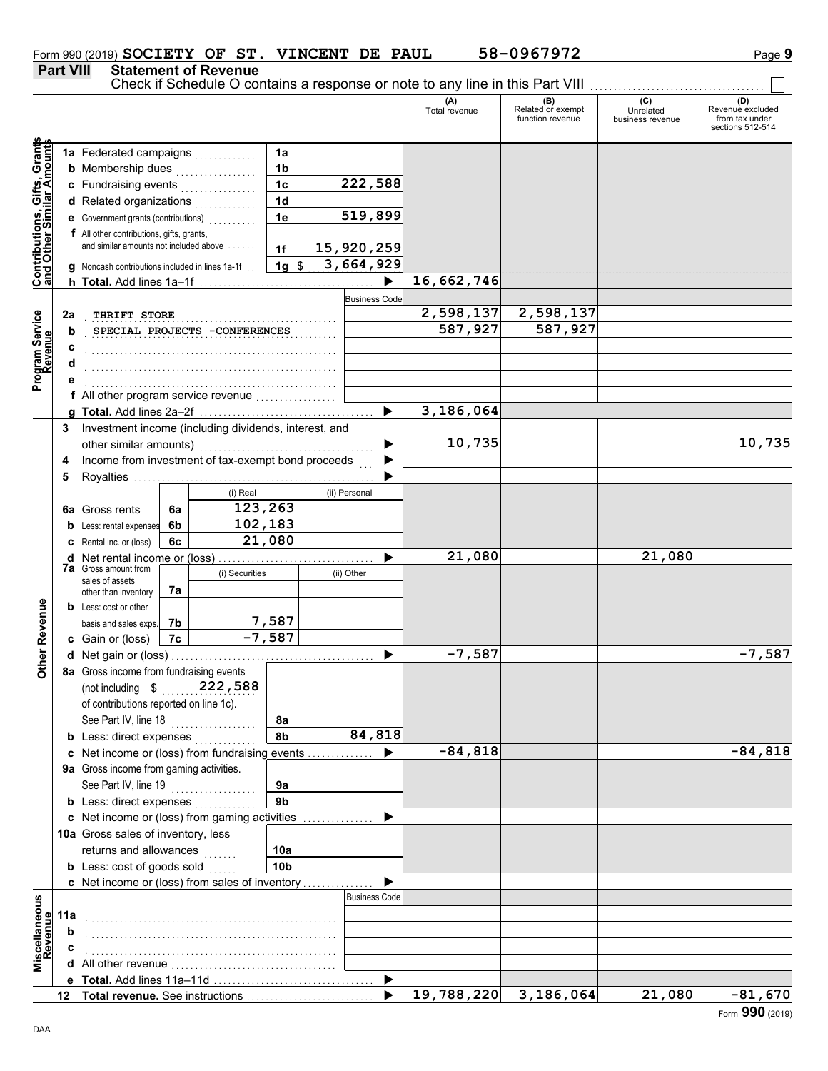Form 990 (2019) SOCIETY OF ST. VINCENT DE PAUL 58-0967972

## Part VIII Statement of Revenue

Check if Schedule O contains a response or note to any line in this Part VIII . . . . . . . . . . . . . . . . . . . . . . . . ☐

| | | | | (A) Total revenue | (B) Related or exempt function revenue | (C) Unrelated business revenue | (D) Revenue excluded from tax under sections 512-514 |
|---|---|---|---|---|---|---|---|
| **Contributions, Gifts, Grants and Other Similar Amounts** | 1a Federated campaigns | 1a | | | | | |
| | b Membership dues | 1b | | | | | |
| | c Fundraising events | 1c | 222,588 | | | | |
| | d Related organizations | 1d | | | | | |
| | e Government grants (contributions) | 1e | 519,899 | | | | |
| | f All other contributions, gifts, grants, and similar amounts not included above | 1f | 15,920,259 | | | | |
| | g Noncash contributions included in lines 1a-1f | 1g $ | 3,664,929 | | | | |
| | h **Total.** Add lines 1a–1f | | ▶ | 16,662,746 | | | |
| | | | Business Code | | | | |
| **Program Service Revenue** | 2a THRIFT STORE | | | 2,598,137 | 2,598,137 | | |
| | b SPECIAL PROJECTS -CONFERENCES | | | 587,927 | 587,927 | | |
| | c | | | | | | |
| | d | | | | | | |
| | e | | | | | | |
| | f All other program service revenue | | | | | | |
| | g **Total.** Add lines 2a–2f | | ▶ | 3,186,064 | | | |

| | | | (i) Real | (ii) Personal | (A) Total revenue | (B) Related or exempt function revenue | (C) Unrelated business revenue | (D) Revenue excluded from tax under sections 512-514 |
|---|---|---|---|---|---|---|---|---|
| **Other Revenue** | 3 Investment income (including dividends, interest, and other similar amounts) | | | ▶ | 10,735 | | | 10,735 |
| | 4 Income from investment of tax-exempt bond proceeds | | | ▶ | | | | |
| | 5 Royalties | | | ▶ | | | | |
| | 6a Gross rents | 6a | 123,263 | | | | | |
| | b Less: rental expenses | 6b | 102,183 | | | | | |
| | c Rental inc. or (loss) | 6c | 21,080 | | | | | |
| | d Net rental income or (loss) | | | ▶ | 21,080 | | 21,080 | |
| | | | (i) Securities | (ii) Other | | | | |
| | 7a Gross amount from sales of assets other than inventory | 7a | | | | | | |
| | b Less: cost or other basis and sales exps. | 7b | 7,587 | | | | | |
| | c Gain or (loss) | 7c | -7,587 | | | | | |
| | d Net gain or (loss) | | | ▶ | -7,587 | | | -7,587 |
| | 8a Gross income from fundraising events (not including $ 222,588 of contributions reported on line 1c). See Part IV, line 18 | 8a | | | | | | |
| | b Less: direct expenses | 8b | | 84,818 | | | | |
| | c Net income or (loss) from fundraising events | | | ▶ | -84,818 | | | -84,818 |
| | 9a Gross income from gaming activities. See Part IV, line 19 | 9a | | | | | | |
| | b Less: direct expenses | 9b | | | | | | |
| | c Net income or (loss) from gaming activities | | | ▶ | | | | |
| | 10a Gross sales of inventory, less returns and allowances | 10a | | | | | | |
| | b Less: cost of goods sold | 10b | | | | | | |
| | c Net income or (loss) from sales of inventory | | | ▶ | | | | |
| | | | | Business Code | | | | |
| **Miscellaneous Revenue** | 11a | | | | | | | |
| | b | | | | | | | |
| | c | | | | | | | |
| | d All other revenue | | | | | | | |
| | e **Total.** Add lines 11a–11d | | | ▶ | | | | |
| | 12 **Total revenue.** See instructions | | | ▶ | 19,788,220 | 3,186,064 | 21,080 | -81,670 |

Form **990** (2019)

DAA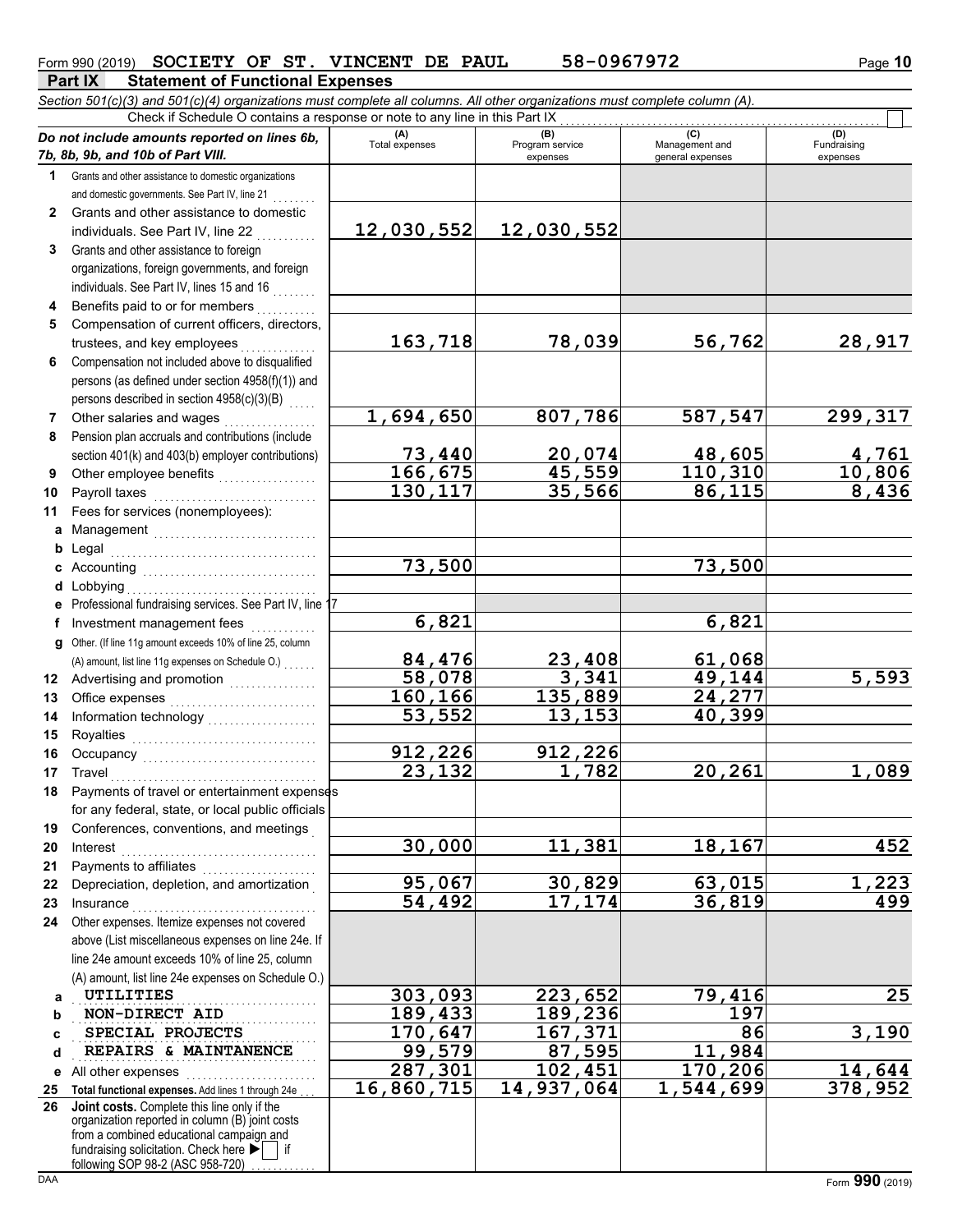Form 990 (2019) **SOCIETY OF ST. VINCENT DE PAUL** **58-0967972**

## Part IX Statement of Functional Expenses

*Section 501(c)(3) and 501(c)(4) organizations must complete all columns. All other organizations must complete column (A).*

Check if Schedule O contains a response or note to any line in this Part IX ☐

| *Do not include amounts reported on lines 6b, 7b, 8b, 9b, and 10b of Part VIII.* | (A) Total expenses | (B) Program service expenses | (C) Management and general expenses | (D) Fundraising expenses |
|---|---|---|---|---|
| **1** Grants and other assistance to domestic organizations and domestic governments. See Part IV, line 21 | | | | |
| **2** Grants and other assistance to domestic individuals. See Part IV, line 22 | 12,030,552 | 12,030,552 | | |
| **3** Grants and other assistance to foreign organizations, foreign governments, and foreign individuals. See Part IV, lines 15 and 16 | | | | |
| **4** Benefits paid to or for members | | | | |
| **5** Compensation of current officers, directors, trustees, and key employees | 163,718 | 78,039 | 56,762 | 28,917 |
| **6** Compensation not included above to disqualified persons (as defined under section 4958(f)(1)) and persons described in section 4958(c)(3)(B) | | | | |
| **7** Other salaries and wages | 1,694,650 | 807,786 | 587,547 | 299,317 |
| **8** Pension plan accruals and contributions (include section 401(k) and 403(b) employer contributions) | 73,440 | 20,074 | 48,605 | 4,761 |
| **9** Other employee benefits | 166,675 | 45,559 | 110,310 | 10,806 |
| **10** Payroll taxes | 130,117 | 35,566 | 86,115 | 8,436 |
| **11** Fees for services (nonemployees): | | | | |
| **a** Management | | | | |
| **b** Legal | | | | |
| **c** Accounting | 73,500 | | 73,500 | |
| **d** Lobbying | | | | |
| **e** Professional fundraising services. See Part IV, line 17 | | | | |
| **f** Investment management fees | 6,821 | | 6,821 | |
| **g** Other. (If line 11g amount exceeds 10% of line 25, column (A) amount, list line 11g expenses on Schedule O.) | 84,476 | 23,408 | 61,068 | |
| **12** Advertising and promotion | 58,078 | 3,341 | 49,144 | 5,593 |
| **13** Office expenses | 160,166 | 135,889 | 24,277 | |
| **14** Information technology | 53,552 | 13,153 | 40,399 | |
| **15** Royalties | | | | |
| **16** Occupancy | 912,226 | 912,226 | | |
| **17** Travel | 23,132 | 1,782 | 20,261 | 1,089 |
| **18** Payments of travel or entertainment expenses for any federal, state, or local public officials | | | | |
| **19** Conferences, conventions, and meetings | | | | |
| **20** Interest | 30,000 | 11,381 | 18,167 | 452 |
| **21** Payments to affiliates | | | | |
| **22** Depreciation, depletion, and amortization | 95,067 | 30,829 | 63,015 | 1,223 |
| **23** Insurance | 54,492 | 17,174 | 36,819 | 499 |
| **24** Other expenses. Itemize expenses not covered above (List miscellaneous expenses on line 24e. If line 24e amount exceeds 10% of line 25, column (A) amount, list line 24e expenses on Schedule O.) | | | | |
| **a** UTILITIES | 303,093 | 223,652 | 79,416 | 25 |
| **b** NON-DIRECT AID | 189,433 | 189,236 | 197 | |
| **c** SPECIAL PROJECTS | 170,647 | 167,371 | 86 | 3,190 |
| **d** REPAIRS & MAINTANENCE | 99,579 | 87,595 | 11,984 | |
| **e** All other expenses | 287,301 | 102,451 | 170,206 | 14,644 |
| **25** **Total functional expenses.** Add lines 1 through 24e | 16,860,715 | 14,937,064 | 1,544,699 | 378,952 |
| **26** **Joint costs.** Complete this line only if the organization reported in column (B) joint costs from a combined educational campaign and fundraising solicitation. Check here ▶ ☐ if following SOP 98-2 (ASC 958-720) | | | | |

Form **990** (2019)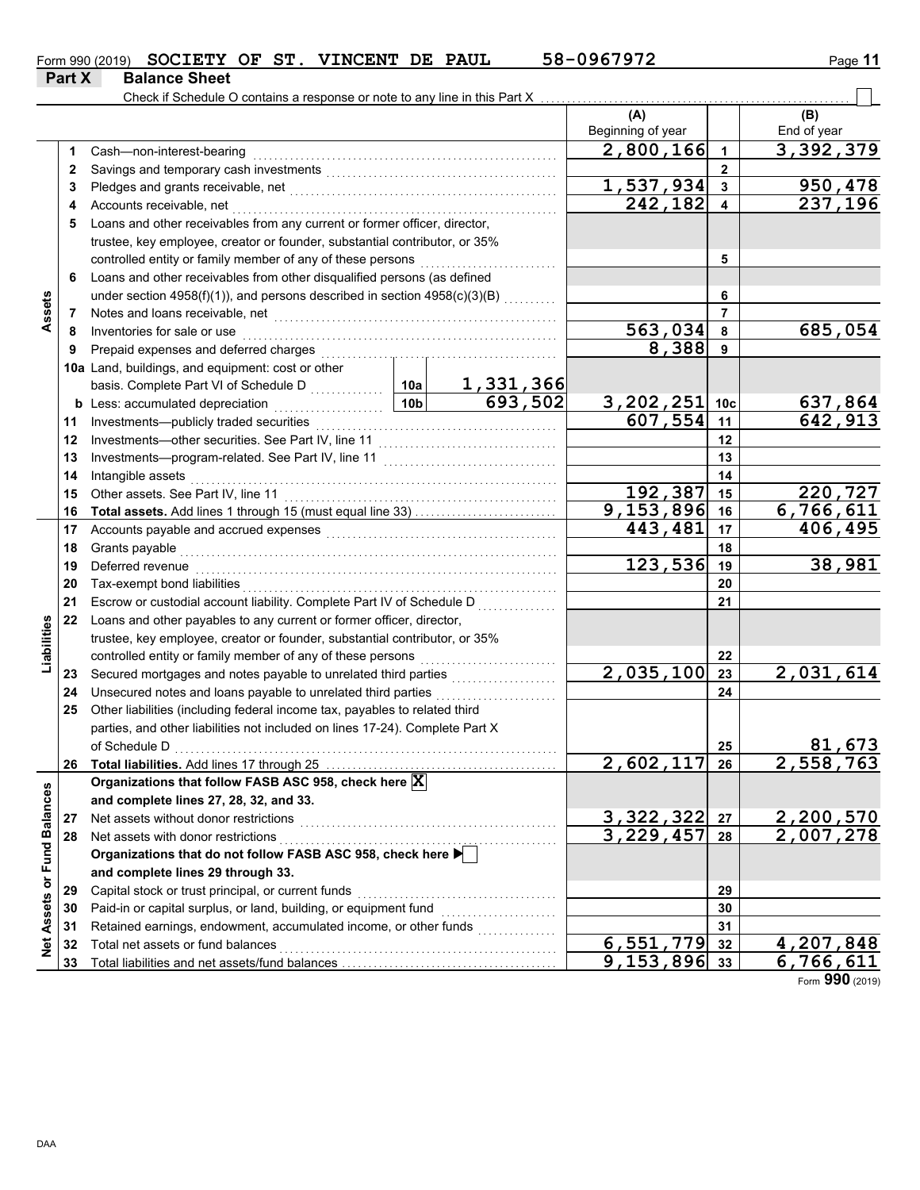Form 990 (2019) SOCIETY OF ST. VINCENT DE PAUL 58-0967972

## Part X Balance Sheet

Check if Schedule O contains a response or note to any line in this Part X ☐

| | | Description | | | (A) Beginning of year | | (B) End of year |
|---|---|---|---|---|---|---|---|
| **Assets** | 1 | Cash—non-interest-bearing | | | 2,800,166 | 1 | 3,392,379 |
| | 2 | Savings and temporary cash investments | | | | 2 | |
| | 3 | Pledges and grants receivable, net | | | 1,537,934 | 3 | 950,478 |
| | 4 | Accounts receivable, net | | | 242,182 | 4 | 237,196 |
| | 5 | Loans and other receivables from any current or former officer, director, trustee, key employee, creator or founder, substantial contributor, or 35% controlled entity or family member of any of these persons | | | | 5 | |
| | 6 | Loans and other receivables from other disqualified persons (as defined under section 4958(f)(1)), and persons described in section 4958(c)(3)(B) | | | | 6 | |
| | 7 | Notes and loans receivable, net | | | | 7 | |
| | 8 | Inventories for sale or use | | | 563,034 | 8 | 685,054 |
| | 9 | Prepaid expenses and deferred charges | | | 8,388 | 9 | |
| | 10a | Land, buildings, and equipment: cost or other basis. Complete Part VI of Schedule D | 10a | 1,331,366 | | | |
| | b | Less: accumulated depreciation | 10b | 693,502 | 3,202,251 | 10c | 637,864 |
| | 11 | Investments—publicly traded securities | | | 607,554 | 11 | 642,913 |
| | 12 | Investments—other securities. See Part IV, line 11 | | | | 12 | |
| | 13 | Investments—program-related. See Part IV, line 11 | | | | 13 | |
| | 14 | Intangible assets | | | | 14 | |
| | 15 | Other assets. See Part IV, line 11 | | | 192,387 | 15 | 220,727 |
| | 16 | **Total assets.** Add lines 1 through 15 (must equal line 33) | | | 9,153,896 | 16 | 6,766,611 |
| **Liabilities** | 17 | Accounts payable and accrued expenses | | | 443,481 | 17 | 406,495 |
| | 18 | Grants payable | | | | 18 | |
| | 19 | Deferred revenue | | | 123,536 | 19 | 38,981 |
| | 20 | Tax-exempt bond liabilities | | | | 20 | |
| | 21 | Escrow or custodial account liability. Complete Part IV of Schedule D | | | | 21 | |
| | 22 | Loans and other payables to any current or former officer, director, trustee, key employee, creator or founder, substantial contributor, or 35% controlled entity or family member of any of these persons | | | | 22 | |
| | 23 | Secured mortgages and notes payable to unrelated third parties | | | 2,035,100 | 23 | 2,031,614 |
| | 24 | Unsecured notes and loans payable to unrelated third parties | | | | 24 | |
| | 25 | Other liabilities (including federal income tax, payables to related third parties, and other liabilities not included on lines 17-24). Complete Part X of Schedule D | | | | 25 | 81,673 |
| | 26 | **Total liabilities.** Add lines 17 through 25 | | | 2,602,117 | 26 | 2,558,763 |
| **Net Assets or Fund Balances** | | **Organizations that follow FASB ASC 958, check here** ☒ **and complete lines 27, 28, 32, and 33.** | | | | | |
| | 27 | Net assets without donor restrictions | | | 3,322,322 | 27 | 2,200,570 |
| | 28 | Net assets with donor restrictions | | | 3,229,457 | 28 | 2,007,278 |
| | | **Organizations that do not follow FASB ASC 958, check here** ☐ **and complete lines 29 through 33.** | | | | | |
| | 29 | Capital stock or trust principal, or current funds | | | | 29 | |
| | 30 | Paid-in or capital surplus, or land, building, or equipment fund | | | | 30 | |
| | 31 | Retained earnings, endowment, accumulated income, or other funds | | | | 31 | |
| | 32 | Total net assets or fund balances | | | 6,551,779 | 32 | 4,207,848 |
| | 33 | Total liabilities and net assets/fund balances | | | 9,153,896 | 33 | 6,766,611 |

Form **990** (2019)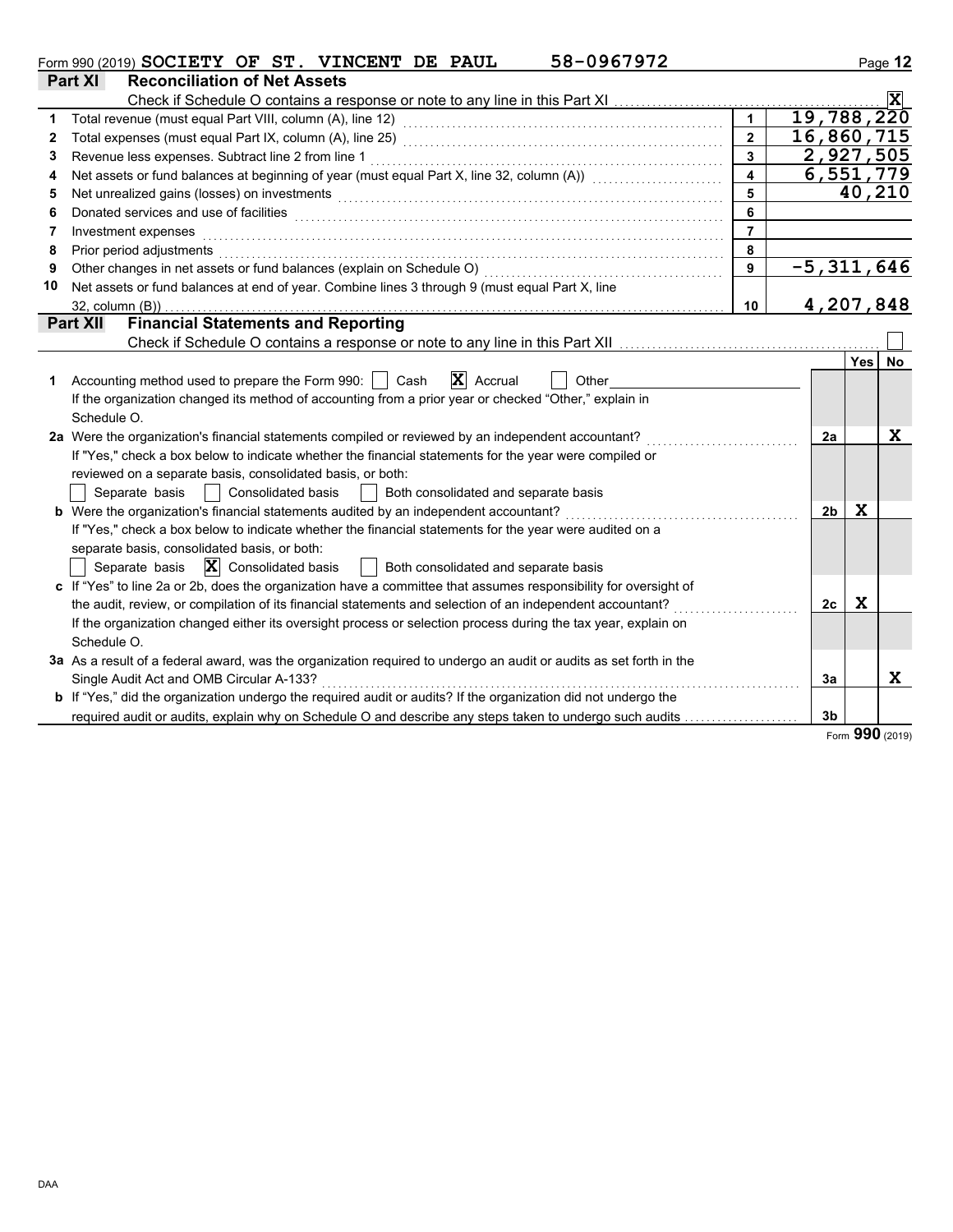Form 990 (2019) SOCIETY OF ST. VINCENT DE PAUL 58-0967972

## Part XI Reconciliation of Net Assets

Check if Schedule O contains a response or note to any line in this Part XI ..... [X]

| | | | |
|---|---|---|---|
| 1 | Total revenue (must equal Part VIII, column (A), line 12) | 1 | 19,788,220 |
| 2 | Total expenses (must equal Part IX, column (A), line 25) | 2 | 16,860,715 |
| 3 | Revenue less expenses. Subtract line 2 from line 1 | 3 | 2,927,505 |
| 4 | Net assets or fund balances at beginning of year (must equal Part X, line 32, column (A)) | 4 | 6,551,779 |
| 5 | Net unrealized gains (losses) on investments | 5 | 40,210 |
| 6 | Donated services and use of facilities | 6 | |
| 7 | Investment expenses | 7 | |
| 8 | Prior period adjustments | 8 | |
| 9 | Other changes in net assets or fund balances (explain on Schedule O) | 9 | -5,311,646 |
| 10 | Net assets or fund balances at end of year. Combine lines 3 through 9 (must equal Part X, line 32, column (B)) | 10 | 4,207,848 |

## Part XII Financial Statements and Reporting

Check if Schedule O contains a response or note to any line in this Part XII ..... [ ]

| | | | Yes | No |
|---|---|---|---|---|
| 1 | Accounting method used to prepare the Form 990: [ ] Cash [X] Accrual [ ] Other<br>If the organization changed its method of accounting from a prior year or checked "Other," explain in Schedule O. | | | |
| 2a | Were the organization's financial statements compiled or reviewed by an independent accountant?<br>If "Yes," check a box below to indicate whether the financial statements for the year were compiled or reviewed on a separate basis, consolidated basis, or both:<br>[ ] Separate basis [ ] Consolidated basis [ ] Both consolidated and separate basis | 2a | | X |
| b | Were the organization's financial statements audited by an independent accountant?<br>If "Yes," check a box below to indicate whether the financial statements for the year were audited on a separate basis, consolidated basis, or both:<br>[ ] Separate basis [X] Consolidated basis [ ] Both consolidated and separate basis | 2b | X | |
| c | If "Yes" to line 2a or 2b, does the organization have a committee that assumes responsibility for oversight of the audit, review, or compilation of its financial statements and selection of an independent accountant?<br>If the organization changed either its oversight process or selection process during the tax year, explain on Schedule O. | 2c | X | |
| 3a | As a result of a federal award, was the organization required to undergo an audit or audits as set forth in the Single Audit Act and OMB Circular A-133? | 3a | | X |
| b | If "Yes," did the organization undergo the required audit or audits? If the organization did not undergo the required audit or audits, explain why on Schedule O and describe any steps taken to undergo such audits | 3b | | |

Form **990** (2019)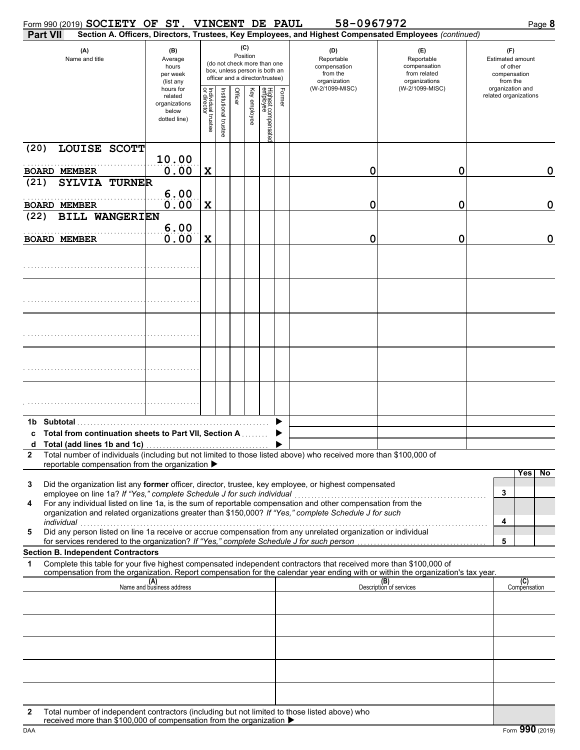Form 990 (2019) SOCIETY OF ST. VINCENT DE PAUL 58-0967972

**Part VII** **Section A. Officers, Directors, Trustees, Key Employees, and Highest Compensated Employees** *(continued)*

| (A) Name and title | (B) Average hours per week (list any hours for related organizations below dotted line) | (C) Position: Individual trustee or director | Institutional trustee | Officer | Key employee | Highest compensated employee | Former | (D) Reportable compensation from the organization (W-2/1099-MISC) | (E) Reportable compensation from related organizations (W-2/1099-MISC) | (F) Estimated amount of other compensation from the organization and related organizations |
|---|---|---|---|---|---|---|---|---|---|---|
| (20) LOUISE SCOTT<br>BOARD MEMBER | 10.00<br>0.00 | X | | | | | | 0 | 0 | 0 |
| (21) SYLVIA TURNER<br>BOARD MEMBER | 6.00<br>0.00 | X | | | | | | 0 | 0 | 0 |
| (22) BILL WANGERIEN<br>BOARD MEMBER | 6.00<br>0.00 | X | | | | | | 0 | 0 | 0 |
| | | | | | | | | | | |
| | | | | | | | | | | |
| | | | | | | | | | | |
| | | | | | | | | | | |
| | | | | | | | | | | |

1b Subtotal ▶

c Total from continuation sheets to Part VII, Section A ▶

d Total (add lines 1b and 1c) ▶

2 Total number of individuals (including but not limited to those listed above) who received more than $100,000 of reportable compensation from the organization ▶

| | | Yes | No |
|---|---|---|---|
| 3 Did the organization list any **former** officer, director, trustee, key employee, or highest compensated employee on line 1a? *If "Yes," complete Schedule J for such individual* | 3 | | |
| 4 For any individual listed on line 1a, is the sum of reportable compensation and other compensation from the organization and related organizations greater than $150,000? *If "Yes," complete Schedule J for such individual* | 4 | | |
| 5 Did any person listed on line 1a receive or accrue compensation from any unrelated organization or individual for services rendered to the organization? *If "Yes," complete Schedule J for such person* | 5 | | |

**Section B. Independent Contractors**

1 Complete this table for your five highest compensated independent contractors that received more than $100,000 of compensation from the organization. Report compensation for the calendar year ending with or within the organization's tax year.

| (A) Name and business address | (B) Description of services | (C) Compensation |
|---|---|---|
| | | |
| | | |
| | | |
| | | |
| | | |

2 Total number of independent contractors (including but not limited to those listed above) who received more than $100,000 of compensation from the organization ▶

Form **990** (2019)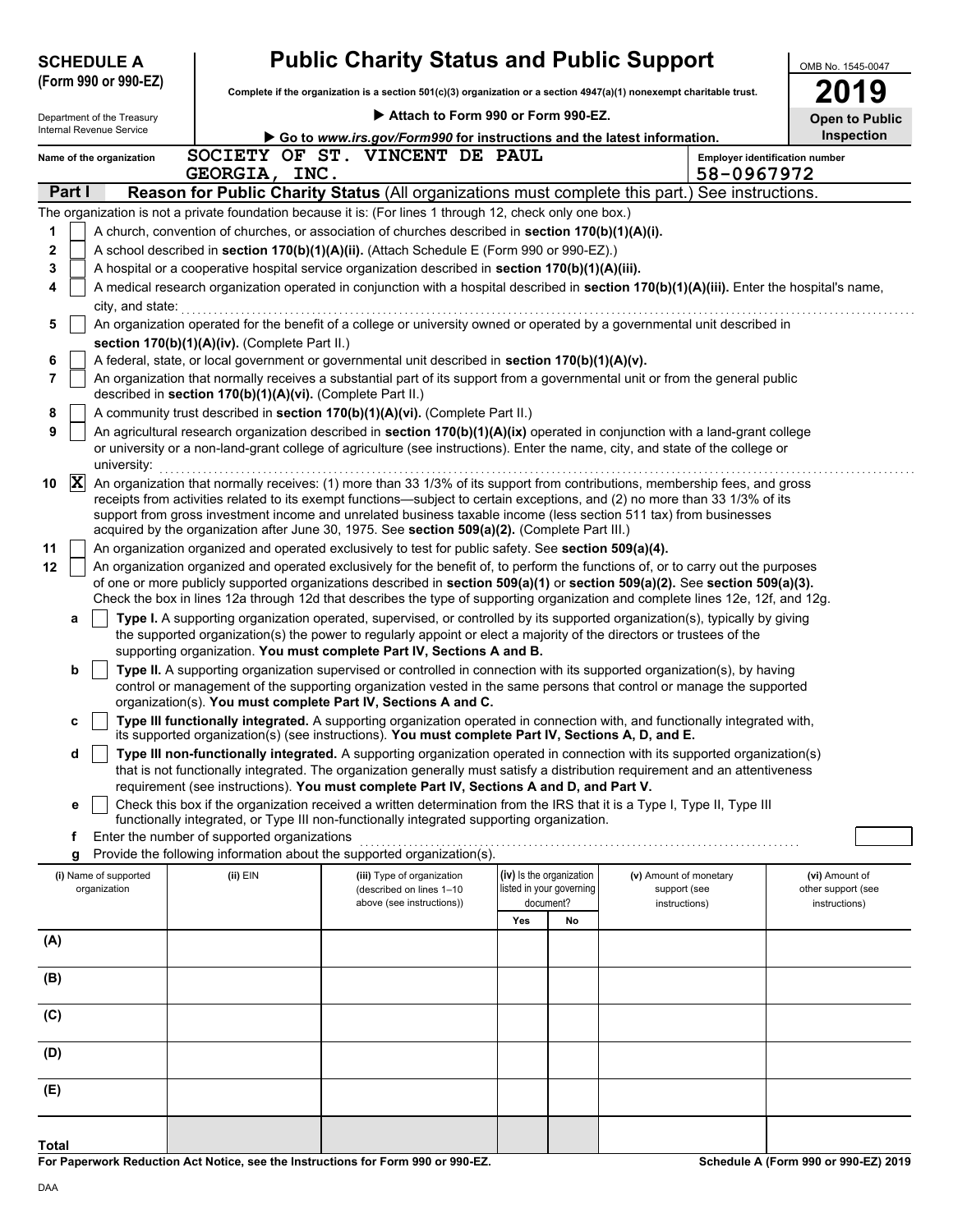**SCHEDULE A (Form 990 or 990-EZ)**

Department of the Treasury
Internal Revenue Service

# Public Charity Status and Public Support

**Complete if the organization is a section 501(c)(3) organization or a section 4947(a)(1) nonexempt charitable trust.**

▶ **Attach to Form 990 or Form 990-EZ.**

▶ **Go to *www.irs.gov/Form990* for instructions and the latest information.**

OMB No. 1545-0047

**2019**

**Open to Public Inspection**

**Name of the organization:** SOCIETY OF ST. VINCENT DE PAUL GEORGIA, INC.

**Employer identification number:** 58-0967972

## Part I — Reason for Public Charity Status (All organizations must complete this part.) See instructions.

The organization is not a private foundation because it is: (For lines 1 through 12, check only one box.)

1. ☐ A church, convention of churches, or association of churches described in **section 170(b)(1)(A)(i).**
2. ☐ A school described in **section 170(b)(1)(A)(ii).** (Attach Schedule E (Form 990 or 990-EZ).)
3. ☐ A hospital or a cooperative hospital service organization described in **section 170(b)(1)(A)(iii).**
4. ☐ A medical research organization operated in conjunction with a hospital described in **section 170(b)(1)(A)(iii).** Enter the hospital's name, city, and state:
5. ☐ An organization operated for the benefit of a college or university owned or operated by a governmental unit described in **section 170(b)(1)(A)(iv).** (Complete Part II.)
6. ☐ A federal, state, or local government or governmental unit described in **section 170(b)(1)(A)(v).**
7. ☐ An organization that normally receives a substantial part of its support from a governmental unit or from the general public described in **section 170(b)(1)(A)(vi).** (Complete Part II.)
8. ☐ A community trust described in **section 170(b)(1)(A)(vi).** (Complete Part II.)
9. ☐ An agricultural research organization described in **section 170(b)(1)(A)(ix)** operated in conjunction with a land-grant college or university or a non-land-grant college of agriculture (see instructions). Enter the name, city, and state of the college or university:
10. ☒ An organization that normally receives: (1) more than 33 1/3% of its support from contributions, membership fees, and gross receipts from activities related to its exempt functions—subject to certain exceptions, and (2) no more than 33 1/3% of its support from gross investment income and unrelated business taxable income (less section 511 tax) from businesses acquired by the organization after June 30, 1975. See **section 509(a)(2).** (Complete Part III.)
11. ☐ An organization organized and operated exclusively to test for public safety. See **section 509(a)(4).**
12. ☐ An organization organized and operated exclusively for the benefit of, to perform the functions of, or to carry out the purposes of one or more publicly supported organizations described in **section 509(a)(1)** or **section 509(a)(2).** See **section 509(a)(3).** Check the box in lines 12a through 12d that describes the type of supporting organization and complete lines 12e, 12f, and 12g.
   - **a** ☐ **Type I.** A supporting organization operated, supervised, or controlled by its supported organization(s), typically by giving the supported organization(s) the power to regularly appoint or elect a majority of the directors or trustees of the supporting organization. **You must complete Part IV, Sections A and B.**
   - **b** ☐ **Type II.** A supporting organization supervised or controlled in connection with its supported organization(s), by having control or management of the supporting organization vested in the same persons that control or manage the supported organization(s). **You must complete Part IV, Sections A and C.**
   - **c** ☐ **Type III functionally integrated.** A supporting organization operated in connection with, and functionally integrated with, its supported organization(s) (see instructions). **You must complete Part IV, Sections A, D, and E.**
   - **d** ☐ **Type III non-functionally integrated.** A supporting organization operated in connection with its supported organization(s) that is not functionally integrated. The organization generally must satisfy a distribution requirement and an attentiveness requirement (see instructions). **You must complete Part IV, Sections A and D, and Part V.**
   - **e** ☐ Check this box if the organization received a written determination from the IRS that it is a Type I, Type II, Type III functionally integrated, or Type III non-functionally integrated supporting organization.
   - **f** Enter the number of supported organizations
   - **g** Provide the following information about the supported organization(s).

| (i) Name of supported organization | (ii) EIN | (iii) Type of organization (described on lines 1–10 above (see instructions)) | (iv) Is the organization listed in your governing document? | | (v) Amount of monetary support (see instructions) | (vi) Amount of other support (see instructions) |
|---|---|---|---|---|---|---|
| | | | Yes | No | | |
| (A) | | | | | | |
| (B) | | | | | | |
| (C) | | | | | | |
| (D) | | | | | | |
| (E) | | | | | | |
| Total | | | | | | |

**For Paperwork Reduction Act Notice, see the Instructions for Form 990 or 990-EZ.**

**Schedule A (Form 990 or 990-EZ) 2019**

DAA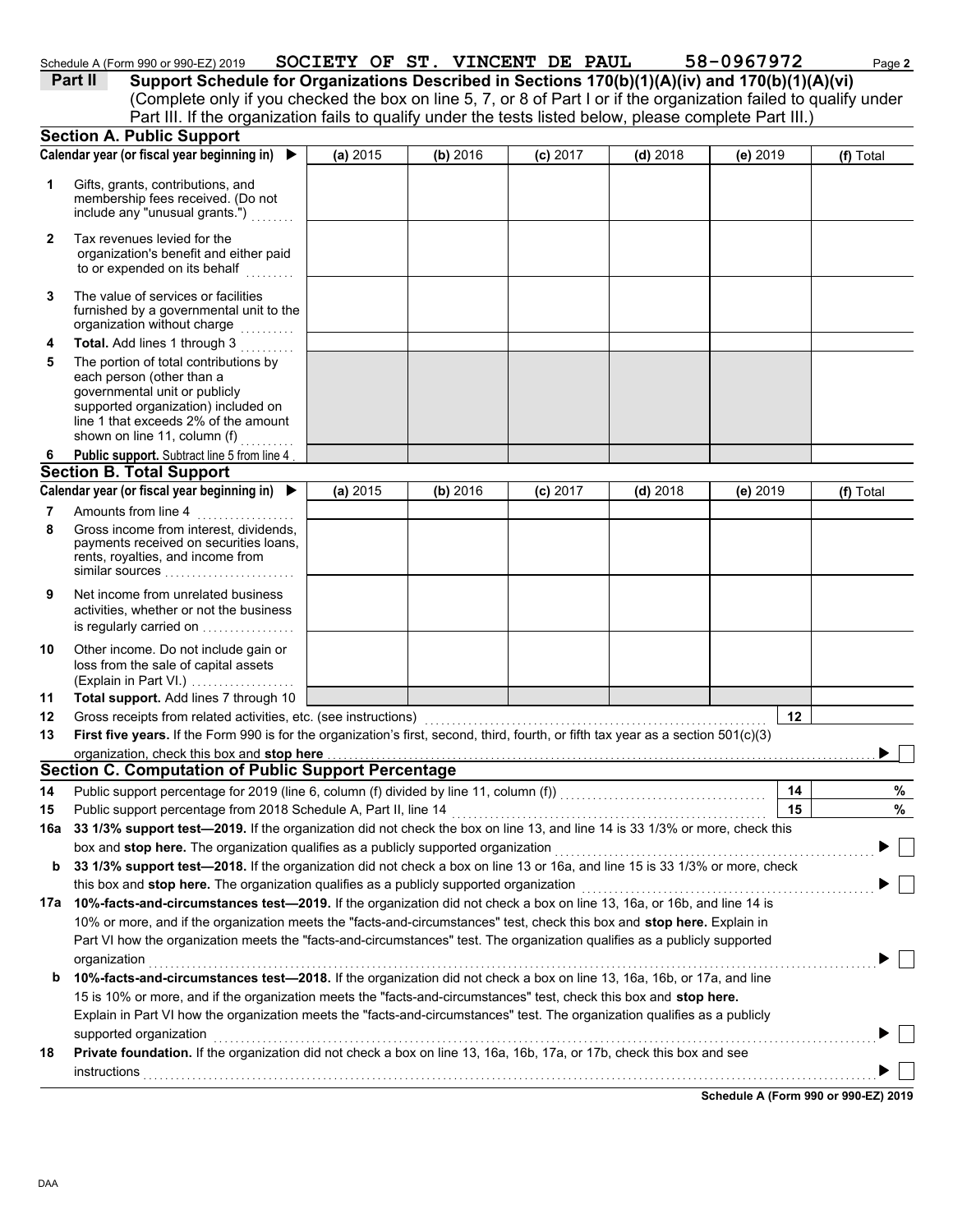Schedule A (Form 990 or 990-EZ) 2019 SOCIETY OF ST. VINCENT DE PAUL 58-0967972

## Part II Support Schedule for Organizations Described in Sections 170(b)(1)(A)(iv) and 170(b)(1)(A)(vi)

(Complete only if you checked the box on line 5, 7, or 8 of Part I or if the organization failed to qualify under Part III. If the organization fails to qualify under the tests listed below, please complete Part III.)

### Section A. Public Support

| Calendar year (or fiscal year beginning in) ▶ | (a) 2015 | (b) 2016 | (c) 2017 | (d) 2018 | (e) 2019 | (f) Total |
|---|---|---|---|---|---|---|
| 1 Gifts, grants, contributions, and membership fees received. (Do not include any "unusual grants.") | | | | | | |
| 2 Tax revenues levied for the organization's benefit and either paid to or expended on its behalf | | | | | | |
| 3 The value of services or facilities furnished by a governmental unit to the organization without charge | | | | | | |
| 4 **Total.** Add lines 1 through 3 | | | | | | |
| 5 The portion of total contributions by each person (other than a governmental unit or publicly supported organization) included on line 1 that exceeds 2% of the amount shown on line 11, column (f) | | | | | | |
| 6 **Public support.** Subtract line 5 from line 4 | | | | | | |

### Section B. Total Support

| Calendar year (or fiscal year beginning in) ▶ | (a) 2015 | (b) 2016 | (c) 2017 | (d) 2018 | (e) 2019 | (f) Total |
|---|---|---|---|---|---|---|
| 7 Amounts from line 4 | | | | | | |
| 8 Gross income from interest, dividends, payments received on securities loans, rents, royalties, and income from similar sources | | | | | | |
| 9 Net income from unrelated business activities, whether or not the business is regularly carried on | | | | | | |
| 10 Other income. Do not include gain or loss from the sale of capital assets (Explain in Part VI.) | | | | | | |
| 11 **Total support.** Add lines 7 through 10 | | | | | | |

12 Gross receipts from related activities, etc. (see instructions) 12

13 **First five years.** If the Form 990 is for the organization's first, second, third, fourth, or fifth tax year as a section 501(c)(3) organization, check this box and **stop here** ▶ ☐

### Section C. Computation of Public Support Percentage

14 Public support percentage for 2019 (line 6, column (f) divided by line 11, column (f)) 14 %

15 Public support percentage from 2018 Schedule A, Part II, line 14 15 %

16a **33 1/3% support test—2019.** If the organization did not check the box on line 13, and line 14 is 33 1/3% or more, check this box and **stop here.** The organization qualifies as a publicly supported organization ▶ ☐

b **33 1/3% support test—2018.** If the organization did not check a box on line 13 or 16a, and line 15 is 33 1/3% or more, check this box and **stop here.** The organization qualifies as a publicly supported organization ▶ ☐

17a **10%-facts-and-circumstances test—2019.** If the organization did not check a box on line 13, 16a, or 16b, and line 14 is 10% or more, and if the organization meets the "facts-and-circumstances" test, check this box and **stop here.** Explain in Part VI how the organization meets the "facts-and-circumstances" test. The organization qualifies as a publicly supported organization ▶ ☐

b **10%-facts-and-circumstances test—2018.** If the organization did not check a box on line 13, 16a, 16b, or 17a, and line 15 is 10% or more, and if the organization meets the "facts-and-circumstances" test, check this box and **stop here.** Explain in Part VI how the organization meets the "facts-and-circumstances" test. The organization qualifies as a publicly supported organization ▶ ☐

18 **Private foundation.** If the organization did not check a box on line 13, 16a, 16b, 17a, or 17b, check this box and see instructions ▶ ☐

**Schedule A (Form 990 or 990-EZ) 2019**

DAA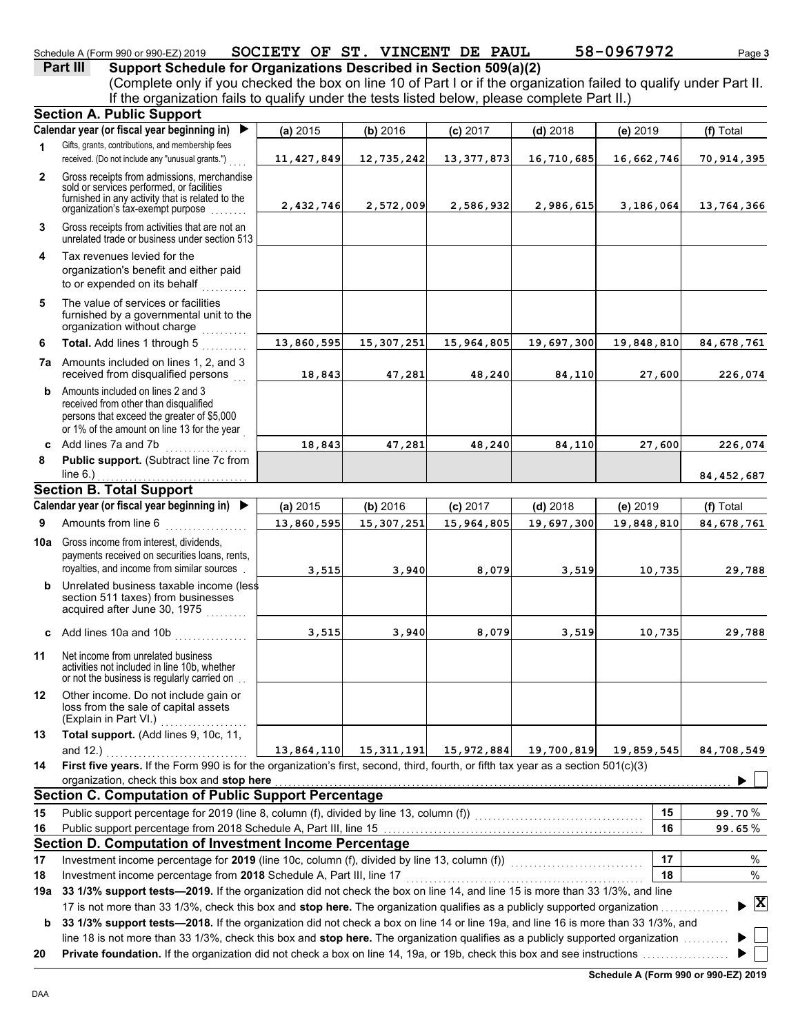Schedule A (Form 990 or 990-EZ) 2019 SOCIETY OF ST. VINCENT DE PAUL 58-0967972

**Part III Support Schedule for Organizations Described in Section 509(a)(2)**

(Complete only if you checked the box on line 10 of Part I or if the organization failed to qualify under Part II. If the organization fails to qualify under the tests listed below, please complete Part II.)

## Section A. Public Support

| Calendar year (or fiscal year beginning in) ▶ | (a) 2015 | (b) 2016 | (c) 2017 | (d) 2018 | (e) 2019 | (f) Total |
|---|---|---|---|---|---|---|
| **1** Gifts, grants, contributions, and membership fees received. (Do not include any "unusual grants.") | 11,427,849 | 12,735,242 | 13,377,873 | 16,710,685 | 16,662,746 | 70,914,395 |
| **2** Gross receipts from admissions, merchandise sold or services performed, or facilities furnished in any activity that is related to the organization's tax-exempt purpose | 2,432,746 | 2,572,009 | 2,586,932 | 2,986,615 | 3,186,064 | 13,764,366 |
| **3** Gross receipts from activities that are not an unrelated trade or business under section 513 | | | | | | |
| **4** Tax revenues levied for the organization's benefit and either paid to or expended on its behalf | | | | | | |
| **5** The value of services or facilities furnished by a governmental unit to the organization without charge | | | | | | |
| **6** **Total.** Add lines 1 through 5 | 13,860,595 | 15,307,251 | 15,964,805 | 19,697,300 | 19,848,810 | 84,678,761 |
| **7a** Amounts included on lines 1, 2, and 3 received from disqualified persons | 18,843 | 47,281 | 48,240 | 84,110 | 27,600 | 226,074 |
| **b** Amounts included on lines 2 and 3 received from other than disqualified persons that exceed the greater of $5,000 or 1% of the amount on line 13 for the year | | | | | | |
| **c** Add lines 7a and 7b | 18,843 | 47,281 | 48,240 | 84,110 | 27,600 | 226,074 |
| **8** **Public support.** (Subtract line 7c from line 6.) | | | | | | 84,452,687 |

## Section B. Total Support

| Calendar year (or fiscal year beginning in) ▶ | (a) 2015 | (b) 2016 | (c) 2017 | (d) 2018 | (e) 2019 | (f) Total |
|---|---|---|---|---|---|---|
| **9** Amounts from line 6 | 13,860,595 | 15,307,251 | 15,964,805 | 19,697,300 | 19,848,810 | 84,678,761 |
| **10a** Gross income from interest, dividends, payments received on securities loans, rents, royalties, and income from similar sources | 3,515 | 3,940 | 8,079 | 3,519 | 10,735 | 29,788 |
| **b** Unrelated business taxable income (less section 511 taxes) from businesses acquired after June 30, 1975 | | | | | | |
| **c** Add lines 10a and 10b | 3,515 | 3,940 | 8,079 | 3,519 | 10,735 | 29,788 |
| **11** Net income from unrelated business activities not included in line 10b, whether or not the business is regularly carried on | | | | | | |
| **12** Other income. Do not include gain or loss from the sale of capital assets (Explain in Part VI.) | | | | | | |
| **13** **Total support.** (Add lines 9, 10c, 11, and 12.) | 13,864,110 | 15,311,191 | 15,972,884 | 19,700,819 | 19,859,545 | 84,708,549 |

**14** **First five years.** If the Form 990 is for the organization's first, second, third, fourth, or fifth tax year as a section 501(c)(3) organization, check this box and **stop here** ▶ ☐

## Section C. Computation of Public Support Percentage

| | | | |
|---|---|---|---|
| **15** | Public support percentage for 2019 (line 8, column (f), divided by line 13, column (f)) | 15 | 99.70 % |
| **16** | Public support percentage from 2018 Schedule A, Part III, line 15 | 16 | 99.65 % |

## Section D. Computation of Investment Income Percentage

| | | | |
|---|---|---|---|
| **17** | Investment income percentage for **2019** (line 10c, column (f), divided by line 13, column (f)) | 17 | % |
| **18** | Investment income percentage from **2018** Schedule A, Part III, line 17 | 18 | % |

**19a** **33 1/3% support tests—2019.** If the organization did not check the box on line 14, and line 15 is more than 33 1/3%, and line 17 is not more than 33 1/3%, check this box and **stop here.** The organization qualifies as a publicly supported organization ▶ ☒

**b** **33 1/3% support tests—2018.** If the organization did not check a box on line 14 or line 19a, and line 16 is more than 33 1/3%, and line 18 is not more than 33 1/3%, check this box and **stop here.** The organization qualifies as a publicly supported organization ▶ ☐

**20** **Private foundation.** If the organization did not check a box on line 14, 19a, or 19b, check this box and see instructions ▶ ☐

DAA

**Schedule A (Form 990 or 990-EZ) 2019**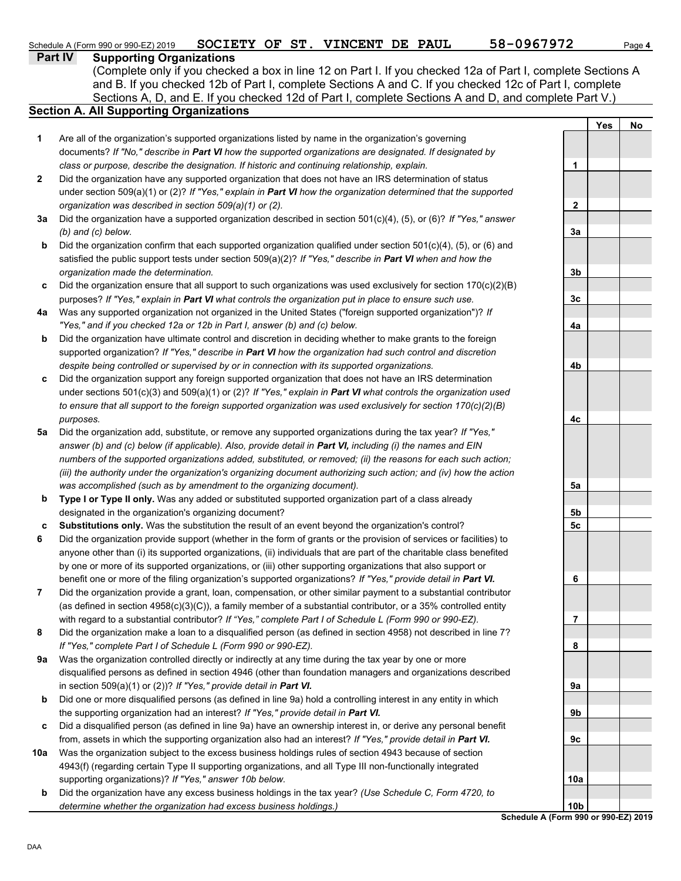Schedule A (Form 990 or 990-EZ) 2019 SOCIETY OF ST. VINCENT DE PAUL 58-0967972

## Part IV Supporting Organizations

(Complete only if you checked a box in line 12 on Part I. If you checked 12a of Part I, complete Sections A and B. If you checked 12b of Part I, complete Sections A and C. If you checked 12c of Part I, complete Sections A, D, and E. If you checked 12d of Part I, complete Sections A and D, and complete Part V.)

### Section A. All Supporting Organizations

| | | | Yes | No |
|---|---|---|---|---|
| **1** | Are all of the organization's supported organizations listed by name in the organization's governing documents? *If "No," describe in **Part VI** how the supported organizations are designated. If designated by class or purpose, describe the designation. If historic and continuing relationship, explain.* | **1** | | |
| **2** | Did the organization have any supported organization that does not have an IRS determination of status under section 509(a)(1) or (2)? *If "Yes," explain in **Part VI** how the organization determined that the supported organization was described in section 509(a)(1) or (2).* | **2** | | |
| **3a** | Did the organization have a supported organization described in section 501(c)(4), (5), or (6)? *If "Yes," answer (b) and (c) below.* | **3a** | | |
| **b** | Did the organization confirm that each supported organization qualified under section 501(c)(4), (5), or (6) and satisfied the public support tests under section 509(a)(2)? *If "Yes," describe in **Part VI** when and how the organization made the determination.* | **3b** | | |
| **c** | Did the organization ensure that all support to such organizations was used exclusively for section 170(c)(2)(B) purposes? *If "Yes," explain in **Part VI** what controls the organization put in place to ensure such use.* | **3c** | | |
| **4a** | Was any supported organization not organized in the United States ("foreign supported organization")? *If "Yes," and if you checked 12a or 12b in Part I, answer (b) and (c) below.* | **4a** | | |
| **b** | Did the organization have ultimate control and discretion in deciding whether to make grants to the foreign supported organization? *If "Yes," describe in **Part VI** how the organization had such control and discretion despite being controlled or supervised by or in connection with its supported organizations.* | **4b** | | |
| **c** | Did the organization support any foreign supported organization that does not have an IRS determination under sections 501(c)(3) and 509(a)(1) or (2)? *If "Yes," explain in **Part VI** what controls the organization used to ensure that all support to the foreign supported organization was used exclusively for section 170(c)(2)(B) purposes.* | **4c** | | |
| **5a** | Did the organization add, substitute, or remove any supported organizations during the tax year? *If "Yes," answer (b) and (c) below (if applicable). Also, provide detail in **Part VI,** including (i) the names and EIN numbers of the supported organizations added, substituted, or removed; (ii) the reasons for each such action; (iii) the authority under the organization's organizing document authorizing such action; and (iv) how the action was accomplished (such as by amendment to the organizing document).* | **5a** | | |
| **b** | **Type I or Type II only.** Was any added or substituted supported organization part of a class already designated in the organization's organizing document? | **5b** | | |
| **c** | **Substitutions only.** Was the substitution the result of an event beyond the organization's control? | **5c** | | |
| **6** | Did the organization provide support (whether in the form of grants or the provision of services or facilities) to anyone other than (i) its supported organizations, (ii) individuals that are part of the charitable class benefited by one or more of its supported organizations, or (iii) other supporting organizations that also support or benefit one or more of the filing organization's supported organizations? *If "Yes," provide detail in **Part VI.*** | **6** | | |
| **7** | Did the organization provide a grant, loan, compensation, or other similar payment to a substantial contributor (as defined in section 4958(c)(3)(C)), a family member of a substantial contributor, or a 35% controlled entity with regard to a substantial contributor? *If "Yes," complete Part I of Schedule L (Form 990 or 990-EZ).* | **7** | | |
| **8** | Did the organization make a loan to a disqualified person (as defined in section 4958) not described in line 7? *If "Yes," complete Part I of Schedule L (Form 990 or 990-EZ).* | **8** | | |
| **9a** | Was the organization controlled directly or indirectly at any time during the tax year by one or more disqualified persons as defined in section 4946 (other than foundation managers and organizations described in section 509(a)(1) or (2))? *If "Yes," provide detail in **Part VI.*** | **9a** | | |
| **b** | Did one or more disqualified persons (as defined in line 9a) hold a controlling interest in any entity in which the supporting organization had an interest? *If "Yes," provide detail in **Part VI.*** | **9b** | | |
| **c** | Did a disqualified person (as defined in line 9a) have an ownership interest in, or derive any personal benefit from, assets in which the supporting organization also had an interest? *If "Yes," provide detail in **Part VI.*** | **9c** | | |
| **10a** | Was the organization subject to the excess business holdings rules of section 4943 because of section 4943(f) (regarding certain Type II supporting organizations, and all Type III non-functionally integrated supporting organizations)? *If "Yes," answer 10b below.* | **10a** | | |
| **b** | Did the organization have any excess business holdings in the tax year? *(Use Schedule C, Form 4720, to determine whether the organization had excess business holdings.)* | **10b** | | |

Schedule A (Form 990 or 990-EZ) 2019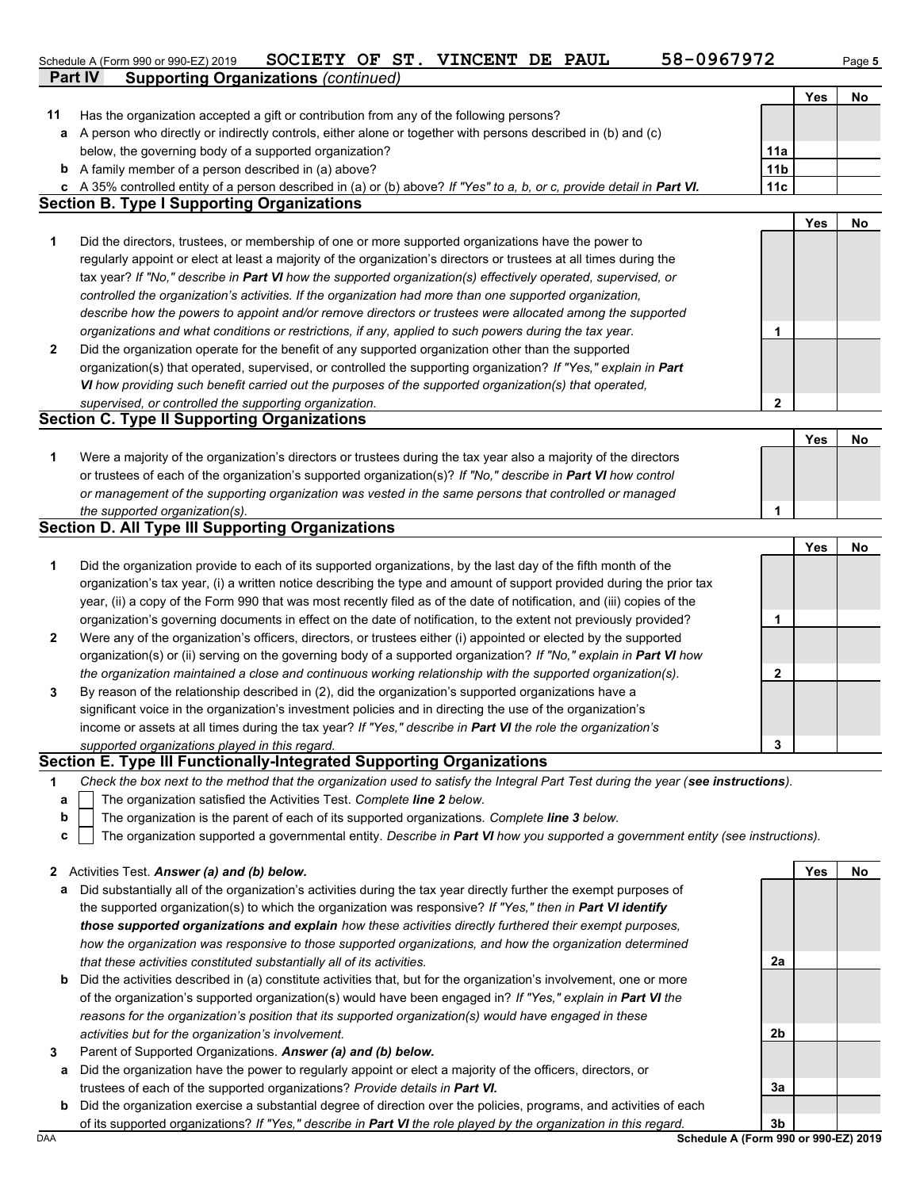Schedule A (Form 990 or 990-EZ) 2019 SOCIETY OF ST. VINCENT DE PAUL 58-0967972

**Part IV Supporting Organizations** *(continued)*

| | | | Yes | No |
|---|---|---|---|---|
| **11** | Has the organization accepted a gift or contribution from any of the following persons? | | | |
| **a** | A person who directly or indirectly controls, either alone or together with persons described in (b) and (c) below, the governing body of a supported organization? | 11a | | |
| **b** | A family member of a person described in (a) above? | 11b | | |
| **c** | A 35% controlled entity of a person described in (a) or (b) above? *If "Yes" to a, b, or c, provide detail in* ***Part VI.*** | 11c | | |

### Section B. Type I Supporting Organizations

| | | | Yes | No |
|---|---|---|---|---|
| **1** | Did the directors, trustees, or membership of one or more supported organizations have the power to regularly appoint or elect at least a majority of the organization's directors or trustees at all times during the tax year? *If "No," describe in* ***Part VI*** *how the supported organization(s) effectively operated, supervised, or controlled the organization's activities. If the organization had more than one supported organization, describe how the powers to appoint and/or remove directors or trustees were allocated among the supported organizations and what conditions or restrictions, if any, applied to such powers during the tax year.* | 1 | | |
| **2** | Did the organization operate for the benefit of any supported organization other than the supported organization(s) that operated, supervised, or controlled the supporting organization? *If "Yes," explain in* ***Part VI*** *how providing such benefit carried out the purposes of the supported organization(s) that operated, supervised, or controlled the supporting organization.* | 2 | | |

### Section C. Type II Supporting Organizations

| | | | Yes | No |
|---|---|---|---|---|
| **1** | Were a majority of the organization's directors or trustees during the tax year also a majority of the directors or trustees of each of the organization's supported organization(s)? *If "No," describe in* ***Part VI*** *how control or management of the supporting organization was vested in the same persons that controlled or managed the supported organization(s).* | 1 | | |

### Section D. All Type III Supporting Organizations

| | | | Yes | No |
|---|---|---|---|---|
| **1** | Did the organization provide to each of its supported organizations, by the last day of the fifth month of the organization's tax year, (i) a written notice describing the type and amount of support provided during the prior tax year, (ii) a copy of the Form 990 that was most recently filed as of the date of notification, and (iii) copies of the organization's governing documents in effect on the date of notification, to the extent not previously provided? | 1 | | |
| **2** | Were any of the organization's officers, directors, or trustees either (i) appointed or elected by the supported organization(s) or (ii) serving on the governing body of a supported organization? *If "No," explain in* ***Part VI*** *how the organization maintained a close and continuous working relationship with the supported organization(s).* | 2 | | |
| **3** | By reason of the relationship described in (2), did the organization's supported organizations have a significant voice in the organization's investment policies and in directing the use of the organization's income or assets at all times during the tax year? *If "Yes," describe in* ***Part VI*** *the role the organization's supported organizations played in this regard.* | 3 | | |

### Section E. Type III Functionally-Integrated Supporting Organizations

**1** *Check the box next to the method that the organization used to satisfy the Integral Part Test during the year (**see instructions**).*

- **a** ☐ The organization satisfied the Activities Test. *Complete **line 2** below.*
- **b** ☐ The organization is the parent of each of its supported organizations. *Complete **line 3** below.*
- **c** ☐ The organization supported a governmental entity. *Describe in **Part VI** how you supported a government entity (see instructions).*

| | | | Yes | No |
|---|---|---|---|---|
| **2** | Activities Test. ***Answer (a) and (b) below.*** | | | |
| **a** | Did substantially all of the organization's activities during the tax year directly further the exempt purposes of the supported organization(s) to which the organization was responsive? *If "Yes," then in* ***Part VI identify those supported organizations and explain*** *how these activities directly furthered their exempt purposes, how the organization was responsive to those supported organizations, and how the organization determined that these activities constituted substantially all of its activities.* | 2a | | |
| **b** | Did the activities described in (a) constitute activities that, but for the organization's involvement, one or more of the organization's supported organization(s) would have been engaged in? *If "Yes," explain in* ***Part VI*** *the reasons for the organization's position that its supported organization(s) would have engaged in these activities but for the organization's involvement.* | 2b | | |
| **3** | Parent of Supported Organizations. ***Answer (a) and (b) below.*** | | | |
| **a** | Did the organization have the power to regularly appoint or elect a majority of the officers, directors, or trustees of each of the supported organizations? *Provide details in* ***Part VI.*** | 3a | | |
| **b** | Did the organization exercise a substantial degree of direction over the policies, programs, and activities of each of its supported organizations? *If "Yes," describe in* ***Part VI*** *the role played by the organization in this regard.* | 3b | | |

DAA **Schedule A (Form 990 or 990-EZ) 2019**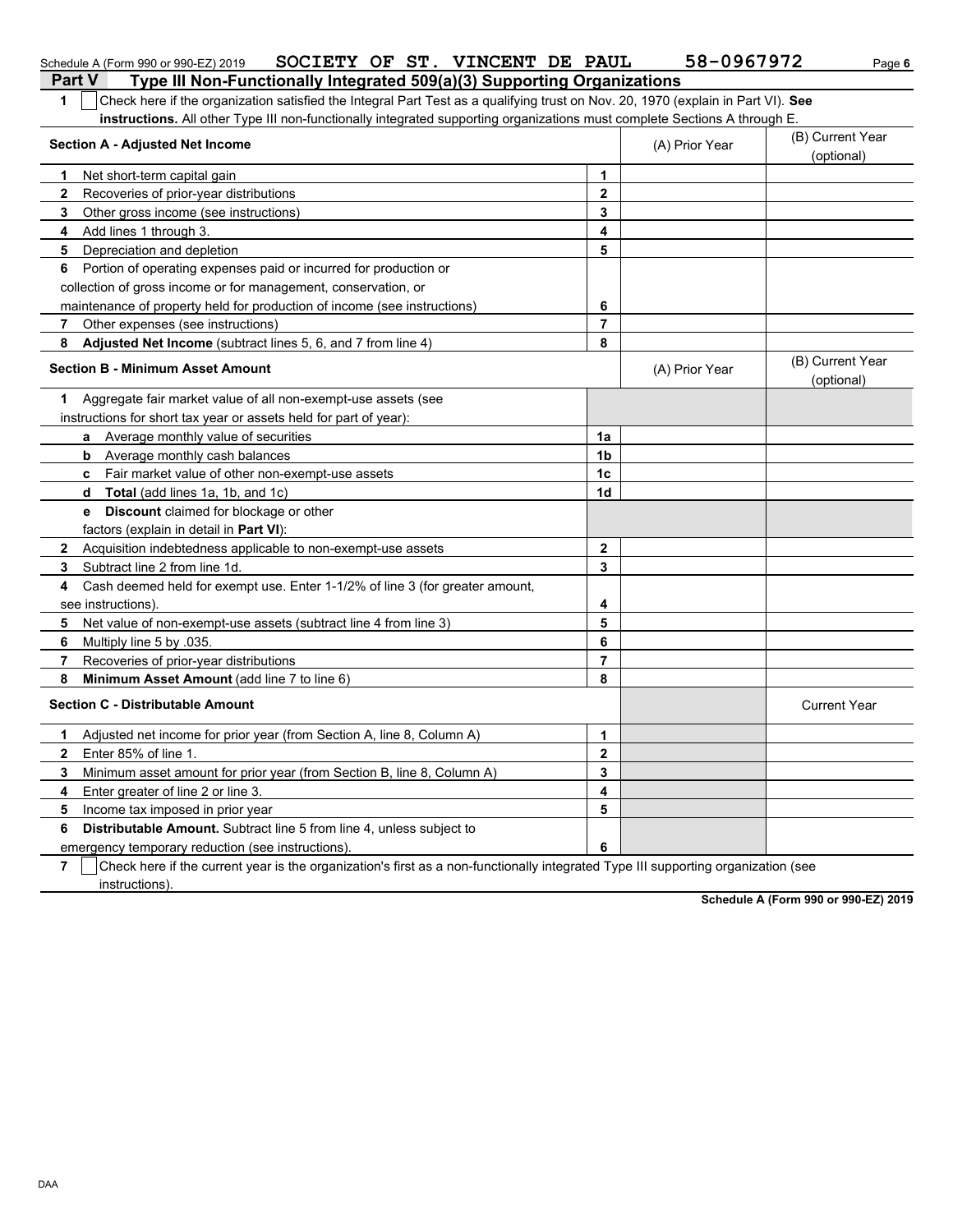Schedule A (Form 990 or 990-EZ) 2019 SOCIETY OF ST. VINCENT DE PAUL 58-0967972 Page **6**

## Part V Type III Non-Functionally Integrated 509(a)(3) Supporting Organizations

**1** ☐ Check here if the organization satisfied the Integral Part Test as a qualifying trust on Nov. 20, 1970 (explain in Part VI). **See instructions.** All other Type III non-functionally integrated supporting organizations must complete Sections A through E.

| Section A - Adjusted Net Income | | (A) Prior Year | (B) Current Year (optional) |
|---|---|---|---|
| **1** Net short-term capital gain | 1 | | |
| **2** Recoveries of prior-year distributions | 2 | | |
| **3** Other gross income (see instructions) | 3 | | |
| **4** Add lines 1 through 3. | 4 | | |
| **5** Depreciation and depletion | 5 | | |
| **6** Portion of operating expenses paid or incurred for production or collection of gross income or for management, conservation, or maintenance of property held for production of income (see instructions) | 6 | | |
| **7** Other expenses (see instructions) | 7 | | |
| **8** **Adjusted Net Income** (subtract lines 5, 6, and 7 from line 4) | 8 | | |

| Section B - Minimum Asset Amount | | (A) Prior Year | (B) Current Year (optional) |
|---|---|---|---|
| **1** Aggregate fair market value of all non-exempt-use assets (see instructions for short tax year or assets held for part of year): | | | |
| **a** Average monthly value of securities | 1a | | |
| **b** Average monthly cash balances | 1b | | |
| **c** Fair market value of other non-exempt-use assets | 1c | | |
| **d** **Total** (add lines 1a, 1b, and 1c) | 1d | | |
| **e** **Discount** claimed for blockage or other factors (explain in detail in **Part VI**): | | | |
| **2** Acquisition indebtedness applicable to non-exempt-use assets | 2 | | |
| **3** Subtract line 2 from line 1d. | 3 | | |
| **4** Cash deemed held for exempt use. Enter 1-1/2% of line 3 (for greater amount, see instructions). | 4 | | |
| **5** Net value of non-exempt-use assets (subtract line 4 from line 3) | 5 | | |
| **6** Multiply line 5 by .035. | 6 | | |
| **7** Recoveries of prior-year distributions | 7 | | |
| **8** **Minimum Asset Amount** (add line 7 to line 6) | 8 | | |

| Section C - Distributable Amount | | | Current Year |
|---|---|---|---|
| **1** Adjusted net income for prior year (from Section A, line 8, Column A) | 1 | | |
| **2** Enter 85% of line 1. | 2 | | |
| **3** Minimum asset amount for prior year (from Section B, line 8, Column A) | 3 | | |
| **4** Enter greater of line 2 or line 3. | 4 | | |
| **5** Income tax imposed in prior year | 5 | | |
| **6** **Distributable Amount.** Subtract line 5 from line 4, unless subject to emergency temporary reduction (see instructions). | 6 | | |

**7** ☐ Check here if the current year is the organization's first as a non-functionally integrated Type III supporting organization (see instructions).

**Schedule A (Form 990 or 990-EZ) 2019**

DAA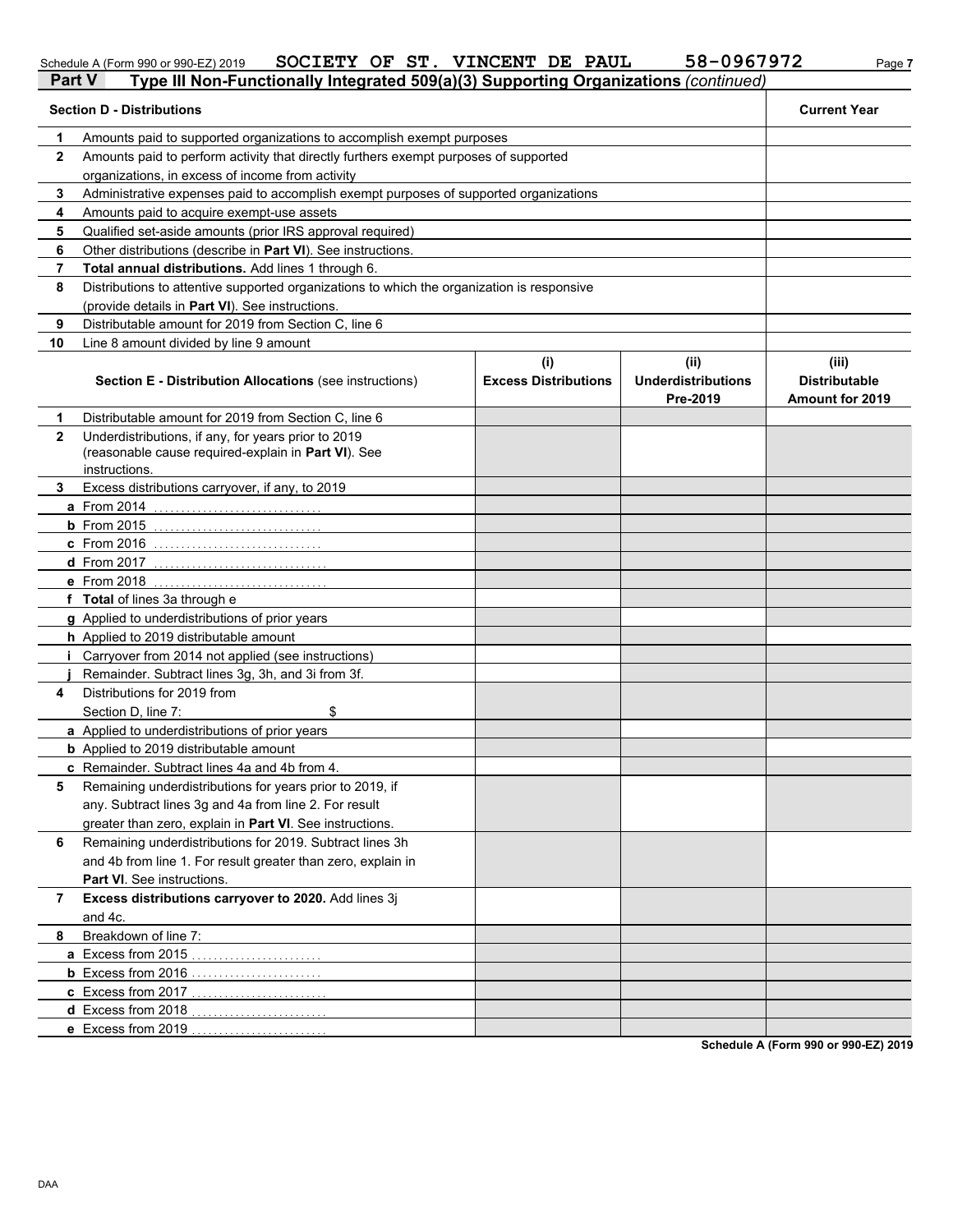Schedule A (Form 990 or 990-EZ) 2019 SOCIETY OF ST. VINCENT DE PAUL 58-0967972

## Part V Type III Non-Functionally Integrated 509(a)(3) Supporting Organizations *(continued)*

| | Section D - Distributions | Current Year |
|---|---|---|
| 1 | Amounts paid to supported organizations to accomplish exempt purposes | |
| 2 | Amounts paid to perform activity that directly furthers exempt purposes of supported organizations, in excess of income from activity | |
| 3 | Administrative expenses paid to accomplish exempt purposes of supported organizations | |
| 4 | Amounts paid to acquire exempt-use assets | |
| 5 | Qualified set-aside amounts (prior IRS approval required) | |
| 6 | Other distributions (describe in **Part VI**). See instructions. | |
| 7 | **Total annual distributions.** Add lines 1 through 6. | |
| 8 | Distributions to attentive supported organizations to which the organization is responsive (provide details in **Part VI**). See instructions. | |
| 9 | Distributable amount for 2019 from Section C, line 6 | |
| 10 | Line 8 amount divided by line 9 amount | |

| | Section E - Distribution Allocations (see instructions) | (i) Excess Distributions | (ii) Underdistributions Pre-2019 | (iii) Distributable Amount for 2019 |
|---|---|---|---|---|
| 1 | Distributable amount for 2019 from Section C, line 6 | | | |
| 2 | Underdistributions, if any, for years prior to 2019 (reasonable cause required-explain in **Part VI**). See instructions. | | | |
| 3 | Excess distributions carryover, if any, to 2019 | | | |
| a | From 2014 | | | |
| b | From 2015 | | | |
| c | From 2016 | | | |
| d | From 2017 | | | |
| e | From 2018 | | | |
| f | **Total** of lines 3a through e | | | |
| g | Applied to underdistributions of prior years | | | |
| h | Applied to 2019 distributable amount | | | |
| i | Carryover from 2014 not applied (see instructions) | | | |
| j | Remainder. Subtract lines 3g, 3h, and 3i from 3f. | | | |
| 4 | Distributions for 2019 from Section D, line 7: $ | | | |
| a | Applied to underdistributions of prior years | | | |
| b | Applied to 2019 distributable amount | | | |
| c | Remainder. Subtract lines 4a and 4b from 4. | | | |
| 5 | Remaining underdistributions for years prior to 2019, if any. Subtract lines 3g and 4a from line 2. For result greater than zero, explain in **Part VI**. See instructions. | | | |
| 6 | Remaining underdistributions for 2019. Subtract lines 3h and 4b from line 1. For result greater than zero, explain in **Part VI**. See instructions. | | | |
| 7 | **Excess distributions carryover to 2020.** Add lines 3j and 4c. | | | |
| 8 | Breakdown of line 7: | | | |
| a | Excess from 2015 | | | |
| b | Excess from 2016 | | | |
| c | Excess from 2017 | | | |
| d | Excess from 2018 | | | |
| e | Excess from 2019 | | | |

Schedule A (Form 990 or 990-EZ) 2019

DAA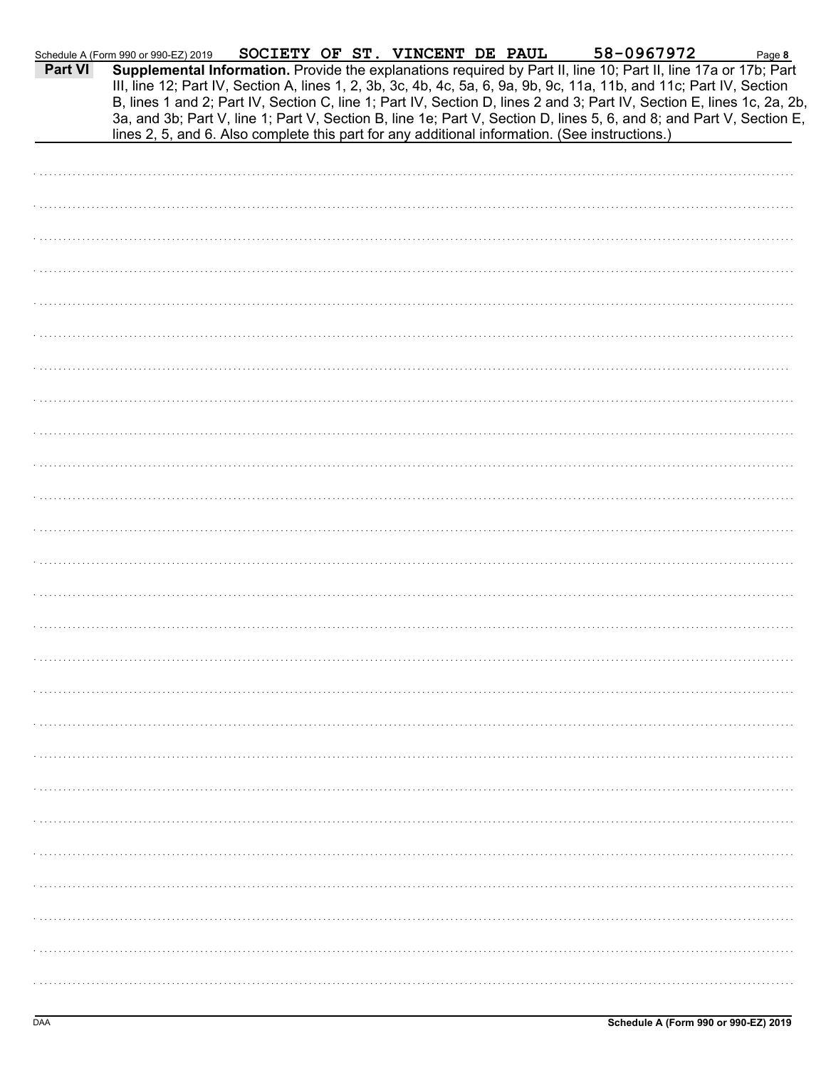Schedule A (Form 990 or 990-EZ) 2019 SOCIETY OF ST. VINCENT DE PAUL 58-0967972

**Part VI** **Supplemental Information.** Provide the explanations required by Part II, line 10; Part II, line 17a or 17b; Part III, line 12; Part IV, Section A, lines 1, 2, 3b, 3c, 4b, 4c, 5a, 6, 9a, 9b, 9c, 11a, 11b, and 11c; Part IV, Section B, lines 1 and 2; Part IV, Section C, line 1; Part IV, Section D, lines 2 and 3; Part IV, Section E, lines 1c, 2a, 2b, 3a, and 3b; Part V, line 1; Part V, Section B, line 1e; Part V, Section D, lines 5, 6, and 8; and Part V, Section E, lines 2, 5, and 6. Also complete this part for any additional information. (See instructions.)

DAA Schedule A (Form 990 or 990-EZ) 2019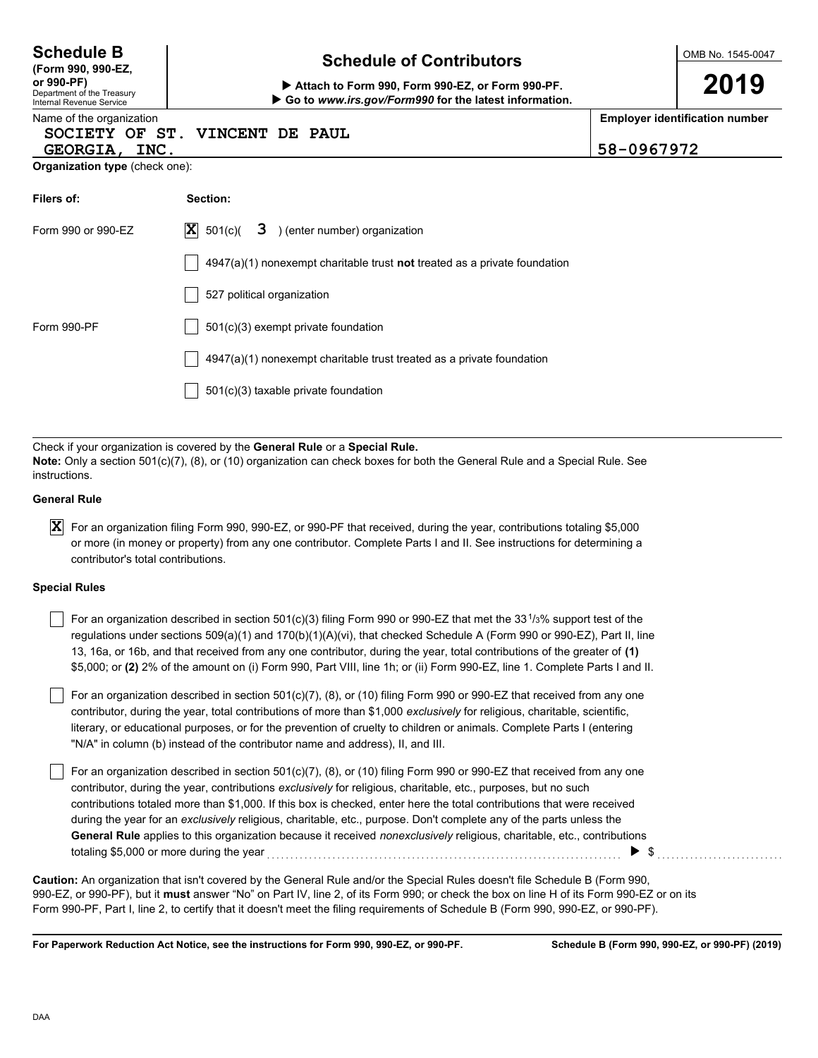**Schedule B**
**(Form 990, 990-EZ, or 990-PF)**
Department of the Treasury
Internal Revenue Service

# Schedule of Contributors

▶ **Attach to Form 990, Form 990-EZ, or Form 990-PF.**
▶ **Go to *www.irs.gov/Form990* for the latest information.**

OMB No. 1545-0047

**2019**

Name of the organization: SOCIETY OF ST. VINCENT DE PAUL GEORGIA, INC.

**Employer identification number:** 58-0967972

**Organization type** (check one):

| **Filers of:** | **Section:** |
|---|---|
| Form 990 or 990-EZ | [X] 501(c)( 3 ) (enter number) organization |
| | [ ] 4947(a)(1) nonexempt charitable trust **not** treated as a private foundation |
| | [ ] 527 political organization |
| Form 990-PF | [ ] 501(c)(3) exempt private foundation |
| | [ ] 4947(a)(1) nonexempt charitable trust treated as a private foundation |
| | [ ] 501(c)(3) taxable private foundation |

Check if your organization is covered by the **General Rule** or a **Special Rule.**
**Note:** Only a section 501(c)(7), (8), or (10) organization can check boxes for both the General Rule and a Special Rule. See instructions.

**General Rule**

[X] For an organization filing Form 990, 990-EZ, or 990-PF that received, during the year, contributions totaling $5,000 or more (in money or property) from any one contributor. Complete Parts I and II. See instructions for determining a contributor's total contributions.

**Special Rules**

[ ] For an organization described in section 501(c)(3) filing Form 990 or 990-EZ that met the 33 1/3% support test of the regulations under sections 509(a)(1) and 170(b)(1)(A)(vi), that checked Schedule A (Form 990 or 990-EZ), Part II, line 13, 16a, or 16b, and that received from any one contributor, during the year, total contributions of the greater of **(1)** $5,000; or **(2)** 2% of the amount on (i) Form 990, Part VIII, line 1h; or (ii) Form 990-EZ, line 1. Complete Parts I and II.

[ ] For an organization described in section 501(c)(7), (8), or (10) filing Form 990 or 990-EZ that received from any one contributor, during the year, total contributions of more than $1,000 *exclusively* for religious, charitable, scientific, literary, or educational purposes, or for the prevention of cruelty to children or animals. Complete Parts I (entering "N/A" in column (b) instead of the contributor name and address), II, and III.

[ ] For an organization described in section 501(c)(7), (8), or (10) filing Form 990 or 990-EZ that received from any one contributor, during the year, contributions *exclusively* for religious, charitable, etc., purposes, but no such contributions totaled more than $1,000. If this box is checked, enter here the total contributions that were received during the year for an *exclusively* religious, charitable, etc., purpose. Don't complete any of the parts unless the **General Rule** applies to this organization because it received *nonexclusively* religious, charitable, etc., contributions totaling $5,000 or more during the year ▶ $

**Caution:** An organization that isn't covered by the General Rule and/or the Special Rules doesn't file Schedule B (Form 990, 990-EZ, or 990-PF), but it **must** answer "No" on Part IV, line 2, of its Form 990; or check the box on line H of its Form 990-EZ or on its Form 990-PF, Part I, line 2, to certify that it doesn't meet the filing requirements of Schedule B (Form 990, 990-EZ, or 990-PF).

**For Paperwork Reduction Act Notice, see the instructions for Form 990, 990-EZ, or 990-PF.** **Schedule B (Form 990, 990-EZ, or 990-PF) (2019)**

DAA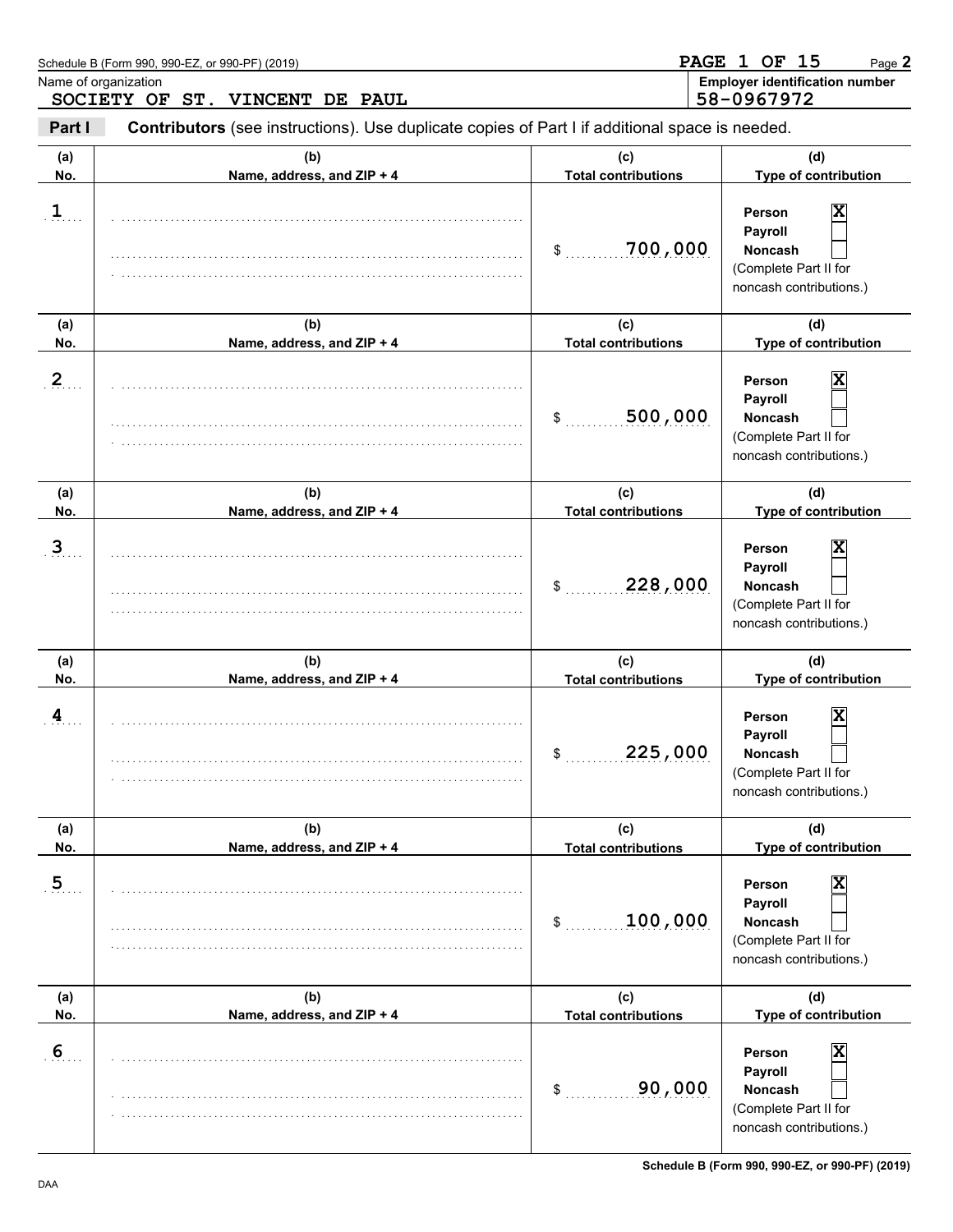Schedule B (Form 990, 990-EZ, or 990-PF) (2019)

PAGE 1 OF 15

Name of organization

SOCIETY OF ST. VINCENT DE PAUL

**Employer identification number**

58-0967972

**Part I** **Contributors** (see instructions). Use duplicate copies of Part I if additional space is needed.

| (a) No. | (b) Name, address, and ZIP + 4 | (c) Total contributions | (d) Type of contribution |
|---|---|---|---|
| 1 | | $ 700,000 | Person [X] Payroll [ ] Noncash [ ] (Complete Part II for noncash contributions.) |
| 2 | | $ 500,000 | Person [X] Payroll [ ] Noncash [ ] (Complete Part II for noncash contributions.) |
| 3 | | $ 228,000 | Person [X] Payroll [ ] Noncash [ ] (Complete Part II for noncash contributions.) |
| 4 | | $ 225,000 | Person [X] Payroll [ ] Noncash [ ] (Complete Part II for noncash contributions.) |
| 5 | | $ 100,000 | Person [X] Payroll [ ] Noncash [ ] (Complete Part II for noncash contributions.) |
| 6 | | $ 90,000 | Person [X] Payroll [ ] Noncash [ ] (Complete Part II for noncash contributions.) |

Schedule B (Form 990, 990-EZ, or 990-PF) (2019)

DAA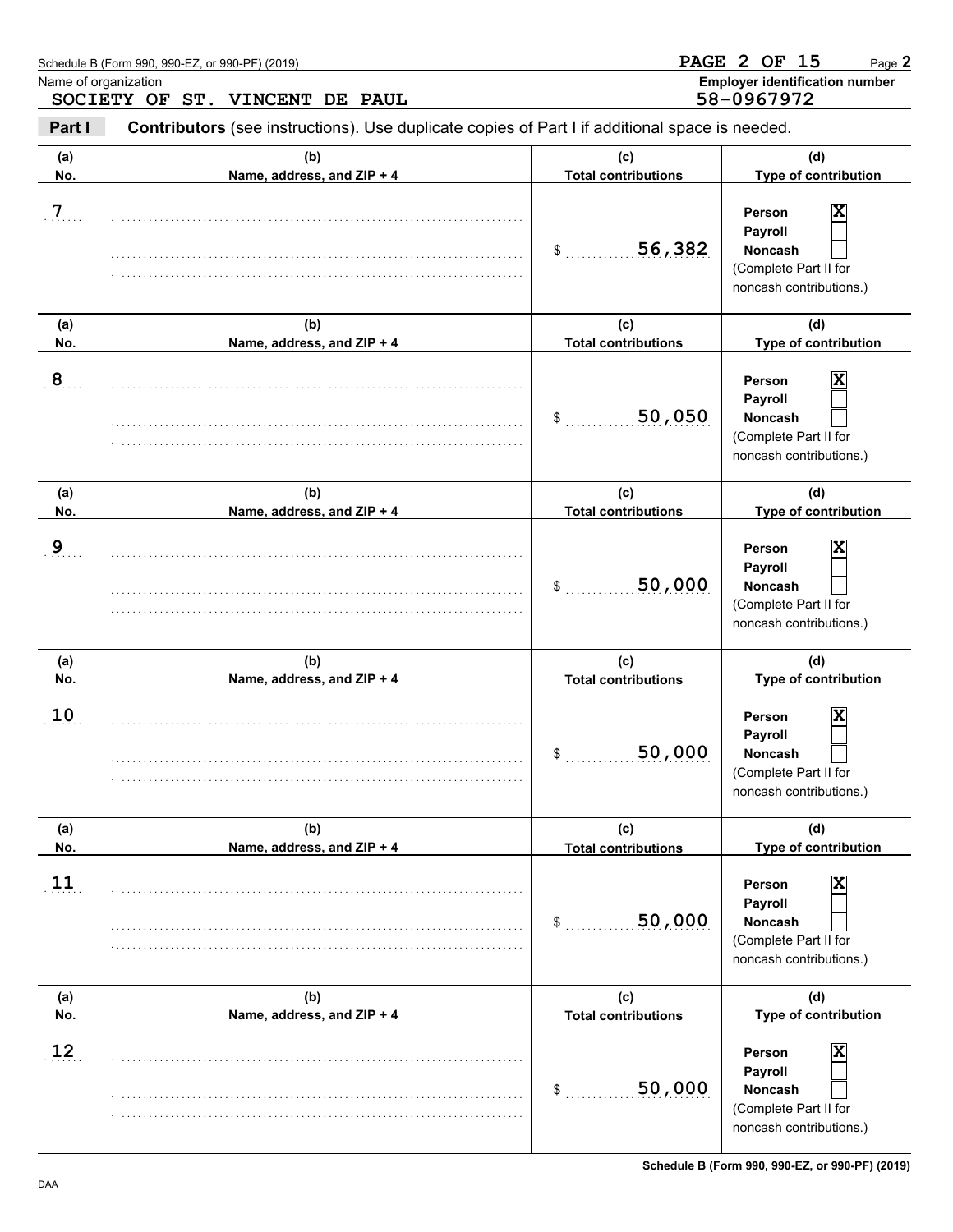Schedule B (Form 990, 990-EZ, or 990-PF) (2019)

Name of organization: **SOCIETY OF ST. VINCENT DE PAUL**

Employer identification number: **58-0967972**

**Part I** **Contributors** (see instructions). Use duplicate copies of Part I if additional space is needed.

| (a) No. | (b) Name, address, and ZIP + 4 | (c) Total contributions | (d) Type of contribution |
|---|---|---|---|
| 7 | | $ 56,382 | Person [X] Payroll [ ] Noncash [ ] (Complete Part II for noncash contributions.) |
| 8 | | $ 50,050 | Person [X] Payroll [ ] Noncash [ ] (Complete Part II for noncash contributions.) |
| 9 | | $ 50,000 | Person [X] Payroll [ ] Noncash [ ] (Complete Part II for noncash contributions.) |
| 10 | | $ 50,000 | Person [X] Payroll [ ] Noncash [ ] (Complete Part II for noncash contributions.) |
| 11 | | $ 50,000 | Person [X] Payroll [ ] Noncash [ ] (Complete Part II for noncash contributions.) |
| 12 | | $ 50,000 | Person [X] Payroll [ ] Noncash [ ] (Complete Part II for noncash contributions.) |

Schedule B (Form 990, 990-EZ, or 990-PF) (2019)

DAA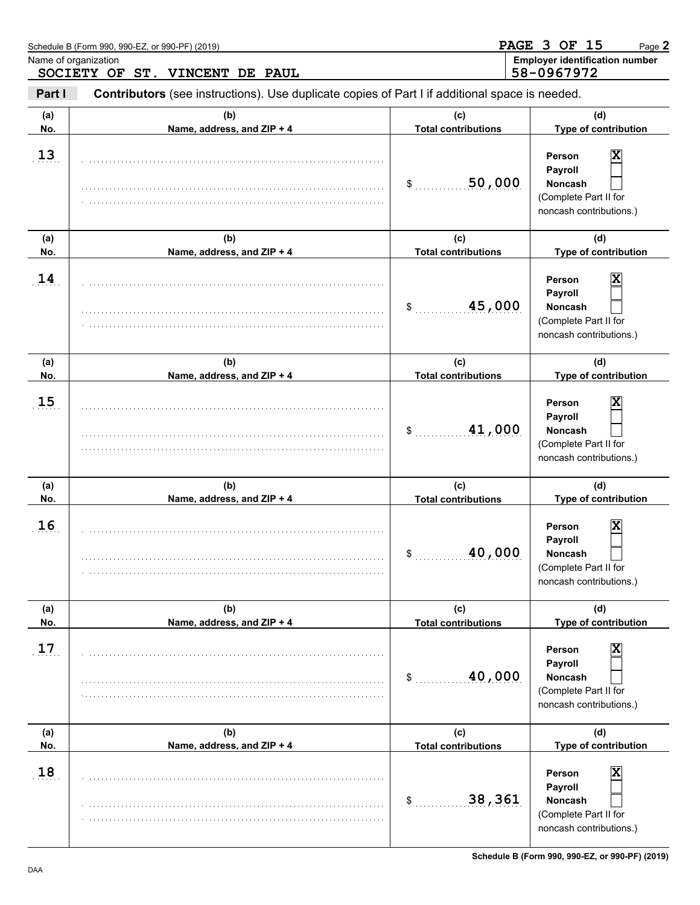Schedule B (Form 990, 990-EZ, or 990-PF) (2019)

Name of organization: SOCIETY OF ST. VINCENT DE PAUL

Employer identification number: 58-0967972

**Part I** **Contributors** (see instructions). Use duplicate copies of Part I if additional space is needed.

| (a) No. | (b) Name, address, and ZIP + 4 | (c) Total contributions | (d) Type of contribution |
|---|---|---|---|
| 13 | | $ 50,000 | Person [X] Payroll [ ] Noncash [ ] (Complete Part II for noncash contributions.) |
| 14 | | $ 45,000 | Person [X] Payroll [ ] Noncash [ ] (Complete Part II for noncash contributions.) |
| 15 | | $ 41,000 | Person [X] Payroll [ ] Noncash [ ] (Complete Part II for noncash contributions.) |
| 16 | | $ 40,000 | Person [X] Payroll [ ] Noncash [ ] (Complete Part II for noncash contributions.) |
| 17 | | $ 40,000 | Person [X] Payroll [ ] Noncash [ ] (Complete Part II for noncash contributions.) |
| 18 | | $ 38,361 | Person [X] Payroll [ ] Noncash [ ] (Complete Part II for noncash contributions.) |

Schedule B (Form 990, 990-EZ, or 990-PF) (2019)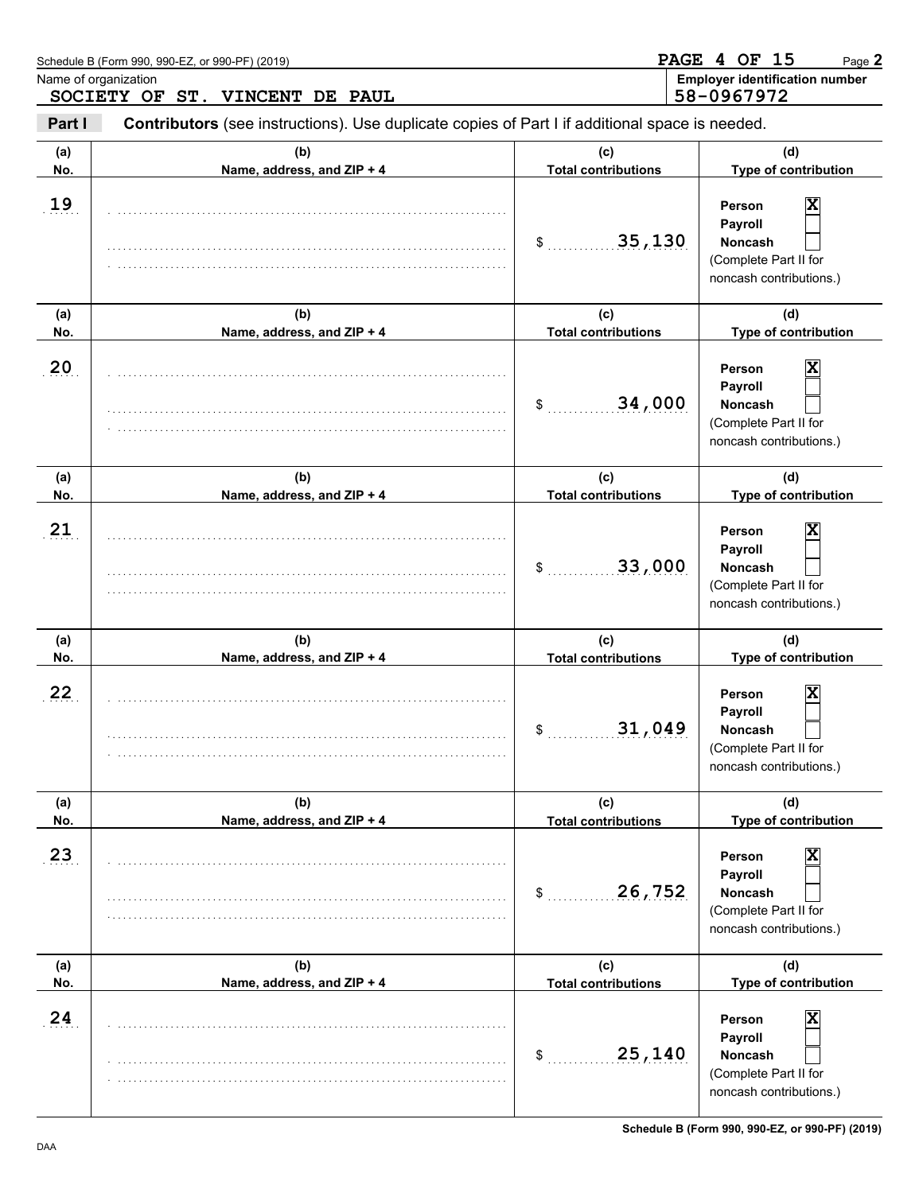Schedule B (Form 990, 990-EZ, or 990-PF) (2019)

Page **2**

Name of organization

**SOCIETY OF ST. VINCENT DE PAUL**

**Employer identification number**

**58-0967972**

**Part I** **Contributors** (see instructions). Use duplicate copies of Part I if additional space is needed.

| (a) No. | (b) Name, address, and ZIP + 4 | (c) Total contributions | (d) Type of contribution |
|---|---|---|---|
| 19 | | $ 35,130 | Person [X] Payroll [ ] Noncash [ ] (Complete Part II for noncash contributions.) |
| 20 | | $ 34,000 | Person [X] Payroll [ ] Noncash [ ] (Complete Part II for noncash contributions.) |
| 21 | | $ 33,000 | Person [X] Payroll [ ] Noncash [ ] (Complete Part II for noncash contributions.) |
| 22 | | $ 31,049 | Person [X] Payroll [ ] Noncash [ ] (Complete Part II for noncash contributions.) |
| 23 | | $ 26,752 | Person [X] Payroll [ ] Noncash [ ] (Complete Part II for noncash contributions.) |
| 24 | | $ 25,140 | Person [X] Payroll [ ] Noncash [ ] (Complete Part II for noncash contributions.) |

DAA

**Schedule B (Form 990, 990-EZ, or 990-PF) (2019)**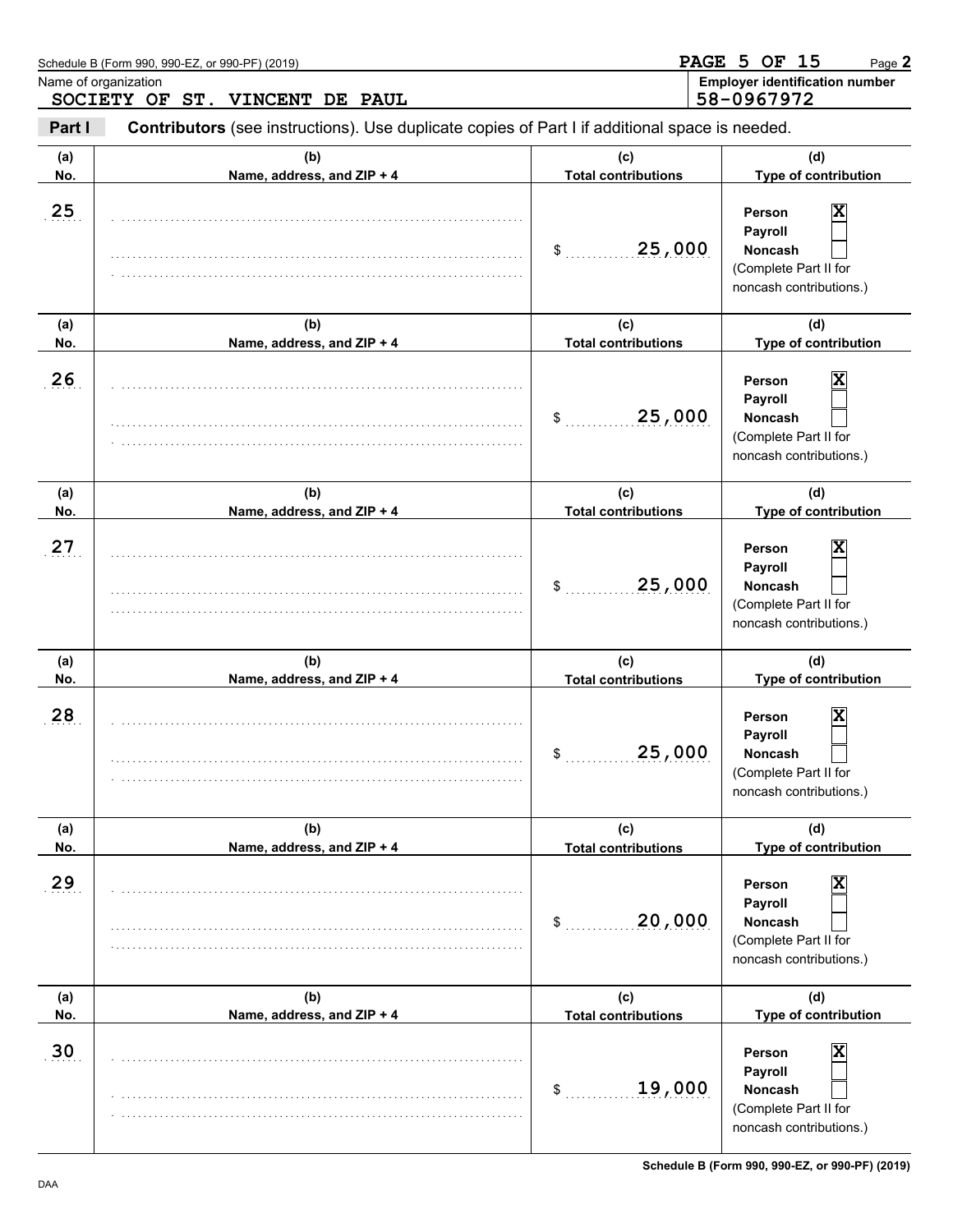Schedule B (Form 990, 990-EZ, or 990-PF) (2019)

Name of organization: SOCIETY OF ST. VINCENT DE PAUL

Employer identification number: 58-0967972

**Part I** **Contributors** (see instructions). Use duplicate copies of Part I if additional space is needed.

| (a) No. | (b) Name, address, and ZIP + 4 | (c) Total contributions | (d) Type of contribution |
|---|---|---|---|
| 25 | | $ 25,000 | Person [X] Payroll [ ] Noncash [ ] (Complete Part II for noncash contributions.) |
| 26 | | $ 25,000 | Person [X] Payroll [ ] Noncash [ ] (Complete Part II for noncash contributions.) |
| 27 | | $ 25,000 | Person [X] Payroll [ ] Noncash [ ] (Complete Part II for noncash contributions.) |
| 28 | | $ 25,000 | Person [X] Payroll [ ] Noncash [ ] (Complete Part II for noncash contributions.) |
| 29 | | $ 20,000 | Person [X] Payroll [ ] Noncash [ ] (Complete Part II for noncash contributions.) |
| 30 | | $ 19,000 | Person [X] Payroll [ ] Noncash [ ] (Complete Part II for noncash contributions.) |

Schedule B (Form 990, 990-EZ, or 990-PF) (2019)

DAA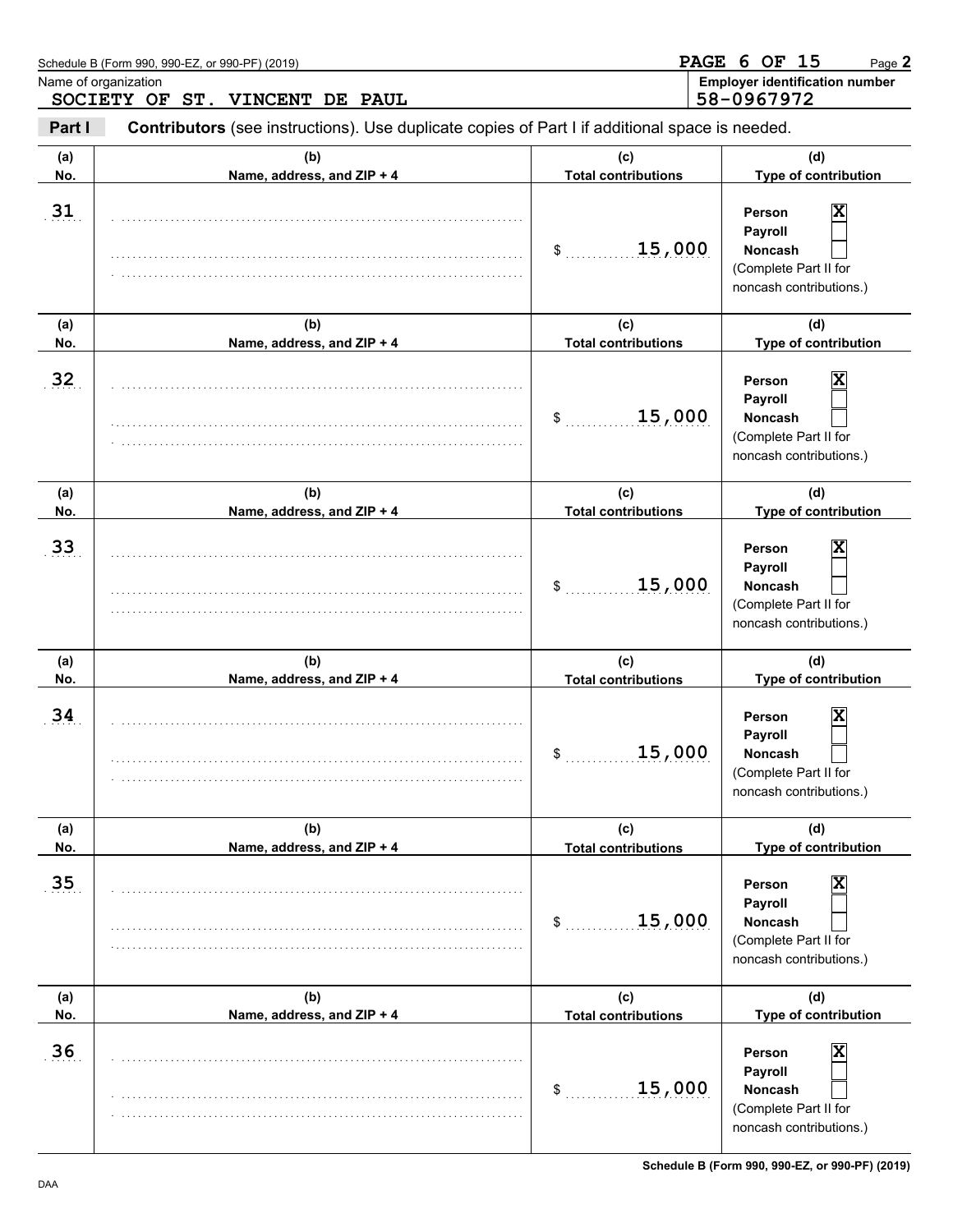Schedule B (Form 990, 990-EZ, or 990-PF) (2019)

Name of organization: SOCIETY OF ST. VINCENT DE PAUL

Employer identification number: 58-0967972

**Part I** **Contributors** (see instructions). Use duplicate copies of Part I if additional space is needed.

| (a) No. | (b) Name, address, and ZIP + 4 | (c) Total contributions | (d) Type of contribution |
|---|---|---|---|
| 31 | | $ 15,000 | Person [X] Payroll [ ] Noncash [ ] (Complete Part II for noncash contributions.) |
| 32 | | $ 15,000 | Person [X] Payroll [ ] Noncash [ ] (Complete Part II for noncash contributions.) |
| 33 | | $ 15,000 | Person [X] Payroll [ ] Noncash [ ] (Complete Part II for noncash contributions.) |
| 34 | | $ 15,000 | Person [X] Payroll [ ] Noncash [ ] (Complete Part II for noncash contributions.) |
| 35 | | $ 15,000 | Person [X] Payroll [ ] Noncash [ ] (Complete Part II for noncash contributions.) |
| 36 | | $ 15,000 | Person [X] Payroll [ ] Noncash [ ] (Complete Part II for noncash contributions.) |

Schedule B (Form 990, 990-EZ, or 990-PF) (2019)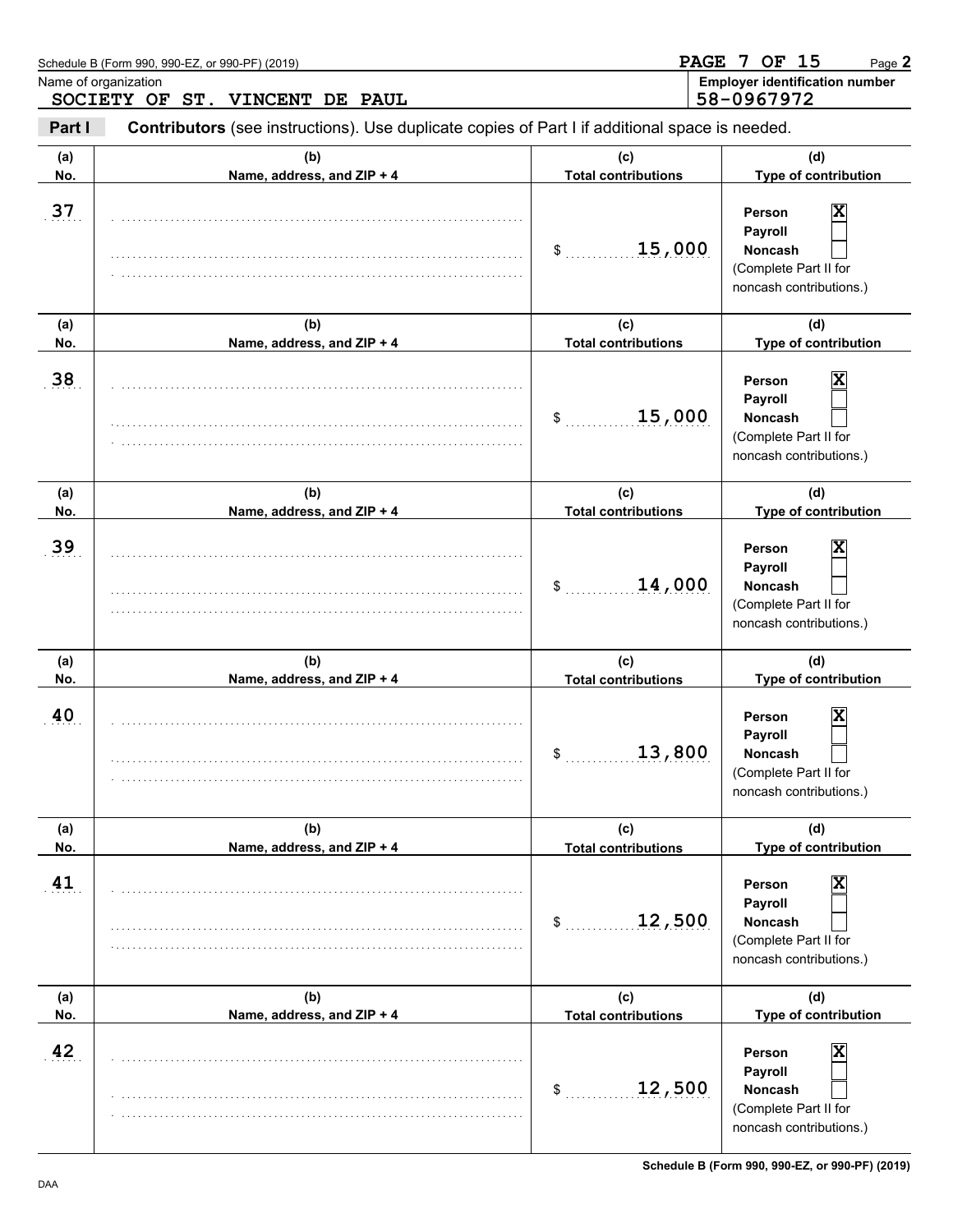Schedule B (Form 990, 990-EZ, or 990-PF) (2019)

Name of organization: SOCIETY OF ST. VINCENT DE PAUL

Employer identification number: 58-0967972

**Part I** **Contributors** (see instructions). Use duplicate copies of Part I if additional space is needed.

| (a) No. | (b) Name, address, and ZIP + 4 | (c) Total contributions | (d) Type of contribution |
|---|---|---|---|
| 37 | | $ 15,000 | Person [X] Payroll [ ] Noncash [ ] (Complete Part II for noncash contributions.) |
| 38 | | $ 15,000 | Person [X] Payroll [ ] Noncash [ ] (Complete Part II for noncash contributions.) |
| 39 | | $ 14,000 | Person [X] Payroll [ ] Noncash [ ] (Complete Part II for noncash contributions.) |
| 40 | | $ 13,800 | Person [X] Payroll [ ] Noncash [ ] (Complete Part II for noncash contributions.) |
| 41 | | $ 12,500 | Person [X] Payroll [ ] Noncash [ ] (Complete Part II for noncash contributions.) |
| 42 | | $ 12,500 | Person [X] Payroll [ ] Noncash [ ] (Complete Part II for noncash contributions.) |

Schedule B (Form 990, 990-EZ, or 990-PF) (2019)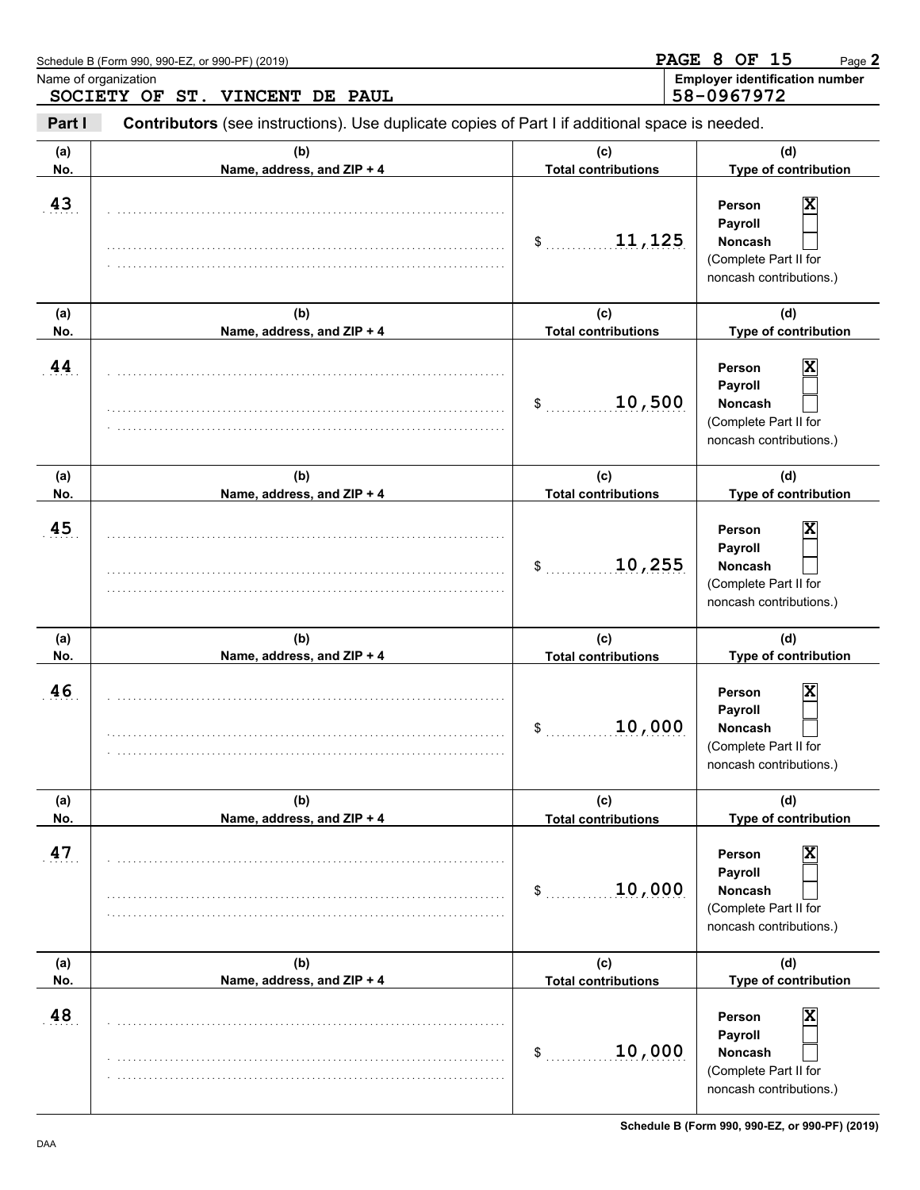Schedule B (Form 990, 990-EZ, or 990-PF) (2019)

Name of organization
SOCIETY OF ST. VINCENT DE PAUL

Employer identification number
58-0967972

**Part I** **Contributors** (see instructions). Use duplicate copies of Part I if additional space is needed.

| (a) No. | (b) Name, address, and ZIP + 4 | (c) Total contributions | (d) Type of contribution |
|---|---|---|---|
| 43 | | $ 11,125 | Person [X] Payroll [ ] Noncash [ ] (Complete Part II for noncash contributions.) |
| 44 | | $ 10,500 | Person [X] Payroll [ ] Noncash [ ] (Complete Part II for noncash contributions.) |
| 45 | | $ 10,255 | Person [X] Payroll [ ] Noncash [ ] (Complete Part II for noncash contributions.) |
| 46 | | $ 10,000 | Person [X] Payroll [ ] Noncash [ ] (Complete Part II for noncash contributions.) |
| 47 | | $ 10,000 | Person [X] Payroll [ ] Noncash [ ] (Complete Part II for noncash contributions.) |
| 48 | | $ 10,000 | Person [X] Payroll [ ] Noncash [ ] (Complete Part II for noncash contributions.) |

Schedule B (Form 990, 990-EZ, or 990-PF) (2019)

DAA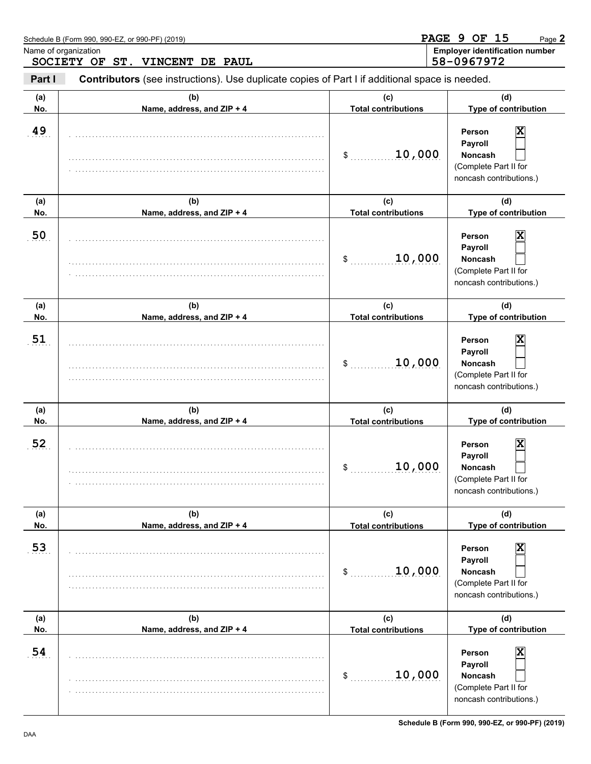Schedule B (Form 990, 990-EZ, or 990-PF) (2019)

Name of organization: SOCIETY OF ST. VINCENT DE PAUL

Employer identification number: 58-0967972

**Part I** **Contributors** (see instructions). Use duplicate copies of Part I if additional space is needed.

| (a) No. | (b) Name, address, and ZIP + 4 | (c) Total contributions | (d) Type of contribution |
|---|---|---|---|
| 49 | | $ 10,000 | Person [X] Payroll [ ] Noncash [ ] (Complete Part II for noncash contributions.) |
| 50 | | $ 10,000 | Person [X] Payroll [ ] Noncash [ ] (Complete Part II for noncash contributions.) |
| 51 | | $ 10,000 | Person [X] Payroll [ ] Noncash [ ] (Complete Part II for noncash contributions.) |
| 52 | | $ 10,000 | Person [X] Payroll [ ] Noncash [ ] (Complete Part II for noncash contributions.) |
| 53 | | $ 10,000 | Person [X] Payroll [ ] Noncash [ ] (Complete Part II for noncash contributions.) |
| 54 | | $ 10,000 | Person [X] Payroll [ ] Noncash [ ] (Complete Part II for noncash contributions.) |

Schedule B (Form 990, 990-EZ, or 990-PF) (2019)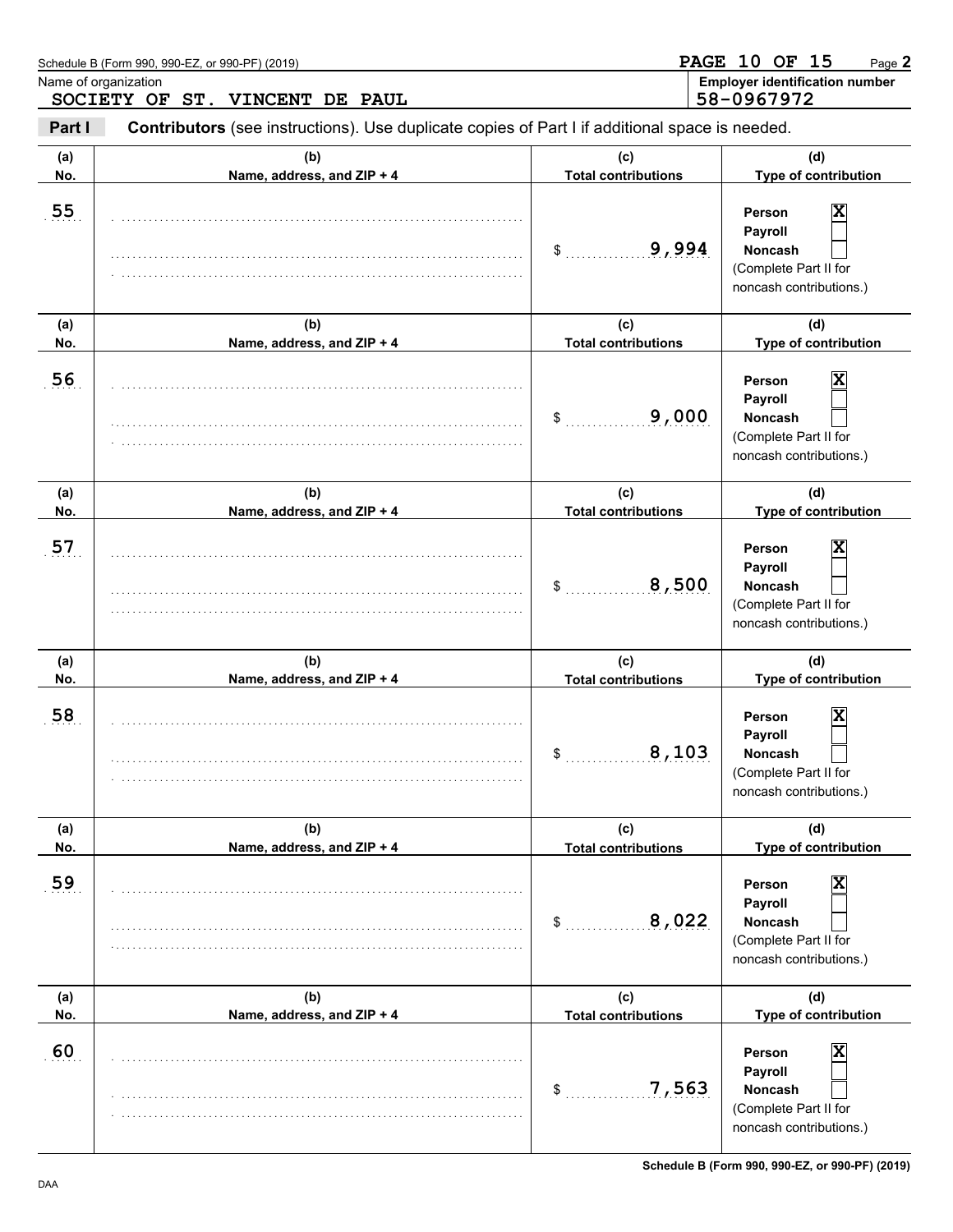Schedule B (Form 990, 990-EZ, or 990-PF) (2019)

Name of organization: SOCIETY OF ST. VINCENT DE PAUL

Employer identification number: 58-0967972

**Part I** **Contributors** (see instructions). Use duplicate copies of Part I if additional space is needed.

| (a) No. | (b) Name, address, and ZIP + 4 | (c) Total contributions | (d) Type of contribution |
|---|---|---|---|
| 55 | | $ 9,994 | Person [X] Payroll [ ] Noncash [ ] (Complete Part II for noncash contributions.) |
| 56 | | $ 9,000 | Person [X] Payroll [ ] Noncash [ ] (Complete Part II for noncash contributions.) |
| 57 | | $ 8,500 | Person [X] Payroll [ ] Noncash [ ] (Complete Part II for noncash contributions.) |
| 58 | | $ 8,103 | Person [X] Payroll [ ] Noncash [ ] (Complete Part II for noncash contributions.) |
| 59 | | $ 8,022 | Person [X] Payroll [ ] Noncash [ ] (Complete Part II for noncash contributions.) |
| 60 | | $ 7,563 | Person [X] Payroll [ ] Noncash [ ] (Complete Part II for noncash contributions.) |

DAA

Schedule B (Form 990, 990-EZ, or 990-PF) (2019)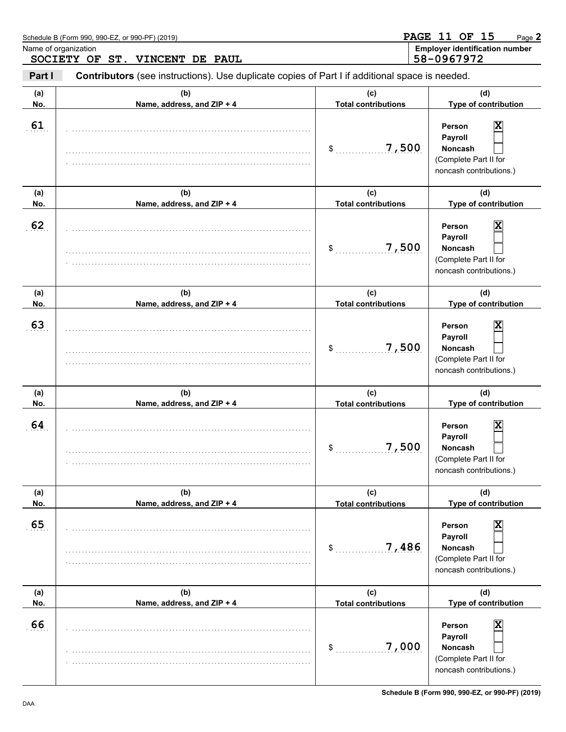Schedule B (Form 990, 990-EZ, or 990-PF) (2019)

Page **2**

Name of organization: SOCIETY OF ST. VINCENT DE PAUL

Employer identification number: 58-0967972

**Part I** **Contributors** (see instructions). Use duplicate copies of Part I if additional space is needed.

| (a) No. | (b) Name, address, and ZIP + 4 | (c) Total contributions | (d) Type of contribution |
|---|---|---|---|
| 61 | | $ 7,500 | Person [X] Payroll [ ] Noncash [ ] (Complete Part II for noncash contributions.) |
| 62 | | $ 7,500 | Person [X] Payroll [ ] Noncash [ ] (Complete Part II for noncash contributions.) |
| 63 | | $ 7,500 | Person [X] Payroll [ ] Noncash [ ] (Complete Part II for noncash contributions.) |
| 64 | | $ 7,500 | Person [X] Payroll [ ] Noncash [ ] (Complete Part II for noncash contributions.) |
| 65 | | $ 7,486 | Person [X] Payroll [ ] Noncash [ ] (Complete Part II for noncash contributions.) |
| 66 | | $ 7,000 | Person [X] Payroll [ ] Noncash [ ] (Complete Part II for noncash contributions.) |

Schedule B (Form 990, 990-EZ, or 990-PF) (2019)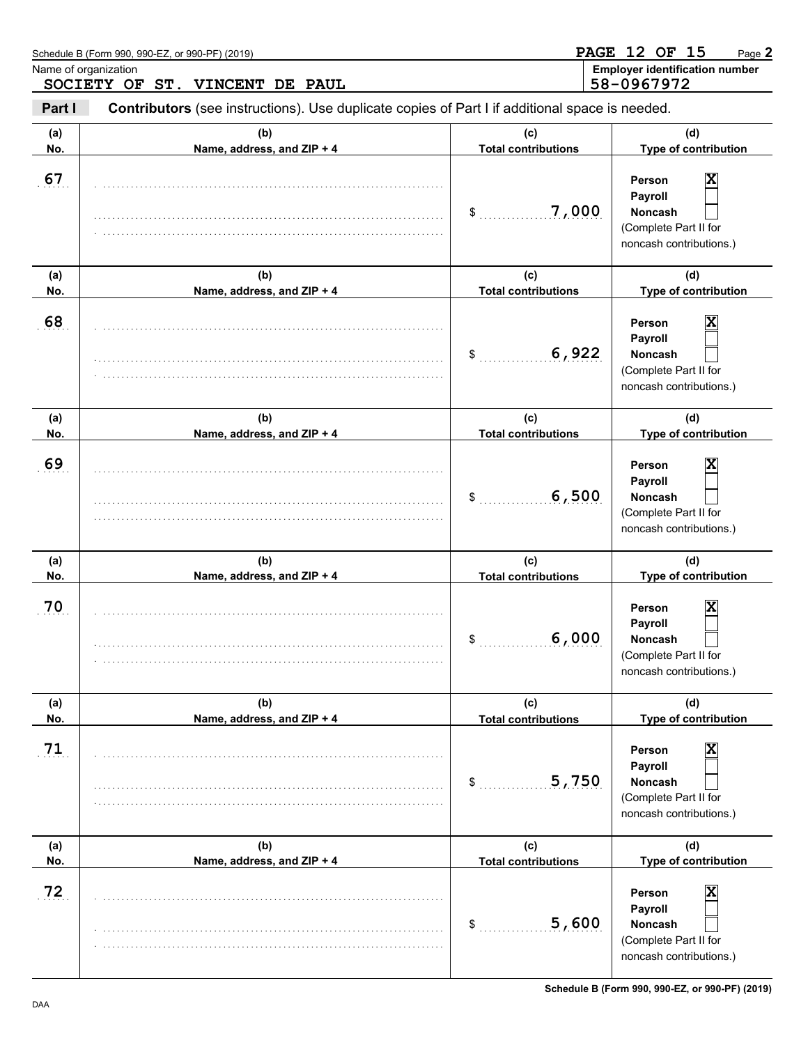Schedule B (Form 990, 990-EZ, or 990-PF) (2019)

Name of organization: **SOCIETY OF ST. VINCENT DE PAUL**

**Employer identification number:** 58-0967972

**Part I** **Contributors** (see instructions). Use duplicate copies of Part I if additional space is needed.

| (a) No. | (b) Name, address, and ZIP + 4 | (c) Total contributions | (d) Type of contribution |
|---|---|---|---|
| 67 | | $ 7,000 | Person [X] Payroll [ ] Noncash [ ] (Complete Part II for noncash contributions.) |
| 68 | | $ 6,922 | Person [X] Payroll [ ] Noncash [ ] (Complete Part II for noncash contributions.) |
| 69 | | $ 6,500 | Person [X] Payroll [ ] Noncash [ ] (Complete Part II for noncash contributions.) |
| 70 | | $ 6,000 | Person [X] Payroll [ ] Noncash [ ] (Complete Part II for noncash contributions.) |
| 71 | | $ 5,750 | Person [X] Payroll [ ] Noncash [ ] (Complete Part II for noncash contributions.) |
| 72 | | $ 5,600 | Person [X] Payroll [ ] Noncash [ ] (Complete Part II for noncash contributions.) |

**Schedule B (Form 990, 990-EZ, or 990-PF) (2019)**

DAA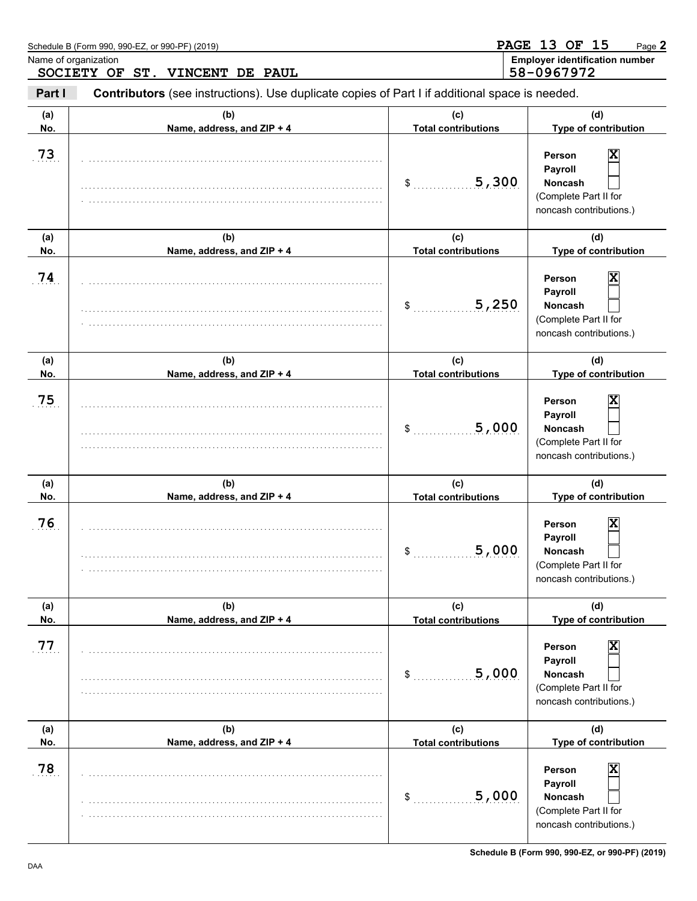Schedule B (Form 990, 990-EZ, or 990-PF) (2019)

Name of organization: SOCIETY OF ST. VINCENT DE PAUL

Employer identification number: 58-0967972

**Part I** **Contributors** (see instructions). Use duplicate copies of Part I if additional space is needed.

| (a) No. | (b) Name, address, and ZIP + 4 | (c) Total contributions | (d) Type of contribution |
|---|---|---|---|
| 73 | | $ 5,300 | Person [X] Payroll [ ] Noncash [ ] (Complete Part II for noncash contributions.) |
| 74 | | $ 5,250 | Person [X] Payroll [ ] Noncash [ ] (Complete Part II for noncash contributions.) |
| 75 | | $ 5,000 | Person [X] Payroll [ ] Noncash [ ] (Complete Part II for noncash contributions.) |
| 76 | | $ 5,000 | Person [X] Payroll [ ] Noncash [ ] (Complete Part II for noncash contributions.) |
| 77 | | $ 5,000 | Person [X] Payroll [ ] Noncash [ ] (Complete Part II for noncash contributions.) |
| 78 | | $ 5,000 | Person [X] Payroll [ ] Noncash [ ] (Complete Part II for noncash contributions.) |

Schedule B (Form 990, 990-EZ, or 990-PF) (2019)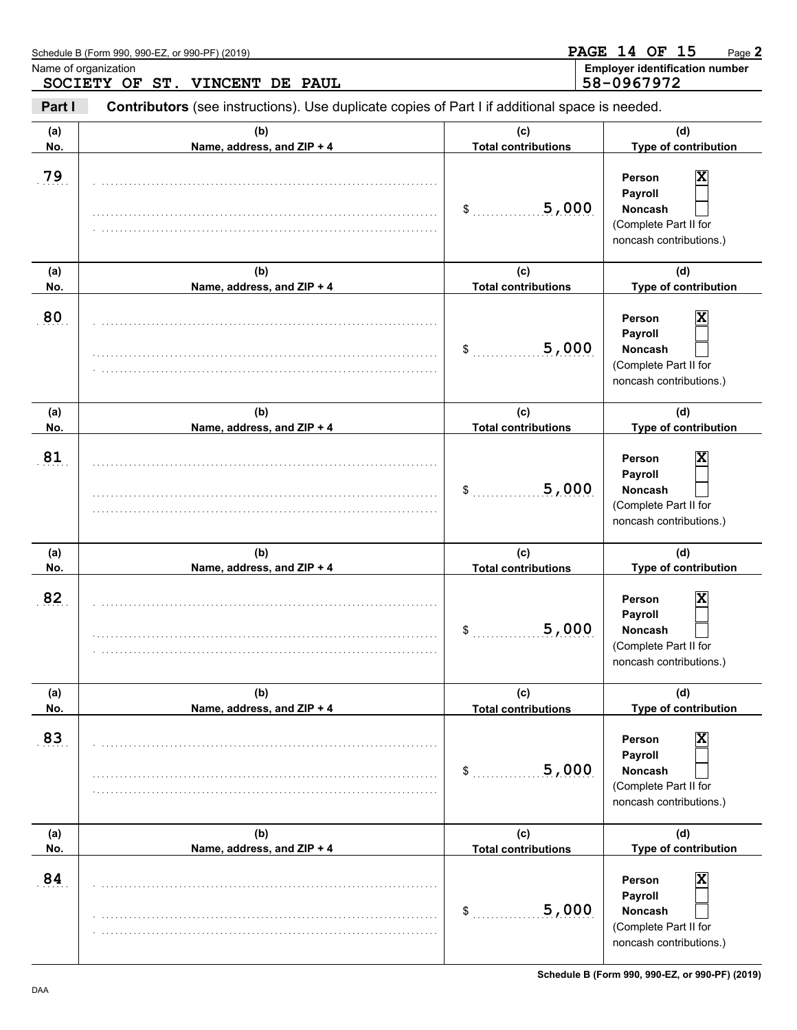Schedule B (Form 990, 990-EZ, or 990-PF) (2019)

Name of organization: SOCIETY OF ST. VINCENT DE PAUL

Employer identification number: 58-0967972

**Part I** **Contributors** (see instructions). Use duplicate copies of Part I if additional space is needed.

| (a) No. | (b) Name, address, and ZIP + 4 | (c) Total contributions | (d) Type of contribution |
|---|---|---|---|
| 79 | | $ 5,000 | Person [X] Payroll [ ] Noncash [ ] (Complete Part II for noncash contributions.) |
| 80 | | $ 5,000 | Person [X] Payroll [ ] Noncash [ ] (Complete Part II for noncash contributions.) |
| 81 | | $ 5,000 | Person [X] Payroll [ ] Noncash [ ] (Complete Part II for noncash contributions.) |
| 82 | | $ 5,000 | Person [X] Payroll [ ] Noncash [ ] (Complete Part II for noncash contributions.) |
| 83 | | $ 5,000 | Person [X] Payroll [ ] Noncash [ ] (Complete Part II for noncash contributions.) |
| 84 | | $ 5,000 | Person [X] Payroll [ ] Noncash [ ] (Complete Part II for noncash contributions.) |

DAA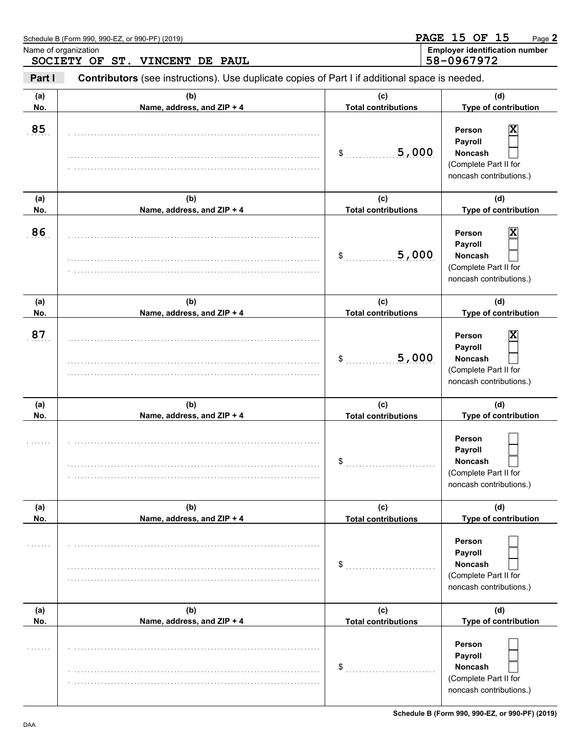Schedule B (Form 990, 990-EZ, or 990-PF) (2019)

Name of organization: SOCIETY OF ST. VINCENT DE PAUL

Employer identification number: 58-0967972

**Part I** **Contributors** (see instructions). Use duplicate copies of Part I if additional space is needed.

| (a) No. | (b) Name, address, and ZIP + 4 | (c) Total contributions | (d) Type of contribution |
|---|---|---|---|
| 85 | | $ 5,000 | Person [X] Payroll [ ] Noncash [ ] (Complete Part II for noncash contributions.) |
| 86 | | $ 5,000 | Person [X] Payroll [ ] Noncash [ ] (Complete Part II for noncash contributions.) |
| 87 | | $ 5,000 | Person [X] Payroll [ ] Noncash [ ] (Complete Part II for noncash contributions.) |
| | | $ | Person [ ] Payroll [ ] Noncash [ ] (Complete Part II for noncash contributions.) |
| | | $ | Person [ ] Payroll [ ] Noncash [ ] (Complete Part II for noncash contributions.) |
| | | $ | Person [ ] Payroll [ ] Noncash [ ] (Complete Part II for noncash contributions.) |

Schedule B (Form 990, 990-EZ, or 990-PF) (2019)

DAA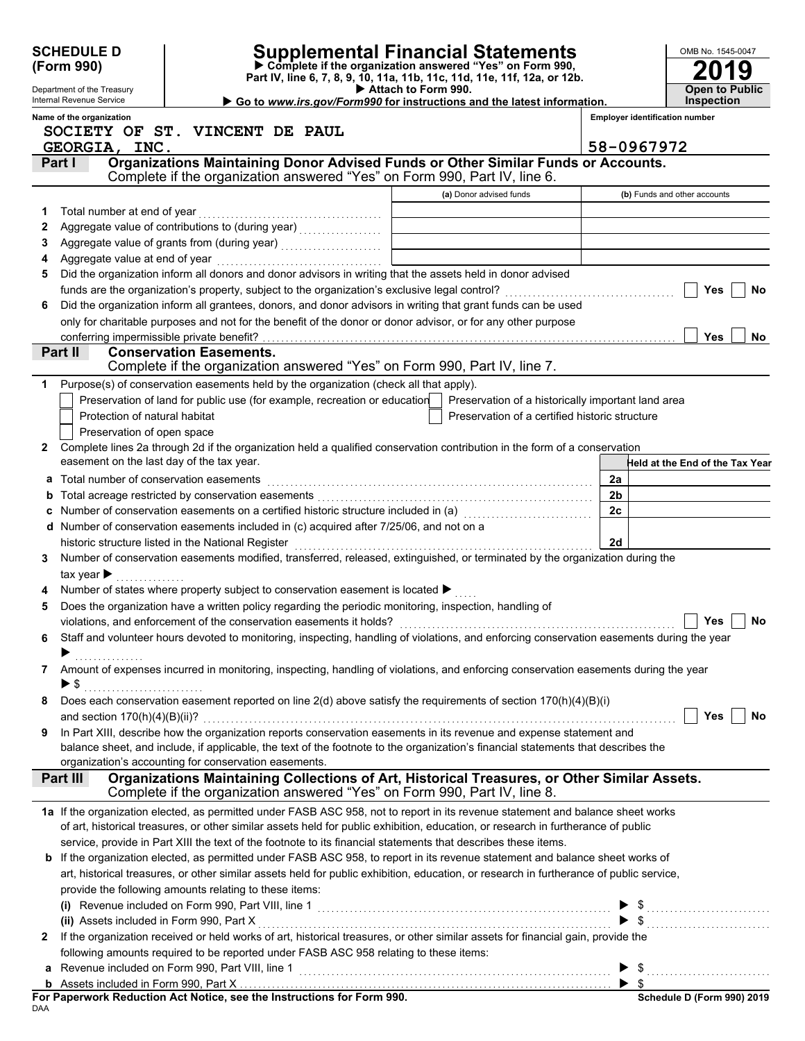**SCHEDULE D (Form 990)**

Department of the Treasury
Internal Revenue Service

# Supplemental Financial Statements

▶ Complete if the organization answered "Yes" on Form 990, Part IV, line 6, 7, 8, 9, 10, 11a, 11b, 11c, 11d, 11e, 11f, 12a, or 12b.
▶ Attach to Form 990.
▶ Go to *www.irs.gov/Form990* for instructions and the latest information.

OMB No. 1545-0047

**2019**

**Open to Public Inspection**

**Name of the organization**
SOCIETY OF ST. VINCENT DE PAUL GEORGIA, INC.

**Employer identification number**
58-0967972

## Part I Organizations Maintaining Donor Advised Funds or Other Similar Funds or Accounts.
Complete if the organization answered "Yes" on Form 990, Part IV, line 6.

| | | (a) Donor advised funds | (b) Funds and other accounts |
|---|---|---|---|
| 1 | Total number at end of year | | |
| 2 | Aggregate value of contributions to (during year) | | |
| 3 | Aggregate value of grants from (during year) | | |
| 4 | Aggregate value at end of year | | |

5 Did the organization inform all donors and donor advisors in writing that the assets held in donor advised funds are the organization's property, subject to the organization's exclusive legal control? ☐ Yes ☐ No

6 Did the organization inform all grantees, donors, and donor advisors in writing that grant funds can be used only for charitable purposes and not for the benefit of the donor or donor advisor, or for any other purpose conferring impermissible private benefit? ☐ Yes ☐ No

## Part II Conservation Easements.
Complete if the organization answered "Yes" on Form 990, Part IV, line 7.

1 Purpose(s) of conservation easements held by the organization (check all that apply).

☐ Preservation of land for public use (for example, recreation or education)
☐ Protection of natural habitat
☐ Preservation of open space
☐ Preservation of a historically important land area
☐ Preservation of a certified historic structure

2 Complete lines 2a through 2d if the organization held a qualified conservation contribution in the form of a conservation easement on the last day of the tax year.

| | | | Held at the End of the Tax Year |
|---|---|---|---|
| a | Total number of conservation easements | 2a | |
| b | Total acreage restricted by conservation easements | 2b | |
| c | Number of conservation easements on a certified historic structure included in (a) | 2c | |
| d | Number of conservation easements included in (c) acquired after 7/25/06, and not on a historic structure listed in the National Register | 2d | |

3 Number of conservation easements modified, transferred, released, extinguished, or terminated by the organization during the tax year ▶

4 Number of states where property subject to conservation easement is located ▶

5 Does the organization have a written policy regarding the periodic monitoring, inspection, handling of violations, and enforcement of the conservation easements it holds? ☐ Yes ☐ No

6 Staff and volunteer hours devoted to monitoring, inspecting, handling of violations, and enforcing conservation easements during the year ▶

7 Amount of expenses incurred in monitoring, inspecting, handling of violations, and enforcing conservation easements during the year ▶ $

8 Does each conservation easement reported on line 2(d) above satisfy the requirements of section 170(h)(4)(B)(i) and section 170(h)(4)(B)(ii)? ☐ Yes ☐ No

9 In Part XIII, describe how the organization reports conservation easements in its revenue and expense statement and balance sheet, and include, if applicable, the text of the footnote to the organization's financial statements that describes the organization's accounting for conservation easements.

## Part III Organizations Maintaining Collections of Art, Historical Treasures, or Other Similar Assets.
Complete if the organization answered "Yes" on Form 990, Part IV, line 8.

1a If the organization elected, as permitted under FASB ASC 958, not to report in its revenue statement and balance sheet works of art, historical treasures, or other similar assets held for public exhibition, education, or research in furtherance of public service, provide in Part XIII the text of the footnote to its financial statements that describes these items.

b If the organization elected, as permitted under FASB ASC 958, to report in its revenue statement and balance sheet works of art, historical treasures, or other similar assets held for public exhibition, education, or research in furtherance of public service, provide the following amounts relating to these items:

(i) Revenue included on Form 990, Part VIII, line 1 ▶ $

(ii) Assets included in Form 990, Part X ▶ $

2 If the organization received or held works of art, historical treasures, or other similar assets for financial gain, provide the following amounts required to be reported under FASB ASC 958 relating to these items:

a Revenue included on Form 990, Part VIII, line 1 ▶ $

b Assets included in Form 990, Part X ▶ $

**For Paperwork Reduction Act Notice, see the Instructions for Form 990.** **Schedule D (Form 990) 2019**

DAA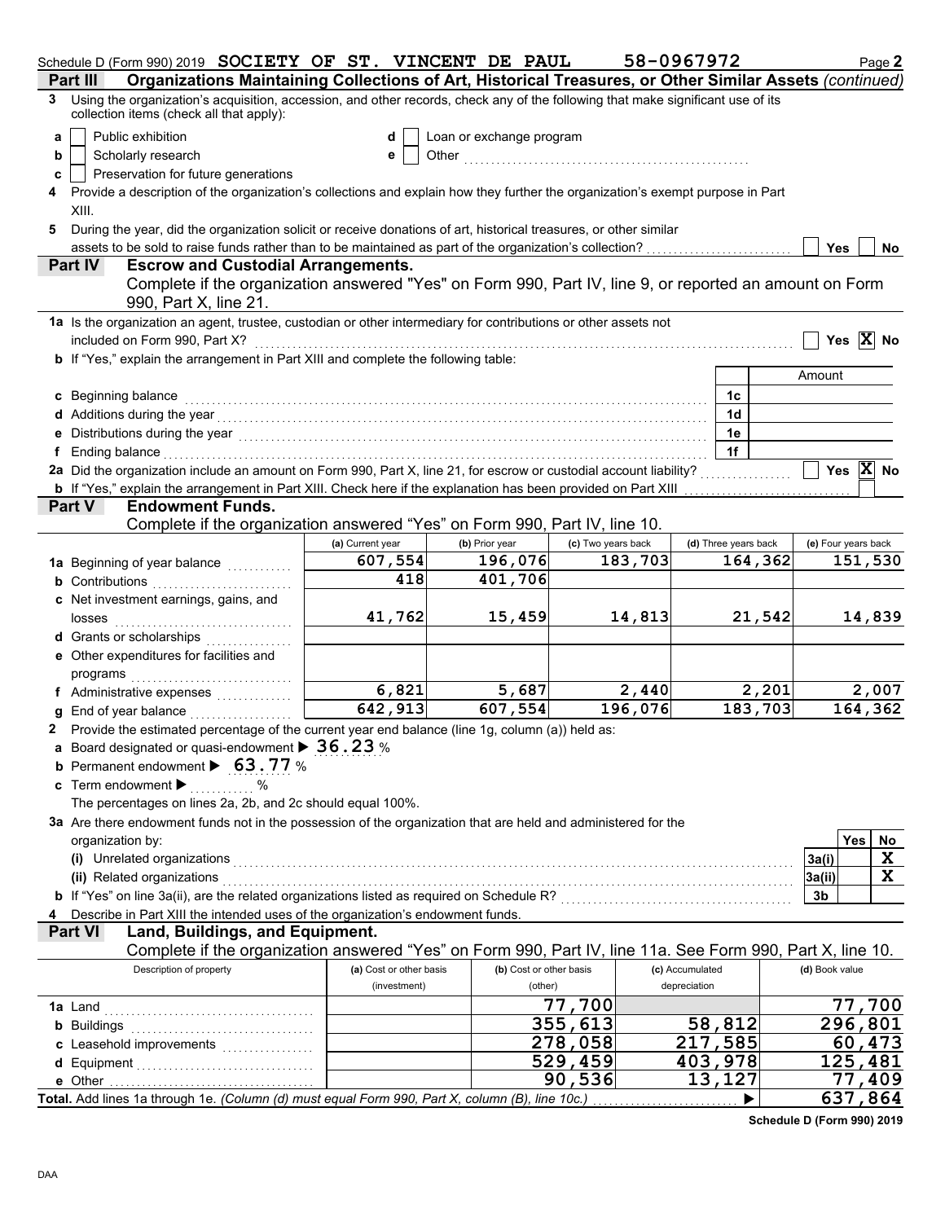Schedule D (Form 990) 2019 SOCIETY OF ST. VINCENT DE PAUL 58-0967972 Page 2

**Part III — Organizations Maintaining Collections of Art, Historical Treasures, or Other Similar Assets** *(continued)*

3 Using the organization's acquisition, accession, and other records, check any of the following that make significant use of its collection items (check all that apply):

- a [ ] Public exhibition
- b [ ] Scholarly research
- c [ ] Preservation for future generations
- d [ ] Loan or exchange program
- e [ ] Other ..........

4 Provide a description of the organization's collections and explain how they further the organization's exempt purpose in Part XIII.

5 During the year, did the organization solicit or receive donations of art, historical treasures, or other similar assets to be sold to raise funds rather than to be maintained as part of the organization's collection? [ ] Yes [ ] No

**Part IV — Escrow and Custodial Arrangements.**
Complete if the organization answered "Yes" on Form 990, Part IV, line 9, or reported an amount on Form 990, Part X, line 21.

1a Is the organization an agent, trustee, custodian or other intermediary for contributions or other assets not included on Form 990, Part X? [ ] Yes [X] No

b If "Yes," explain the arrangement in Part XIII and complete the following table:

| | | Amount |
|---|---|---|
| c Beginning balance | 1c | |
| d Additions during the year | 1d | |
| e Distributions during the year | 1e | |
| f Ending balance | 1f | |

2a Did the organization include an amount on Form 990, Part X, line 21, for escrow or custodial account liability? [ ] Yes [X] No

b If "Yes," explain the arrangement in Part XIII. Check here if the explanation has been provided on Part XIII [ ]

**Part V — Endowment Funds.**
Complete if the organization answered "Yes" on Form 990, Part IV, line 10.

| | (a) Current year | (b) Prior year | (c) Two years back | (d) Three years back | (e) Four years back |
|---|---|---|---|---|---|
| 1a Beginning of year balance | 607,554 | 196,076 | 183,703 | 164,362 | 151,530 |
| b Contributions | 418 | 401,706 | | | |
| c Net investment earnings, gains, and losses | 41,762 | 15,459 | 14,813 | 21,542 | 14,839 |
| d Grants or scholarships | | | | | |
| e Other expenditures for facilities and programs | | | | | |
| f Administrative expenses | 6,821 | 5,687 | 2,440 | 2,201 | 2,007 |
| g End of year balance | 642,913 | 607,554 | 196,076 | 183,703 | 164,362 |

2 Provide the estimated percentage of the current year end balance (line 1g, column (a)) held as:

a Board designated or quasi-endowment ▶ 36.23 %

b Permanent endowment ▶ 63.77 %

c Term endowment ▶ ........... %

The percentages on lines 2a, 2b, and 2c should equal 100%.

3a Are there endowment funds not in the possession of the organization that are held and administered for the organization by:

| | | Yes | No |
|---|---|---|---|
| (i) Unrelated organizations | 3a(i) | | X |
| (ii) Related organizations | 3a(ii) | | X |
| b If "Yes" on line 3a(ii), are the related organizations listed as required on Schedule R? | 3b | | |

4 Describe in Part XIII the intended uses of the organization's endowment funds.

**Part VI — Land, Buildings, and Equipment.**
Complete if the organization answered "Yes" on Form 990, Part IV, line 11a. See Form 990, Part X, line 10.

| Description of property | (a) Cost or other basis (investment) | (b) Cost or other basis (other) | (c) Accumulated depreciation | (d) Book value |
|---|---|---|---|---|
| 1a Land | | 77,700 | | 77,700 |
| b Buildings | | 355,613 | 58,812 | 296,801 |
| c Leasehold improvements | | 278,058 | 217,585 | 60,473 |
| d Equipment | | 529,459 | 403,978 | 125,481 |
| e Other | | 90,536 | 13,127 | 77,409 |
| **Total.** Add lines 1a through 1e. *(Column (d) must equal Form 990, Part X, column (B), line 10c.)* ▶ | | | | 637,864 |

Schedule D (Form 990) 2019

DAA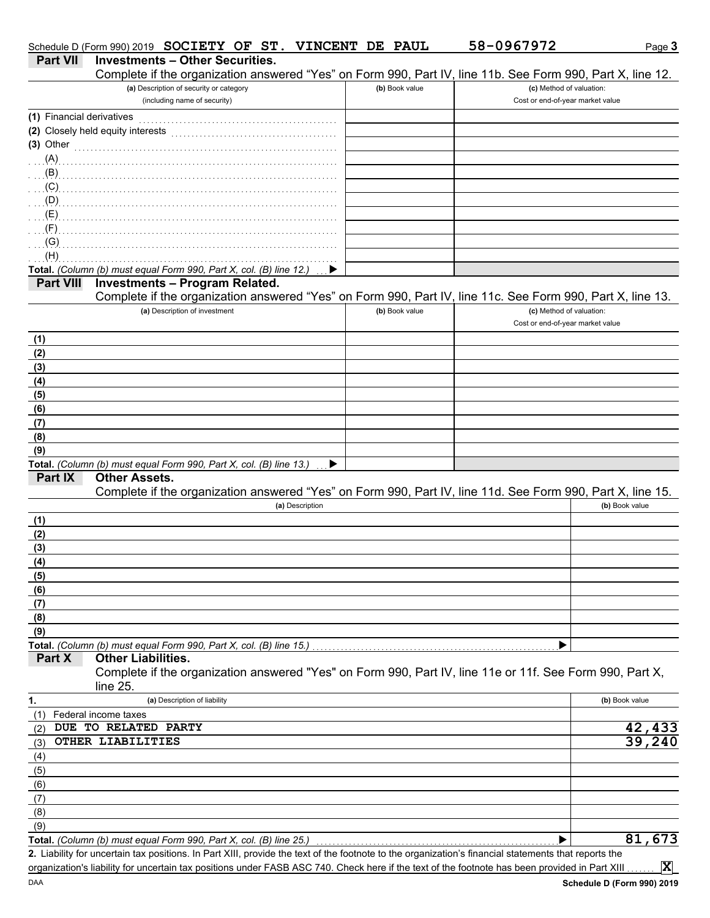Schedule D (Form 990) 2019 SOCIETY OF ST. VINCENT DE PAUL 58-0967972

## Part VII Investments – Other Securities.

Complete if the organization answered "Yes" on Form 990, Part IV, line 11b. See Form 990, Part X, line 12.

| (a) Description of security or category (including name of security) | (b) Book value | (c) Method of valuation: Cost or end-of-year market value |
|---|---|---|
| (1) Financial derivatives | | |
| (2) Closely held equity interests | | |
| (3) Other | | |
| (A) | | |
| (B) | | |
| (C) | | |
| (D) | | |
| (E) | | |
| (F) | | |
| (G) | | |
| (H) | | |
| **Total.** *(Column (b) must equal Form 990, Part X, col. (B) line 12.)* ▶ | | |

## Part VIII Investments – Program Related.

Complete if the organization answered "Yes" on Form 990, Part IV, line 11c. See Form 990, Part X, line 13.

| (a) Description of investment | (b) Book value | (c) Method of valuation: Cost or end-of-year market value |
|---|---|---|
| (1) | | |
| (2) | | |
| (3) | | |
| (4) | | |
| (5) | | |
| (6) | | |
| (7) | | |
| (8) | | |
| (9) | | |
| **Total.** *(Column (b) must equal Form 990, Part X, col. (B) line 13.)* ▶ | | |

## Part IX Other Assets.

Complete if the organization answered "Yes" on Form 990, Part IV, line 11d. See Form 990, Part X, line 15.

| (a) Description | (b) Book value |
|---|---|
| (1) | |
| (2) | |
| (3) | |
| (4) | |
| (5) | |
| (6) | |
| (7) | |
| (8) | |
| (9) | |
| **Total.** *(Column (b) must equal Form 990, Part X, col. (B) line 15.)* ▶ | |

## Part X Other Liabilities.

Complete if the organization answered "Yes" on Form 990, Part IV, line 11e or 11f. See Form 990, Part X, line 25.

| 1. (a) Description of liability | (b) Book value |
|---|---|
| (1) Federal income taxes | |
| (2) DUE TO RELATED PARTY | 42,433 |
| (3) OTHER LIABILITIES | 39,240 |
| (4) | |
| (5) | |
| (6) | |
| (7) | |
| (8) | |
| (9) | |
| **Total.** *(Column (b) must equal Form 990, Part X, col. (B) line 25.)* ▶ | 81,673 |

**2.** Liability for uncertain tax positions. In Part XIII, provide the text of the footnote to the organization's financial statements that reports the organization's liability for uncertain tax positions under FASB ASC 740. Check here if the text of the footnote has been provided in Part XIII ....... X

DAA **Schedule D (Form 990) 2019**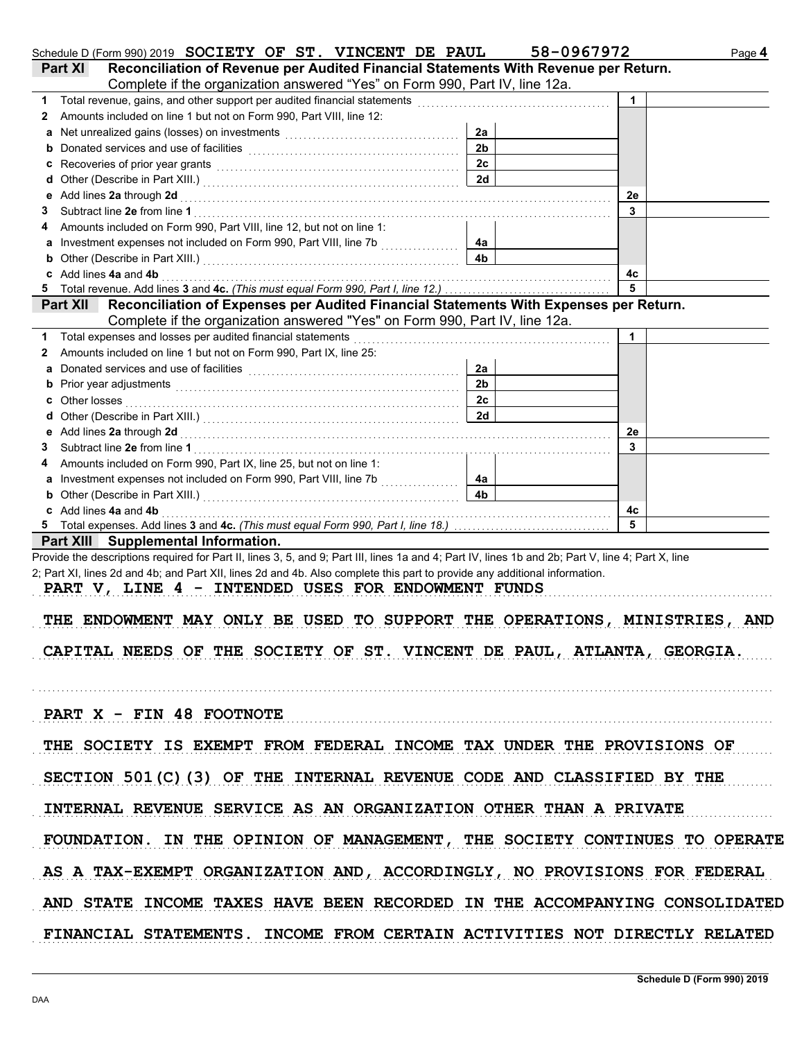Schedule D (Form 990) 2019 SOCIETY OF ST. VINCENT DE PAUL 58-0967972 Page 4

## Part XI Reconciliation of Revenue per Audited Financial Statements With Revenue per Return.

Complete if the organization answered "Yes" on Form 990, Part IV, line 12a.

| | | | | | |
|---|---|---|---|---|---|
| 1 | Total revenue, gains, and other support per audited financial statements | | | 1 | |
| 2 | Amounts included on line 1 but not on Form 990, Part VIII, line 12: | | | | |
| a | Net unrealized gains (losses) on investments | 2a | | | |
| b | Donated services and use of facilities | 2b | | | |
| c | Recoveries of prior year grants | 2c | | | |
| d | Other (Describe in Part XIII.) | 2d | | | |
| e | Add lines 2a through 2d | | | 2e | |
| 3 | Subtract line 2e from line 1 | | | 3 | |
| 4 | Amounts included on Form 990, Part VIII, line 12, but not on line 1: | | | | |
| a | Investment expenses not included on Form 990, Part VIII, line 7b | 4a | | | |
| b | Other (Describe in Part XIII.) | 4b | | | |
| c | Add lines 4a and 4b | | | 4c | |
| 5 | Total revenue. Add lines 3 and 4c. *(This must equal Form 990, Part I, line 12.)* | | | 5 | |

## Part XII Reconciliation of Expenses per Audited Financial Statements With Expenses per Return.

Complete if the organization answered "Yes" on Form 990, Part IV, line 12a.

| | | | | | |
|---|---|---|---|---|---|
| 1 | Total expenses and losses per audited financial statements | | | 1 | |
| 2 | Amounts included on line 1 but not on Form 990, Part IX, line 25: | | | | |
| a | Donated services and use of facilities | 2a | | | |
| b | Prior year adjustments | 2b | | | |
| c | Other losses | 2c | | | |
| d | Other (Describe in Part XIII.) | 2d | | | |
| e | Add lines 2a through 2d | | | 2e | |
| 3 | Subtract line 2e from line 1 | | | 3 | |
| 4 | Amounts included on Form 990, Part IX, line 25, but not on line 1: | | | | |
| a | Investment expenses not included on Form 990, Part VIII, line 7b | 4a | | | |
| b | Other (Describe in Part XIII.) | 4b | | | |
| c | Add lines 4a and 4b | | | 4c | |
| 5 | Total expenses. Add lines 3 and 4c. *(This must equal Form 990, Part I, line 18.)* | | | 5 | |

## Part XIII Supplemental Information.

Provide the descriptions required for Part II, lines 3, 5, and 9; Part III, lines 1a and 4; Part IV, lines 1b and 2b; Part V, line 4; Part X, line 2; Part XI, lines 2d and 4b; and Part XII, lines 2d and 4b. Also complete this part to provide any additional information.

PART V, LINE 4 - INTENDED USES FOR ENDOWMENT FUNDS

THE ENDOWMENT MAY ONLY BE USED TO SUPPORT THE OPERATIONS, MINISTRIES, AND CAPITAL NEEDS OF THE SOCIETY OF ST. VINCENT DE PAUL, ATLANTA, GEORGIA.

PART X - FIN 48 FOOTNOTE

THE SOCIETY IS EXEMPT FROM FEDERAL INCOME TAX UNDER THE PROVISIONS OF SECTION 501(C)(3) OF THE INTERNAL REVENUE CODE AND CLASSIFIED BY THE INTERNAL REVENUE SERVICE AS AN ORGANIZATION OTHER THAN A PRIVATE FOUNDATION. IN THE OPINION OF MANAGEMENT, THE SOCIETY CONTINUES TO OPERATE AS A TAX-EXEMPT ORGANIZATION AND, ACCORDINGLY, NO PROVISIONS FOR FEDERAL AND STATE INCOME TAXES HAVE BEEN RECORDED IN THE ACCOMPANYING CONSOLIDATED FINANCIAL STATEMENTS. INCOME FROM CERTAIN ACTIVITIES NOT DIRECTLY RELATED

Schedule D (Form 990) 2019

DAA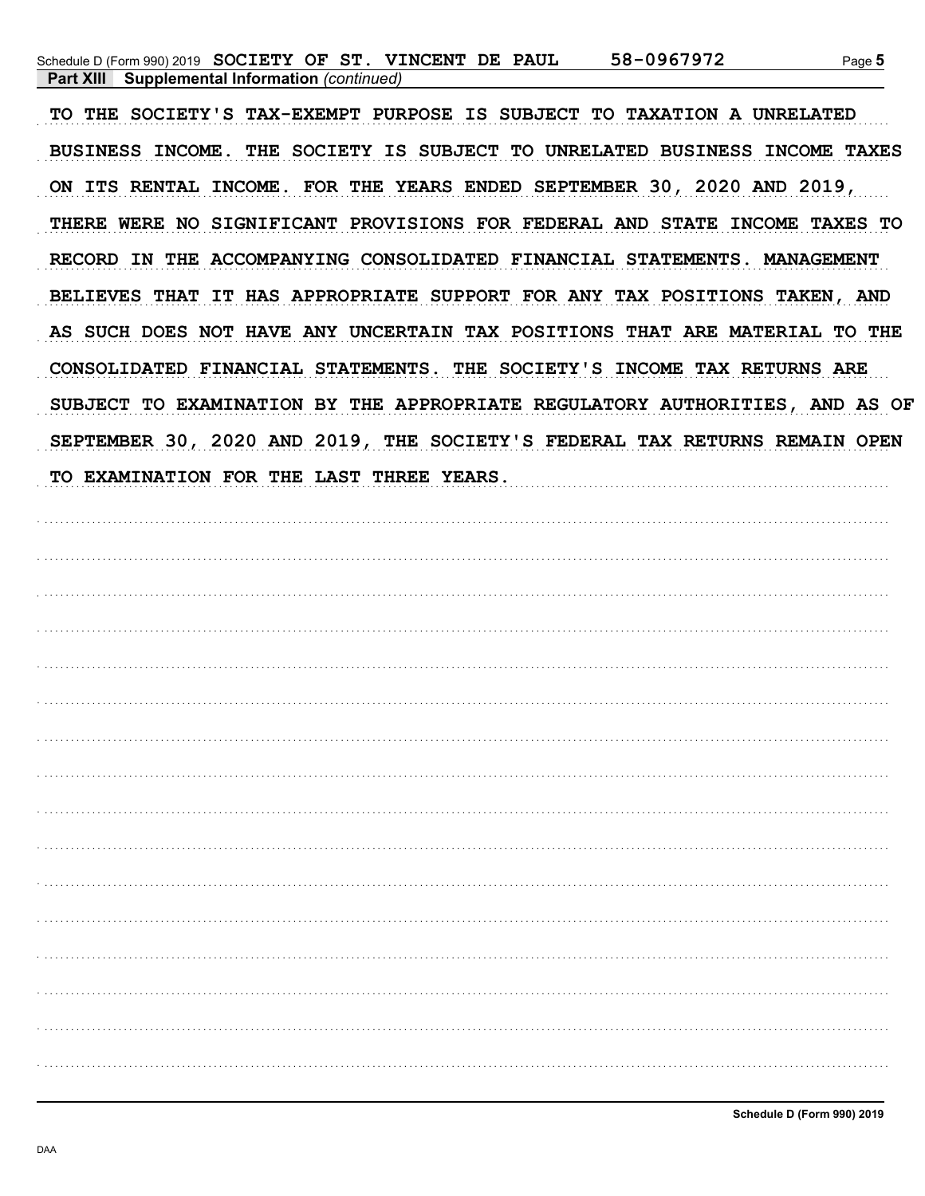**Part XIII Supplemental Information** *(continued)*

TO THE SOCIETY'S TAX-EXEMPT PURPOSE IS SUBJECT TO TAXATION A UNRELATED BUSINESS INCOME. THE SOCIETY IS SUBJECT TO UNRELATED BUSINESS INCOME TAXES ON ITS RENTAL INCOME. FOR THE YEARS ENDED SEPTEMBER 30, 2020 AND 2019, THERE WERE NO SIGNIFICANT PROVISIONS FOR FEDERAL AND STATE INCOME TAXES TO RECORD IN THE ACCOMPANYING CONSOLIDATED FINANCIAL STATEMENTS. MANAGEMENT BELIEVES THAT IT HAS APPROPRIATE SUPPORT FOR ANY TAX POSITIONS TAKEN, AND AS SUCH DOES NOT HAVE ANY UNCERTAIN TAX POSITIONS THAT ARE MATERIAL TO THE CONSOLIDATED FINANCIAL STATEMENTS. THE SOCIETY'S INCOME TAX RETURNS ARE SUBJECT TO EXAMINATION BY THE APPROPRIATE REGULATORY AUTHORITIES, AND AS OF SEPTEMBER 30, 2020 AND 2019, THE SOCIETY'S FEDERAL TAX RETURNS REMAIN OPEN TO EXAMINATION FOR THE LAST THREE YEARS.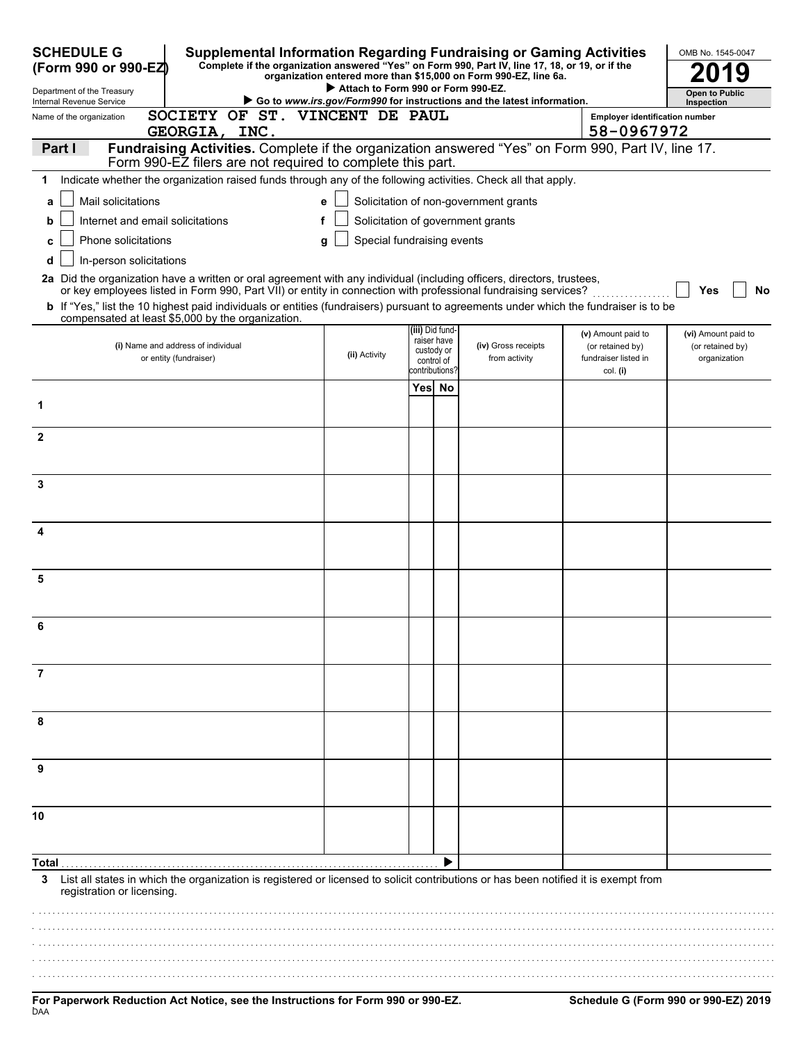**SCHEDULE G (Form 990 or 990-EZ)**

Department of the Treasury
Internal Revenue Service

# Supplemental Information Regarding Fundraising or Gaming Activities

**Complete if the organization answered "Yes" on Form 990, Part IV, line 17, 18, or 19, or if the organization entered more than $15,000 on Form 990-EZ, line 6a.**

▶ Attach to Form 990 or Form 990-EZ.

▶ Go to *www.irs.gov/Form990* for instructions and the latest information.

OMB No. 1545-0047

**2019**

**Open to Public Inspection**

Name of the organization: SOCIETY OF ST. VINCENT DE PAUL GEORGIA, INC.

Employer identification number: 58-0967972

## Part I — Fundraising Activities. Complete if the organization answered "Yes" on Form 990, Part IV, line 17. Form 990-EZ filers are not required to complete this part.

**1** Indicate whether the organization raised funds through any of the following activities. Check all that apply.

- **a** ☐ Mail solicitations
- **b** ☐ Internet and email solicitations
- **c** ☐ Phone solicitations
- **d** ☐ In-person solicitations
- **e** ☐ Solicitation of non-government grants
- **f** ☐ Solicitation of government grants
- **g** ☐ Special fundraising events

**2a** Did the organization have a written or oral agreement with any individual (including officers, directors, trustees, or key employees listed in Form 990, Part VII) or entity in connection with professional fundraising services? ☐ Yes ☐ No

**b** If "Yes," list the 10 highest paid individuals or entities (fundraisers) pursuant to agreements under which the fundraiser is to be compensated at least $5,000 by the organization.

| | (i) Name and address of individual or entity (fundraiser) | (ii) Activity | (iii) Did fundraiser have custody or control of contributions? Yes | No | (iv) Gross receipts from activity | (v) Amount paid to (or retained by) fundraiser listed in col. (i) | (vi) Amount paid to (or retained by) organization |
|---|---|---|---|---|---|---|---|
| 1 | | | | | | | |
| 2 | | | | | | | |
| 3 | | | | | | | |
| 4 | | | | | | | |
| 5 | | | | | | | |
| 6 | | | | | | | |
| 7 | | | | | | | |
| 8 | | | | | | | |
| 9 | | | | | | | |
| 10 | | | | | | | |
| **Total** ▶ | | | | | | | |

**3** List all states in which the organization is registered or licensed to solicit contributions or has been notified it is exempt from registration or licensing.

**For Paperwork Reduction Act Notice, see the Instructions for Form 990 or 990-EZ.**

**Schedule G (Form 990 or 990-EZ) 2019**

DAA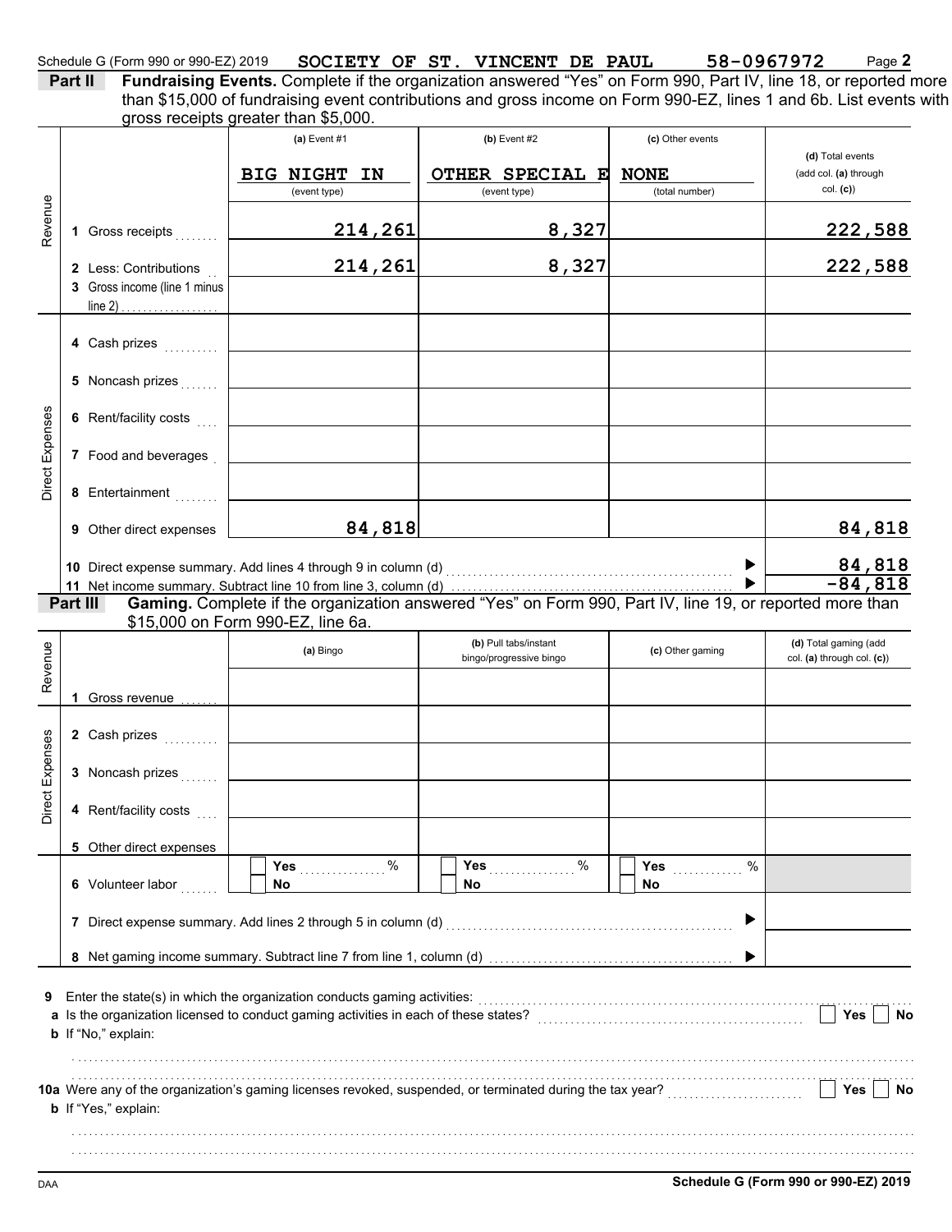Schedule G (Form 990 or 990-EZ) 2019 **SOCIETY OF ST. VINCENT DE PAUL** **58-0967972** Page **2**

**Part II** **Fundraising Events.** Complete if the organization answered "Yes" on Form 990, Part IV, line 18, or reported more than $15,000 of fundraising event contributions and gross income on Form 990-EZ, lines 1 and 6b. List events with gross receipts greater than $5,000.

| | | (a) Event #1 | (b) Event #2 | (c) Other events | (d) Total events (add col. (a) through col. (c)) |
|---|---|---|---|---|---|
| | | BIG NIGHT IN (event type) | OTHER SPECIAL E (event type) | NONE (total number) | |
| Revenue | 1 Gross receipts | 214,261 | 8,327 | | 222,588 |
| | 2 Less: Contributions | 214,261 | 8,327 | | 222,588 |
| | 3 Gross income (line 1 minus line 2) | | | | |
| Direct Expenses | 4 Cash prizes | | | | |
| | 5 Noncash prizes | | | | |
| | 6 Rent/facility costs | | | | |
| | 7 Food and beverages | | | | |
| | 8 Entertainment | | | | |
| | 9 Other direct expenses | 84,818 | | | 84,818 |
| | 10 Direct expense summary. Add lines 4 through 9 in column (d) | | | ▶ | 84,818 |
| | 11 Net income summary. Subtract line 10 from line 3, column (d) | | | ▶ | -84,818 |

**Part III** **Gaming.** Complete if the organization answered "Yes" on Form 990, Part IV, line 19, or reported more than $15,000 on Form 990-EZ, line 6a.

| | | (a) Bingo | (b) Pull tabs/instant bingo/progressive bingo | (c) Other gaming | (d) Total gaming (add col. (a) through col. (c)) |
|---|---|---|---|---|---|
| Revenue | 1 Gross revenue | | | | |
| Direct Expenses | 2 Cash prizes | | | | |
| | 3 Noncash prizes | | | | |
| | 4 Rent/facility costs | | | | |
| | 5 Other direct expenses | | | | |
| | 6 Volunteer labor | ☐ Yes ....... % ☐ No | ☐ Yes ....... % ☐ No | ☐ Yes ....... % ☐ No | |
| | 7 Direct expense summary. Add lines 2 through 5 in column (d) | | | ▶ | |
| | 8 Net gaming income summary. Subtract line 7 from line 1, column (d) | | | ▶ | |

**9** Enter the state(s) in which the organization conducts gaming activities: ..........

**a** Is the organization licensed to conduct gaming activities in each of these states? .......... ☐ Yes ☐ No

**b** If "No," explain:

..........

**10a** Were any of the organization's gaming licenses revoked, suspended, or terminated during the tax year? .......... ☐ Yes ☐ No

**b** If "Yes," explain:

..........

DAA **Schedule G (Form 990 or 990-EZ) 2019**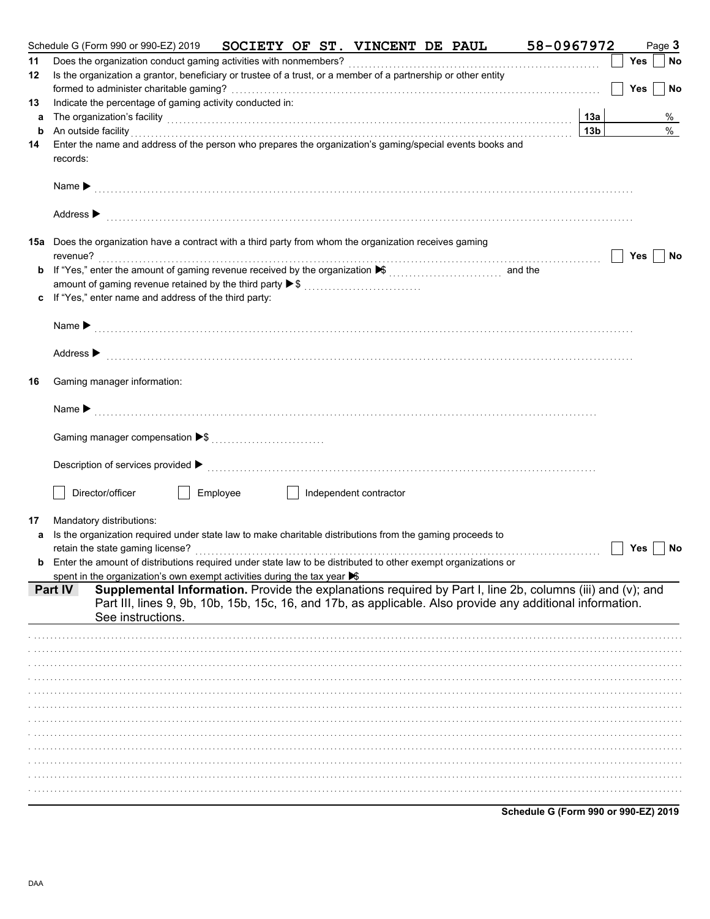Schedule G (Form 990 or 990-EZ) 2019 SOCIETY OF ST. VINCENT DE PAUL 58-0967972 Page **3**

**11** Does the organization conduct gaming activities with nonmembers? ☐ Yes ☐ No

**12** Is the organization a grantor, beneficiary or trustee of a trust, or a member of a partnership or other entity formed to administer charitable gaming? ☐ Yes ☐ No

**13** Indicate the percentage of gaming activity conducted in:

**a** The organization's facility **13a** %

**b** An outside facility **13b** %

**14** Enter the name and address of the person who prepares the organization's gaming/special events books and records:

Name ▶

Address ▶

**15a** Does the organization have a contract with a third party from whom the organization receives gaming revenue? ☐ Yes ☐ No

**b** If "Yes," enter the amount of gaming revenue received by the organization ▶$ and the amount of gaming revenue retained by the third party ▶$

**c** If "Yes," enter name and address of the third party:

Name ▶

Address ▶

**16** Gaming manager information:

Name ▶

Gaming manager compensation ▶$

Description of services provided ▶

☐ Director/officer ☐ Employee ☐ Independent contractor

**17** Mandatory distributions:

**a** Is the organization required under state law to make charitable distributions from the gaming proceeds to retain the state gaming license? ☐ Yes ☐ No

**b** Enter the amount of distributions required under state law to be distributed to other exempt organizations or spent in the organization's own exempt activities during the tax year ▶$

**Part IV** **Supplemental Information.** Provide the explanations required by Part I, line 2b, columns (iii) and (v); and Part III, lines 9, 9b, 10b, 15b, 15c, 16, and 17b, as applicable. Also provide any additional information. See instructions.

**Schedule G (Form 990 or 990-EZ) 2019**

DAA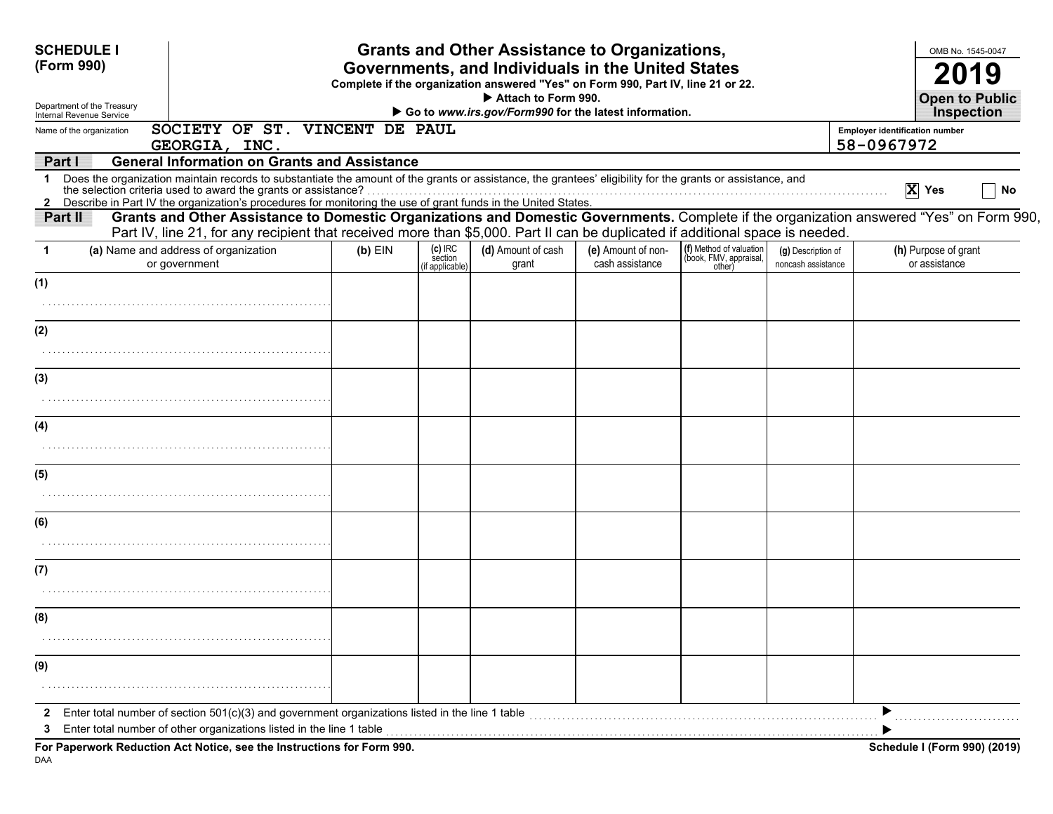**SCHEDULE I (Form 990)**

Department of the Treasury
Internal Revenue Service

# Grants and Other Assistance to Organizations, Governments, and Individuals in the United States

**Complete if the organization answered "Yes" on Form 990, Part IV, line 21 or 22.**
**▶ Attach to Form 990.**
**▶ Go to *www.irs.gov/Form990* for the latest information.**

OMB No. 1545-0047

**2019**

**Open to Public Inspection**

Name of the organization: SOCIETY OF ST. VINCENT DE PAUL GEORGIA, INC.

Employer identification number: 58-0967972

## Part I — General Information on Grants and Assistance

1 Does the organization maintain records to substantiate the amount of the grants or assistance, the grantees' eligibility for the grants or assistance, and the selection criteria used to award the grants or assistance? . . . . . . . . [X] Yes [ ] No

2 Describe in Part IV the organization's procedures for monitoring the use of grant funds in the United States.

## Part II — Grants and Other Assistance to Domestic Organizations and Domestic Governments.

Complete if the organization answered "Yes" on Form 990, Part IV, line 21, for any recipient that received more than $5,000. Part II can be duplicated if additional space is needed.

| 1 | (a) Name and address of organization or government | (b) EIN | (c) IRC section (if applicable) | (d) Amount of cash grant | (e) Amount of non-cash assistance | (f) Method of valuation (book, FMV, appraisal, other) | (g) Description of noncash assistance | (h) Purpose of grant or assistance |
|---|---|---|---|---|---|---|---|---|
| (1) | | | | | | | | |
| (2) | | | | | | | | |
| (3) | | | | | | | | |
| (4) | | | | | | | | |
| (5) | | | | | | | | |
| (6) | | | | | | | | |
| (7) | | | | | | | | |
| (8) | | | | | | | | |
| (9) | | | | | | | | |

2 Enter total number of section 501(c)(3) and government organizations listed in the line 1 table . . . . . . . . ▶

3 Enter total number of other organizations listed in the line 1 table . . . . . . . . ▶

**For Paperwork Reduction Act Notice, see the Instructions for Form 990.** **Schedule I (Form 990) (2019)**

DAA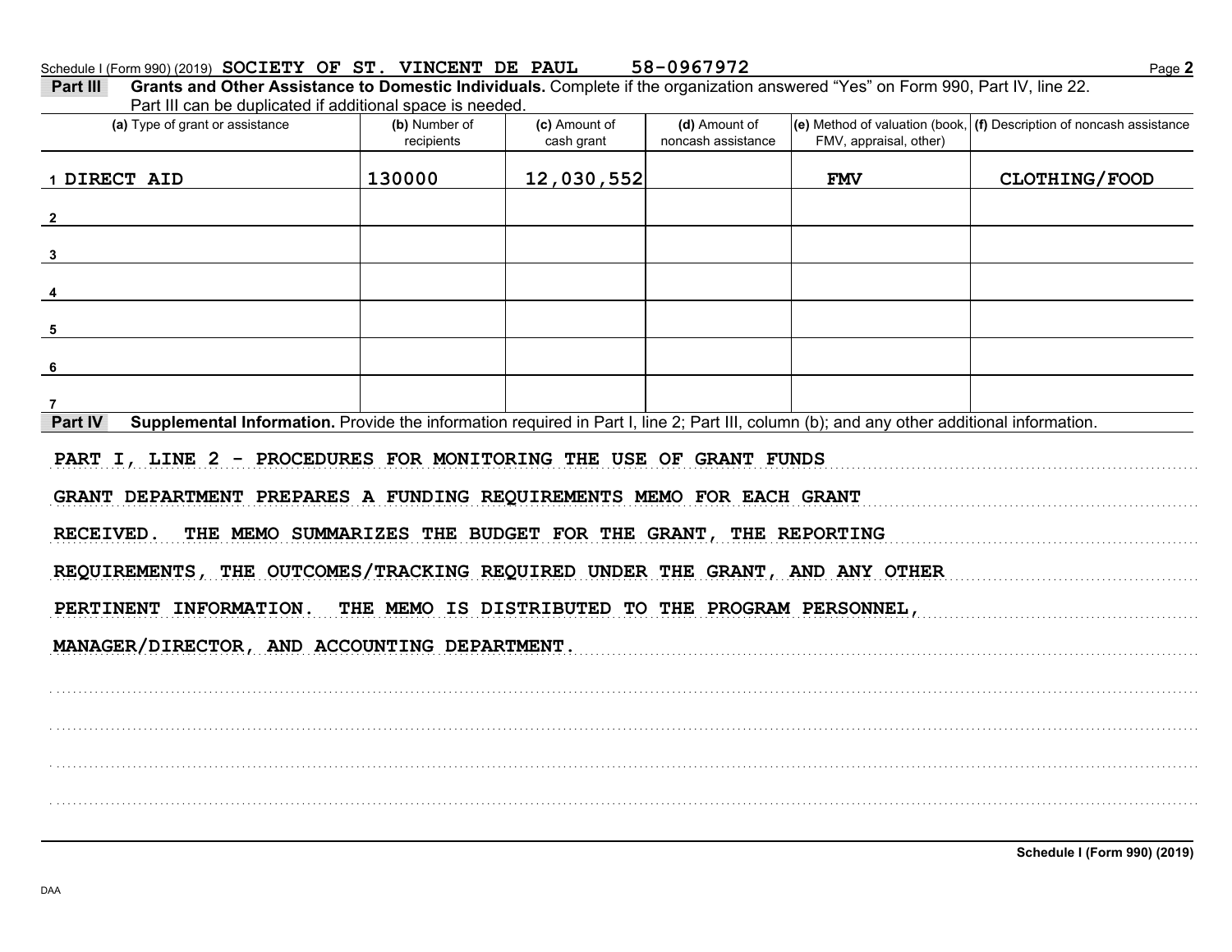Schedule I (Form 990) (2019) SOCIETY OF ST. VINCENT DE PAUL 58-0967972

**Part III** **Grants and Other Assistance to Domestic Individuals.** Complete if the organization answered "Yes" on Form 990, Part IV, line 22. Part III can be duplicated if additional space is needed.

| (a) Type of grant or assistance | (b) Number of recipients | (c) Amount of cash grant | (d) Amount of noncash assistance | (e) Method of valuation (book, FMV, appraisal, other) | (f) Description of noncash assistance |
|---|---|---|---|---|---|
| 1 DIRECT AID | 130000 | 12,030,552 | | FMV | CLOTHING/FOOD |
| 2 | | | | | |
| 3 | | | | | |
| 4 | | | | | |
| 5 | | | | | |
| 6 | | | | | |
| 7 | | | | | |

**Part IV** **Supplemental Information.** Provide the information required in Part I, line 2; Part III, column (b); and any other additional information.

PART I, LINE 2 - PROCEDURES FOR MONITORING THE USE OF GRANT FUNDS

GRANT DEPARTMENT PREPARES A FUNDING REQUIREMENTS MEMO FOR EACH GRANT RECEIVED. THE MEMO SUMMARIZES THE BUDGET FOR THE GRANT, THE REPORTING REQUIREMENTS, THE OUTCOMES/TRACKING REQUIRED UNDER THE GRANT, AND ANY OTHER PERTINENT INFORMATION. THE MEMO IS DISTRIBUTED TO THE PROGRAM PERSONNEL, MANAGER/DIRECTOR, AND ACCOUNTING DEPARTMENT.

Schedule I (Form 990) (2019)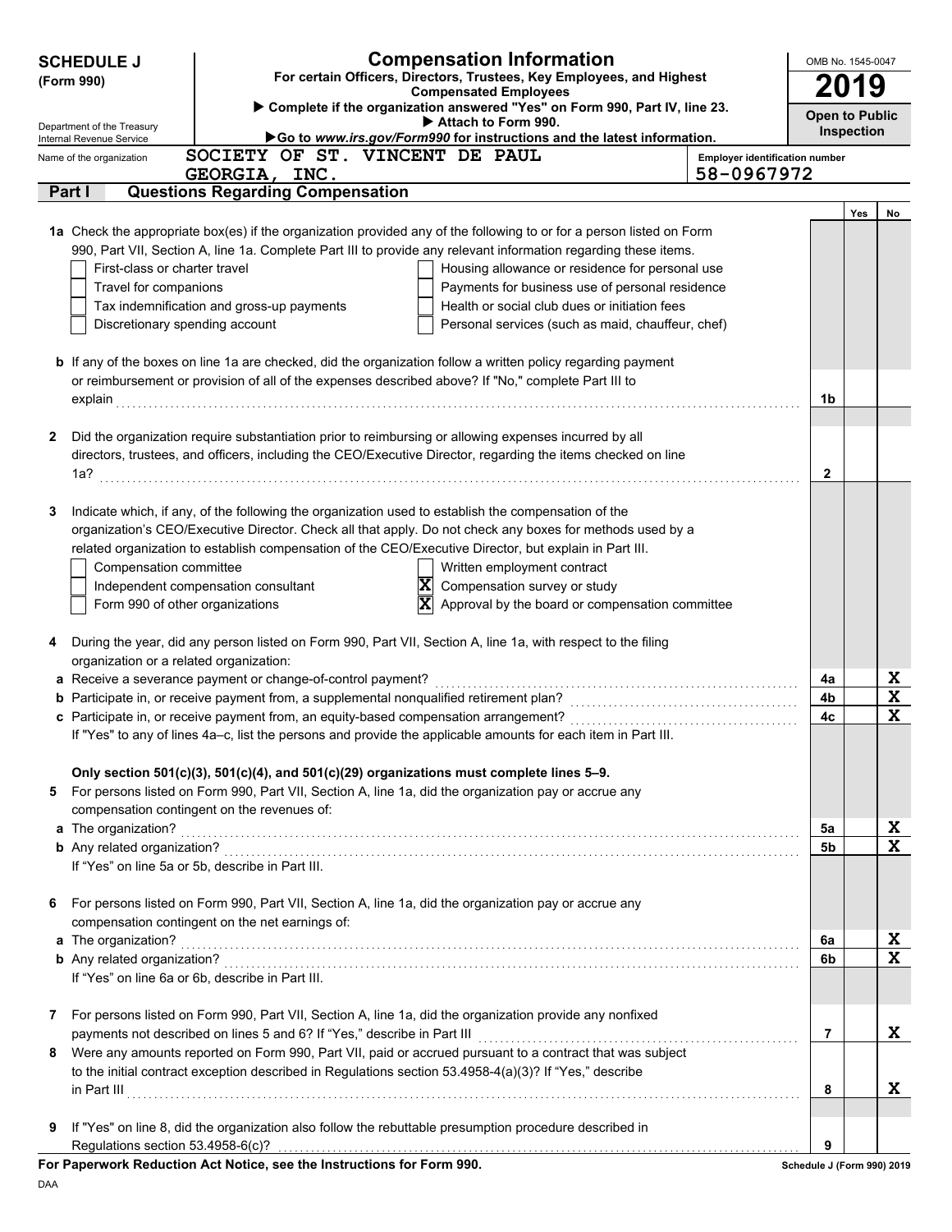**SCHEDULE J (Form 990)**

Department of the Treasury
Internal Revenue Service

# Compensation Information

**For certain Officers, Directors, Trustees, Key Employees, and Highest Compensated Employees**

▶ Complete if the organization answered "Yes" on Form 990, Part IV, line 23.
▶ Attach to Form 990.
▶Go to *www.irs.gov/Form990* for instructions and the latest information.

OMB No. 1545-0047

**2019**

**Open to Public Inspection**

Name of the organization: SOCIETY OF ST. VINCENT DE PAUL GEORGIA, INC.

Employer identification number: 58-0967972

## Part I — Questions Regarding Compensation

**1a** Check the appropriate box(es) if the organization provided any of the following to or for a person listed on Form 990, Part VII, Section A, line 1a. Complete Part III to provide any relevant information regarding these items.

- [ ] First-class or charter travel
- [ ] Travel for companions
- [ ] Tax indemnification and gross-up payments
- [ ] Discretionary spending account
- [ ] Housing allowance or residence for personal use
- [ ] Payments for business use of personal residence
- [ ] Health or social club dues or initiation fees
- [ ] Personal services (such as maid, chauffeur, chef)

**3** Indicate which, if any, of the following the organization used to establish the compensation of the organization's CEO/Executive Director. Check all that apply. Do not check any boxes for methods used by a related organization to establish compensation of the CEO/Executive Director, but explain in Part III.

- [ ] Compensation committee
- [ ] Independent compensation consultant
- [ ] Form 990 of other organizations
- [ ] Written employment contract
- [x] Compensation survey or study
- [x] Approval by the board or compensation committee

| Question | Line | Yes | No |
|---|---|---|---|
| **b** If any of the boxes on line 1a are checked, did the organization follow a written policy regarding payment or reimbursement or provision of all of the expenses described above? If "No," complete Part III to explain | 1b | | |
| **2** Did the organization require substantiation prior to reimbursing or allowing expenses incurred by all directors, trustees, and officers, including the CEO/Executive Director, regarding the items checked on line 1a? | 2 | | |
| **4** During the year, did any person listed on Form 990, Part VII, Section A, line 1a, with respect to the filing organization or a related organization: | | | |
| **a** Receive a severance payment or change-of-control payment? | 4a | | X |
| **b** Participate in, or receive payment from, a supplemental nonqualified retirement plan? | 4b | | X |
| **c** Participate in, or receive payment from, an equity-based compensation arrangement? | 4c | | X |
| If "Yes" to any of lines 4a–c, list the persons and provide the applicable amounts for each item in Part III. | | | |
| **Only section 501(c)(3), 501(c)(4), and 501(c)(29) organizations must complete lines 5–9.** | | | |
| **5** For persons listed on Form 990, Part VII, Section A, line 1a, did the organization pay or accrue any compensation contingent on the revenues of: | | | |
| **a** The organization? | 5a | | X |
| **b** Any related organization? | 5b | | X |
| If "Yes" on line 5a or 5b, describe in Part III. | | | |
| **6** For persons listed on Form 990, Part VII, Section A, line 1a, did the organization pay or accrue any compensation contingent on the net earnings of: | | | |
| **a** The organization? | 6a | | X |
| **b** Any related organization? | 6b | | X |
| If "Yes" on line 6a or 6b, describe in Part III. | | | |
| **7** For persons listed on Form 990, Part VII, Section A, line 1a, did the organization provide any nonfixed payments not described on lines 5 and 6? If "Yes," describe in Part III | 7 | | X |
| **8** Were any amounts reported on Form 990, Part VII, paid or accrued pursuant to a contract that was subject to the initial contract exception described in Regulations section 53.4958-4(a)(3)? If "Yes," describe in Part III | 8 | | X |
| **9** If "Yes" on line 8, did the organization also follow the rebuttable presumption procedure described in Regulations section 53.4958-6(c)? | 9 | | |

**For Paperwork Reduction Act Notice, see the Instructions for Form 990.** Schedule J (Form 990) 2019

DAA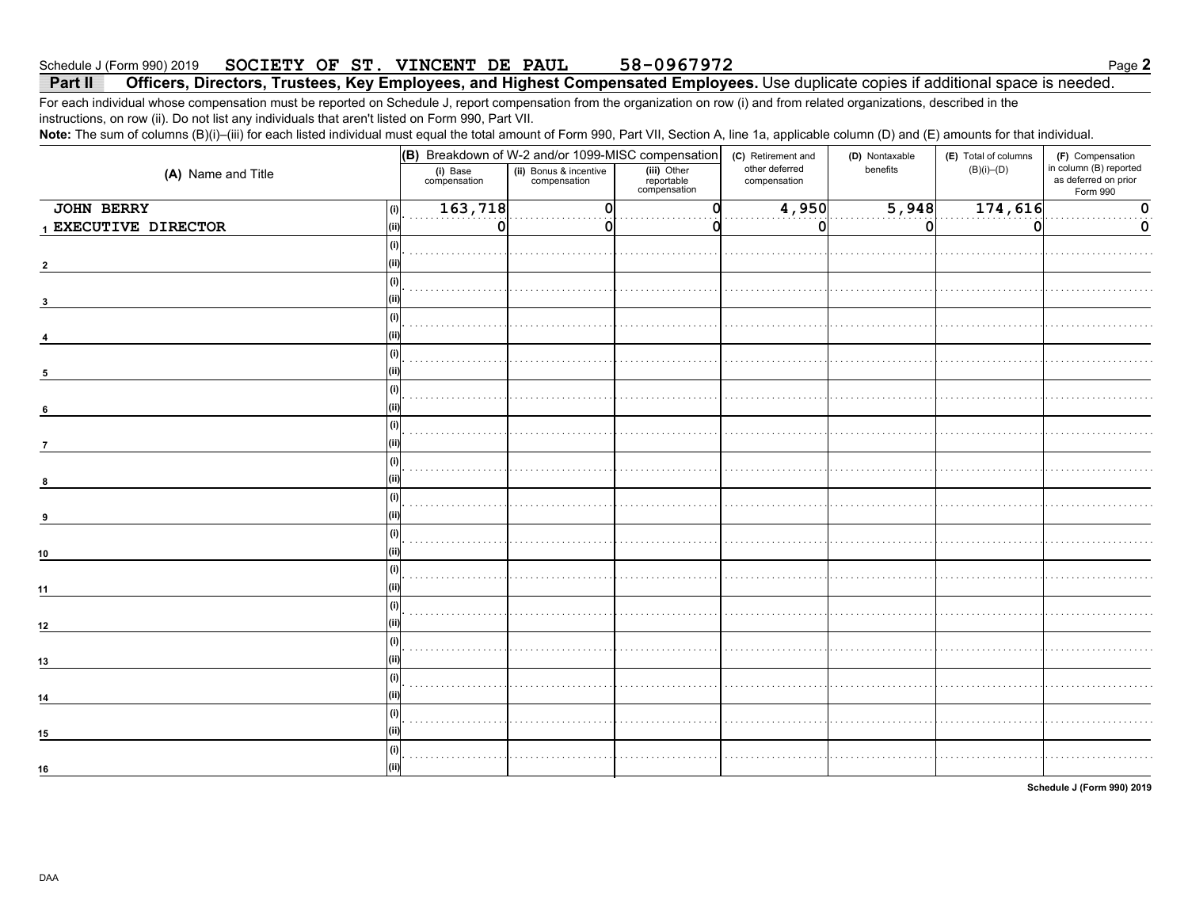Schedule J (Form 990) 2019 SOCIETY OF ST. VINCENT DE PAUL 58-0967972

## Part II Officers, Directors, Trustees, Key Employees, and Highest Compensated Employees.

Use duplicate copies if additional space is needed.

For each individual whose compensation must be reported on Schedule J, report compensation from the organization on row (i) and from related organizations, described in the instructions, on row (ii). Do not list any individuals that aren't listed on Form 990, Part VII.

**Note:** The sum of columns (B)(i)–(iii) for each listed individual must equal the total amount of Form 990, Part VII, Section A, line 1a, applicable column (D) and (E) amounts for that individual.

| (A) Name and Title | | (B) Breakdown of W-2 and/or 1099-MISC compensation | | | (C) Retirement and other deferred compensation | (D) Nontaxable benefits | (E) Total of columns (B)(i)–(D) | (F) Compensation in column (B) reported as deferred on prior Form 990 |
|---|---|---|---|---|---|---|---|---|
| | | (i) Base compensation | (ii) Bonus & incentive compensation | (iii) Other reportable compensation | | | | |
| 1 JOHN BERRY | (i) | 163,718 | 0 | 0 | 4,950 | 5,948 | 174,616 | 0 |
| EXECUTIVE DIRECTOR | (ii) | 0 | 0 | 0 | 0 | 0 | 0 | 0 |
| 2 | (i) | | | | | | | |
| | (ii) | | | | | | | |
| 3 | (i) | | | | | | | |
| | (ii) | | | | | | | |
| 4 | (i) | | | | | | | |
| | (ii) | | | | | | | |
| 5 | (i) | | | | | | | |
| | (ii) | | | | | | | |
| 6 | (i) | | | | | | | |
| | (ii) | | | | | | | |
| 7 | (i) | | | | | | | |
| | (ii) | | | | | | | |
| 8 | (i) | | | | | | | |
| | (ii) | | | | | | | |
| 9 | (i) | | | | | | | |
| | (ii) | | | | | | | |
| 10 | (i) | | | | | | | |
| | (ii) | | | | | | | |
| 11 | (i) | | | | | | | |
| | (ii) | | | | | | | |
| 12 | (i) | | | | | | | |
| | (ii) | | | | | | | |
| 13 | (i) | | | | | | | |
| | (ii) | | | | | | | |
| 14 | (i) | | | | | | | |
| | (ii) | | | | | | | |
| 15 | (i) | | | | | | | |
| | (ii) | | | | | | | |
| 16 | (i) | | | | | | | |
| | (ii) | | | | | | | |

Schedule J (Form 990) 2019

DAA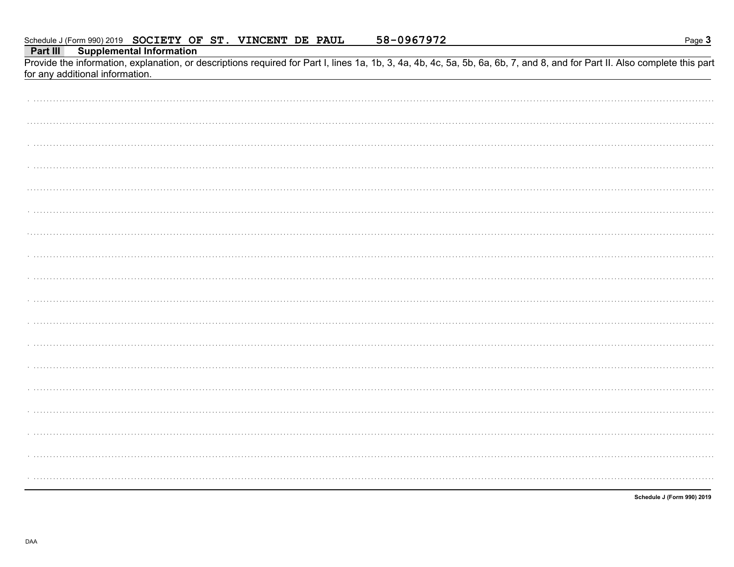Schedule J (Form 990) 2019 SOCIETY OF ST. VINCENT DE PAUL 58-0967972

**Part III** **Supplemental Information**

Provide the information, explanation, or descriptions required for Part I, lines 1a, 1b, 3, 4a, 4b, 4c, 5a, 5b, 6a, 6b, 7, and 8, and for Part II. Also complete this part for any additional information.

**Schedule J (Form 990) 2019**

DAA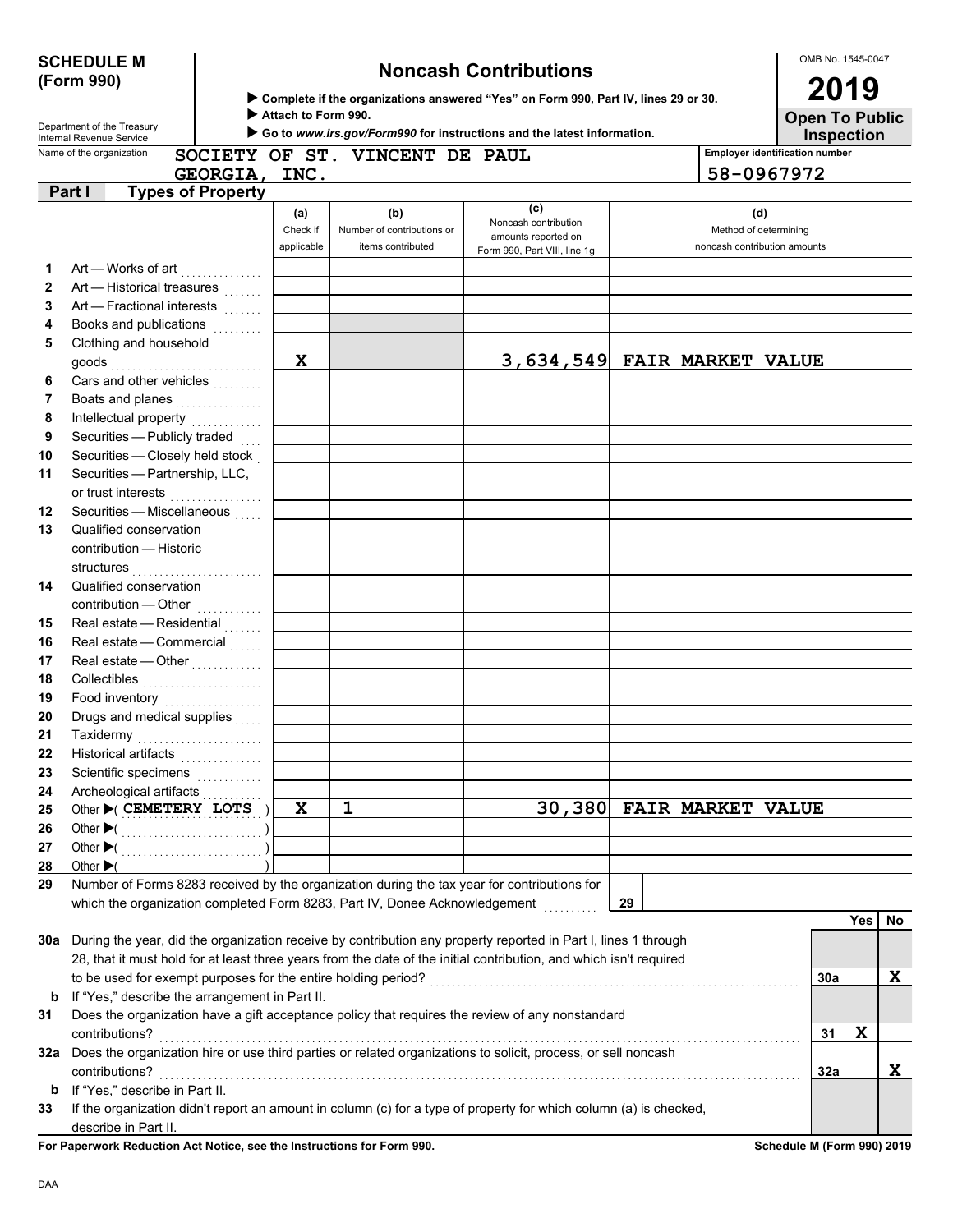**SCHEDULE M (Form 990)**

Department of the Treasury
Internal Revenue Service

# Noncash Contributions

▶ Complete if the organizations answered "Yes" on Form 990, Part IV, lines 29 or 30.
▶ Attach to Form 990.
▶ Go to *www.irs.gov/Form990* for instructions and the latest information.

OMB No. 1545-0047

**2019**

**Open To Public Inspection**

Name of the organization: SOCIETY OF ST. VINCENT DE PAUL GEORGIA, INC.

Employer identification number: 58-0967972

## Part I Types of Property

| | | (a) Check if applicable | (b) Number of contributions or items contributed | (c) Noncash contribution amounts reported on Form 990, Part VIII, line 1g | (d) Method of determining noncash contribution amounts |
|---|---|---|---|---|---|
| 1 | Art — Works of art | | | | |
| 2 | Art — Historical treasures | | | | |
| 3 | Art — Fractional interests | | | | |
| 4 | Books and publications | | | | |
| 5 | Clothing and household goods | X | | 3,634,549 | FAIR MARKET VALUE |
| 6 | Cars and other vehicles | | | | |
| 7 | Boats and planes | | | | |
| 8 | Intellectual property | | | | |
| 9 | Securities — Publicly traded | | | | |
| 10 | Securities — Closely held stock | | | | |
| 11 | Securities — Partnership, LLC, or trust interests | | | | |
| 12 | Securities — Miscellaneous | | | | |
| 13 | Qualified conservation contribution — Historic structures | | | | |
| 14 | Qualified conservation contribution — Other | | | | |
| 15 | Real estate — Residential | | | | |
| 16 | Real estate — Commercial | | | | |
| 17 | Real estate — Other | | | | |
| 18 | Collectibles | | | | |
| 19 | Food inventory | | | | |
| 20 | Drugs and medical supplies | | | | |
| 21 | Taxidermy | | | | |
| 22 | Historical artifacts | | | | |
| 23 | Scientific specimens | | | | |
| 24 | Archeological artifacts | | | | |
| 25 | Other ▶( CEMETERY LOTS ) | X | 1 | 30,380 | FAIR MARKET VALUE |
| 26 | Other ▶( ) | | | | |
| 27 | Other ▶( ) | | | | |
| 28 | Other ▶( ) | | | | |

29 Number of Forms 8283 received by the organization during the tax year for contributions for which the organization completed Form 8283, Part IV, Donee Acknowledgement ..... 29

| | | | Yes | No |
|---|---|---|---|---|
| 30a | During the year, did the organization receive by contribution any property reported in Part I, lines 1 through 28, that it must hold for at least three years from the date of the initial contribution, and which isn't required to be used for exempt purposes for the entire holding period? | 30a | | X |
| b | If "Yes," describe the arrangement in Part II. | | | |
| 31 | Does the organization have a gift acceptance policy that requires the review of any nonstandard contributions? | 31 | X | |
| 32a | Does the organization hire or use third parties or related organizations to solicit, process, or sell noncash contributions? | 32a | | X |
| b | If "Yes," describe in Part II. | | | |
| 33 | If the organization didn't report an amount in column (c) for a type of property for which column (a) is checked, describe in Part II. | | | |

**For Paperwork Reduction Act Notice, see the Instructions for Form 990.** **Schedule M (Form 990) 2019**

DAA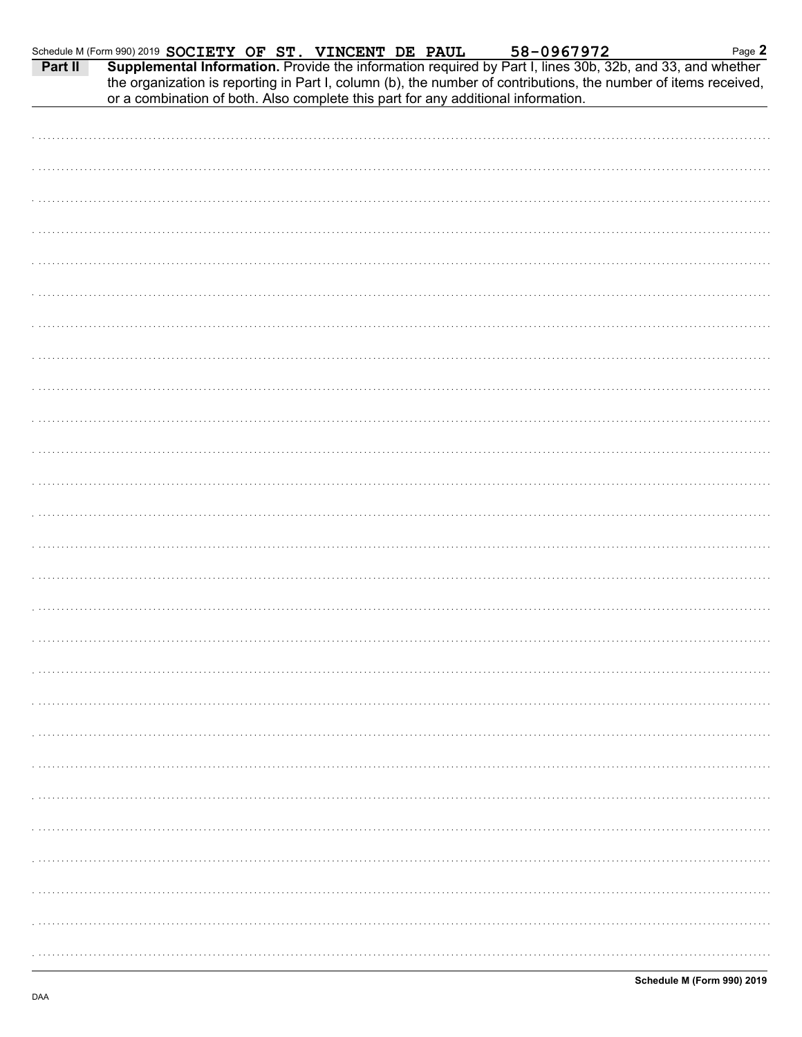Schedule M (Form 990) 2019 SOCIETY OF ST. VINCENT DE PAUL 58-0967972

**Part II** **Supplemental Information.** Provide the information required by Part I, lines 30b, 32b, and 33, and whether the organization is reporting in Part I, column (b), the number of contributions, the number of items received, or a combination of both. Also complete this part for any additional information.

**Schedule M (Form 990) 2019**

DAA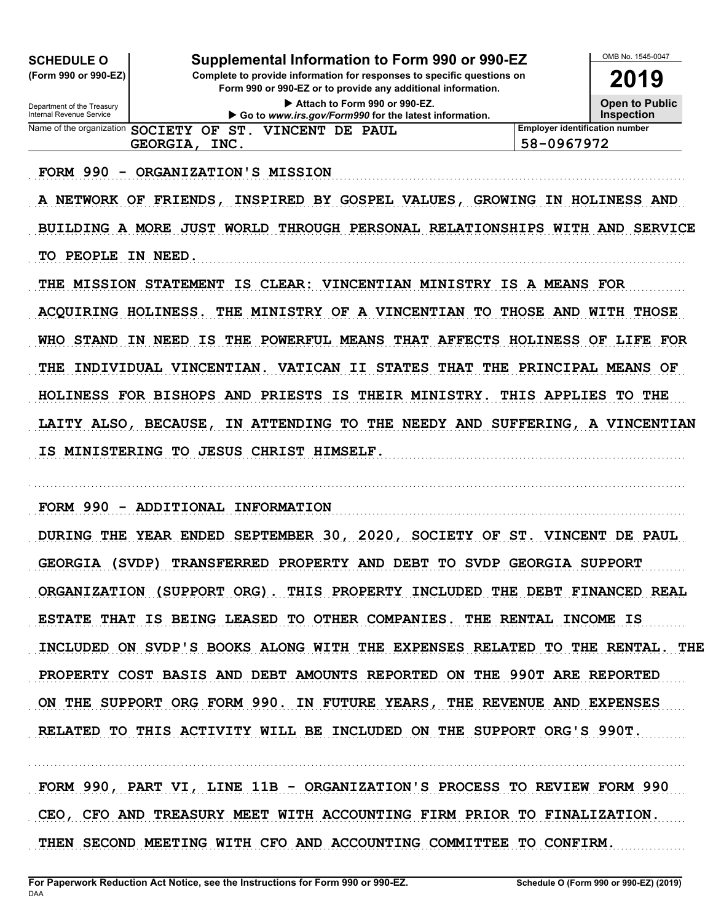**SCHEDULE O** (Form 990 or 990-EZ)

Department of the Treasury
Internal Revenue Service

# Supplemental Information to Form 990 or 990-EZ

**Complete to provide information for responses to specific questions on Form 990 or 990-EZ or to provide any additional information.**

▶ Attach to Form 990 or 990-EZ.

▶ Go to *www.irs.gov/Form990* for the latest information.

OMB No. 1545-0047

**2019**

**Open to Public Inspection**

| Name of the organization | Employer identification number |
|---|---|
| SOCIETY OF ST. VINCENT DE PAUL GEORGIA, INC. | 58-0967972 |

FORM 990 - ORGANIZATION'S MISSION

A NETWORK OF FRIENDS, INSPIRED BY GOSPEL VALUES, GROWING IN HOLINESS AND BUILDING A MORE JUST WORLD THROUGH PERSONAL RELATIONSHIPS WITH AND SERVICE TO PEOPLE IN NEED.

THE MISSION STATEMENT IS CLEAR: VINCENTIAN MINISTRY IS A MEANS FOR ACQUIRING HOLINESS. THE MINISTRY OF A VINCENTIAN TO THOSE AND WITH THOSE WHO STAND IN NEED IS THE POWERFUL MEANS THAT AFFECTS HOLINESS OF LIFE FOR THE INDIVIDUAL VINCENTIAN. VATICAN II STATES THAT THE PRINCIPAL MEANS OF HOLINESS FOR BISHOPS AND PRIESTS IS THEIR MINISTRY. THIS APPLIES TO THE LAITY ALSO, BECAUSE, IN ATTENDING TO THE NEEDY AND SUFFERING, A VINCENTIAN IS MINISTERING TO JESUS CHRIST HIMSELF.

FORM 990 - ADDITIONAL INFORMATION

DURING THE YEAR ENDED SEPTEMBER 30, 2020, SOCIETY OF ST. VINCENT DE PAUL GEORGIA (SVDP) TRANSFERRED PROPERTY AND DEBT TO SVDP GEORGIA SUPPORT ORGANIZATION (SUPPORT ORG). THIS PROPERTY INCLUDED THE DEBT FINANCED REAL ESTATE THAT IS BEING LEASED TO OTHER COMPANIES. THE RENTAL INCOME IS INCLUDED ON SVDP'S BOOKS ALONG WITH THE EXPENSES RELATED TO THE RENTAL. THE PROPERTY COST BASIS AND DEBT AMOUNTS REPORTED ON THE 990T ARE REPORTED ON THE SUPPORT ORG FORM 990. IN FUTURE YEARS, THE REVENUE AND EXPENSES RELATED TO THIS ACTIVITY WILL BE INCLUDED ON THE SUPPORT ORG'S 990T.

FORM 990, PART VI, LINE 11B - ORGANIZATION'S PROCESS TO REVIEW FORM 990

CEO, CFO AND TREASURY MEET WITH ACCOUNTING FIRM PRIOR TO FINALIZATION. THEN SECOND MEETING WITH CFO AND ACCOUNTING COMMITTEE TO CONFIRM.

**For Paperwork Reduction Act Notice, see the Instructions for Form 990 or 990-EZ.**
DAA

**Schedule O (Form 990 or 990-EZ) (2019)**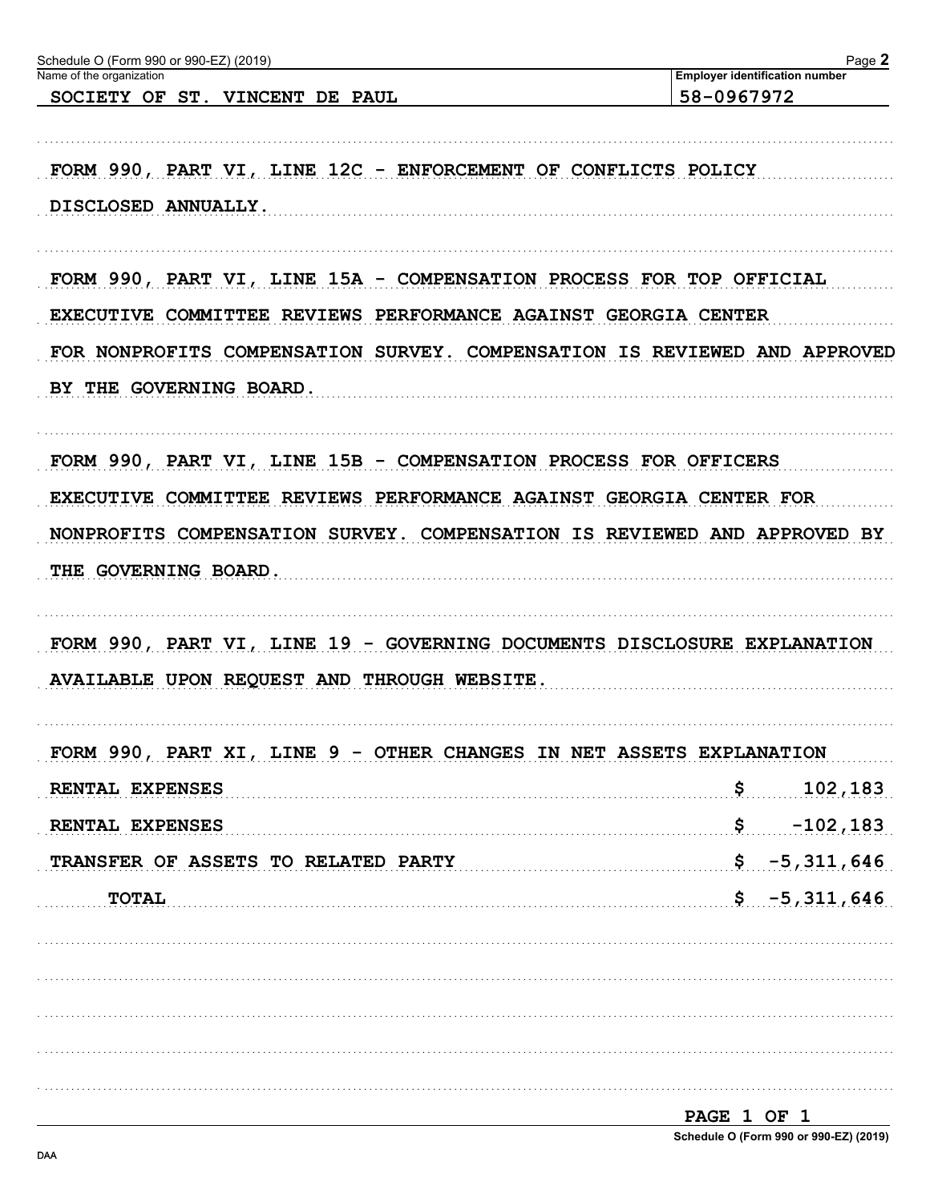Schedule O (Form 990 or 990-EZ) (2019)

| Name of the organization | Employer identification number |
| --- | --- |
| SOCIETY OF ST. VINCENT DE PAUL | 58-0967972 |

FORM 990, PART VI, LINE 12C - ENFORCEMENT OF CONFLICTS POLICY

DISCLOSED ANNUALLY.

FORM 990, PART VI, LINE 15A - COMPENSATION PROCESS FOR TOP OFFICIAL

EXECUTIVE COMMITTEE REVIEWS PERFORMANCE AGAINST GEORGIA CENTER FOR NONPROFITS COMPENSATION SURVEY. COMPENSATION IS REVIEWED AND APPROVED BY THE GOVERNING BOARD.

FORM 990, PART VI, LINE 15B - COMPENSATION PROCESS FOR OFFICERS

EXECUTIVE COMMITTEE REVIEWS PERFORMANCE AGAINST GEORGIA CENTER FOR NONPROFITS COMPENSATION SURVEY. COMPENSATION IS REVIEWED AND APPROVED BY THE GOVERNING BOARD.

FORM 990, PART VI, LINE 19 - GOVERNING DOCUMENTS DISCLOSURE EXPLANATION

AVAILABLE UPON REQUEST AND THROUGH WEBSITE.

FORM 990, PART XI, LINE 9 - OTHER CHANGES IN NET ASSETS EXPLANATION

| | |
| --- | --- |
| RENTAL EXPENSES | $ 102,183 |
| RENTAL EXPENSES | $ -102,183 |
| TRANSFER OF ASSETS TO RELATED PARTY | $ -5,311,646 |
| TOTAL | $ -5,311,646 |

PAGE 1 OF 1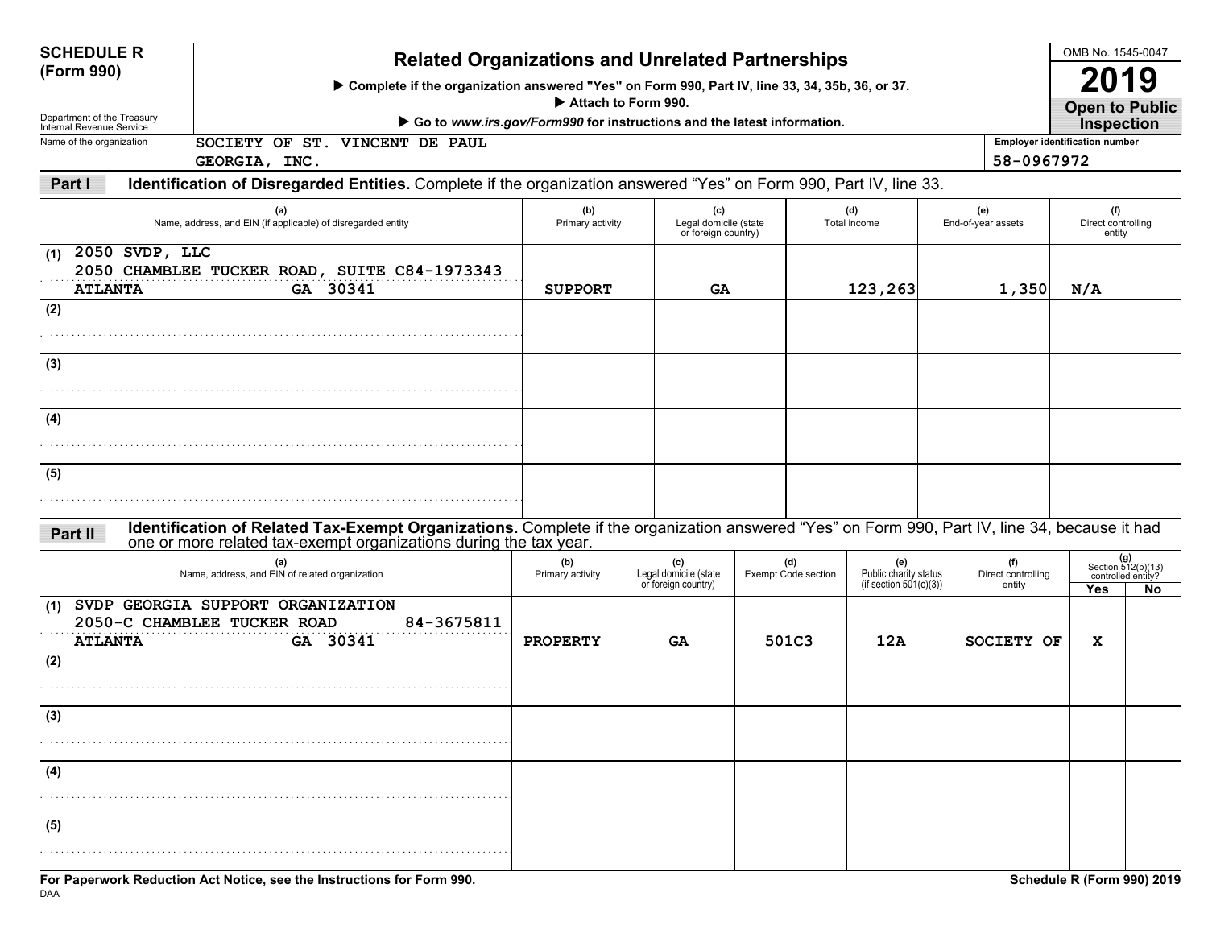**SCHEDULE R (Form 990)**

Department of the Treasury
Internal Revenue Service

# Related Organizations and Unrelated Partnerships

▶ Complete if the organization answered "Yes" on Form 990, Part IV, line 33, 34, 35b, 36, or 37.

▶ Attach to Form 990.

▶ Go to *www.irs.gov/Form990* for instructions and the latest information.

OMB No. 1545-0047

**2019**

**Open to Public Inspection**

Name of the organization: SOCIETY OF ST. VINCENT DE PAUL GEORGIA, INC.

Employer identification number: 58-0967972

## Part I Identification of Disregarded Entities. 
Complete if the organization answered "Yes" on Form 990, Part IV, line 33.

| | (a) Name, address, and EIN (if applicable) of disregarded entity | (b) Primary activity | (c) Legal domicile (state or foreign country) | (d) Total income | (e) End-of-year assets | (f) Direct controlling entity |
|---|---|---|---|---|---|---|
| (1) | 2050 SVDP, LLC<br>2050 CHAMBLEE TUCKER ROAD, SUITE C84-1973343<br>ATLANTA GA 30341 | SUPPORT | GA | 123,263 | 1,350 | N/A |
| (2) | | | | | | |
| (3) | | | | | | |
| (4) | | | | | | |
| (5) | | | | | | |

## Part II Identification of Related Tax-Exempt Organizations. 
Complete if the organization answered "Yes" on Form 990, Part IV, line 34, because it had one or more related tax-exempt organizations during the tax year.

| | (a) Name, address, and EIN of related organization | (b) Primary activity | (c) Legal domicile (state or foreign country) | (d) Exempt Code section | (e) Public charity status (if section 501(c)(3)) | (f) Direct controlling entity | (g) Section 512(b)(13) controlled entity? Yes | No |
|---|---|---|---|---|---|---|---|---|
| (1) | SVDP GEORGIA SUPPORT ORGANIZATION<br>2050-C CHAMBLEE TUCKER ROAD 84-3675811<br>ATLANTA GA 30341 | PROPERTY | GA | 501C3 | 12A | SOCIETY OF | X | |
| (2) | | | | | | | | |
| (3) | | | | | | | | |
| (4) | | | | | | | | |
| (5) | | | | | | | | |

**For Paperwork Reduction Act Notice, see the Instructions for Form 990.**

DAA

**Schedule R (Form 990) 2019**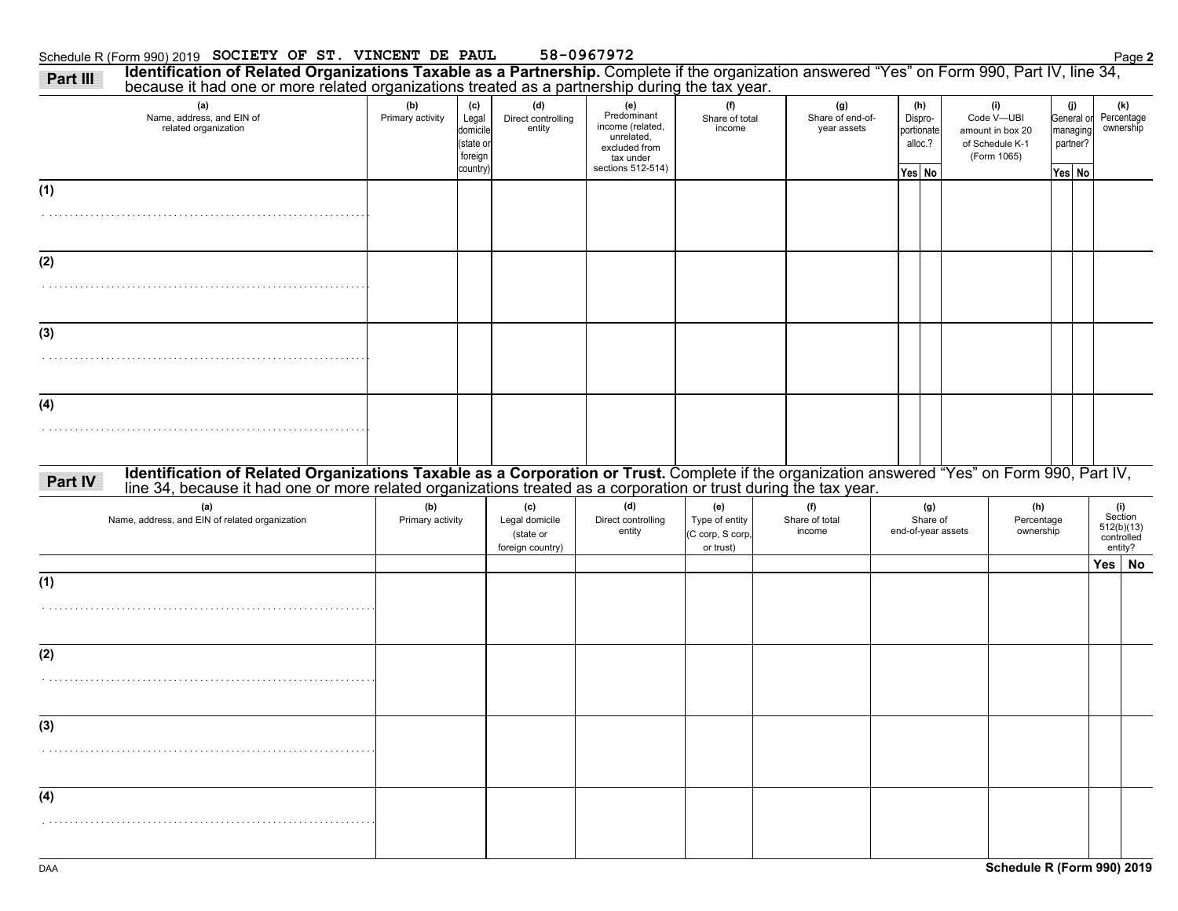Schedule R (Form 990) 2019 SOCIETY OF ST. VINCENT DE PAUL 58-0967972 Page **2**

## Part III Identification of Related Organizations Taxable as a Partnership.

Complete if the organization answered "Yes" on Form 990, Part IV, line 34, because it had one or more related organizations treated as a partnership during the tax year.

| (a) Name, address, and EIN of related organization | (b) Primary activity | (c) Legal domicile (state or foreign country) | (d) Direct controlling entity | (e) Predominant income (related, unrelated, excluded from tax under sections 512-514) | (f) Share of total income | (g) Share of end-of-year assets | (h) Dispro-portionate alloc.? | | (i) Code V—UBI amount in box 20 of Schedule K-1 (Form 1065) | (j) General or managing partner? | | (k) Percentage ownership |
|---|---|---|---|---|---|---|---|---|---|---|---|---|
| | | | | | | | Yes | No | | Yes | No | |
| (1) | | | | | | | | | | | | |
| (2) | | | | | | | | | | | | |
| (3) | | | | | | | | | | | | |
| (4) | | | | | | | | | | | | |

## Part IV Identification of Related Organizations Taxable as a Corporation or Trust.

Complete if the organization answered "Yes" on Form 990, Part IV, line 34, because it had one or more related organizations treated as a corporation or trust during the tax year.

| (a) Name, address, and EIN of related organization | (b) Primary activity | (c) Legal domicile (state or foreign country) | (d) Direct controlling entity | (e) Type of entity (C corp, S corp, or trust) | (f) Share of total income | (g) Share of end-of-year assets | (h) Percentage ownership | (i) Section 512(b)(13) controlled entity? | |
|---|---|---|---|---|---|---|---|---|---|
| | | | | | | | | Yes | No |
| (1) | | | | | | | | | |
| (2) | | | | | | | | | |
| (3) | | | | | | | | | |
| (4) | | | | | | | | | |

DAA **Schedule R (Form 990) 2019**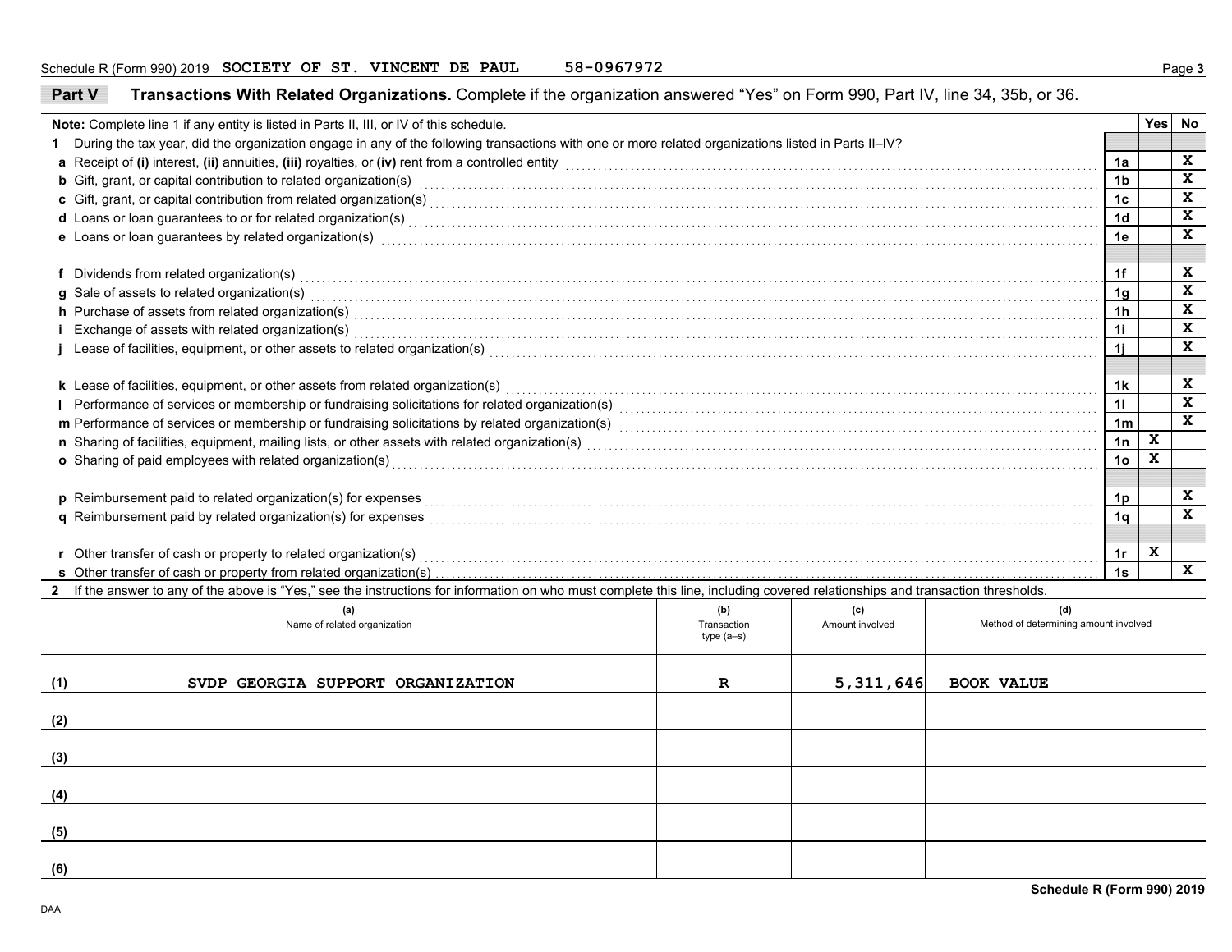Schedule R (Form 990) 2019 SOCIETY OF ST. VINCENT DE PAUL 58-0967972

## Part V Transactions With Related Organizations.
Complete if the organization answered "Yes" on Form 990, Part IV, line 34, 35b, or 36.

**Note:** Complete line 1 if any entity is listed in Parts II, III, or IV of this schedule.

| | | Yes | No |
|---|---|---|---|
| **1** During the tax year, did the organization engage in any of the following transactions with one or more related organizations listed in Parts II–IV? | | | |
| **a** Receipt of **(i)** interest, **(ii)** annuities, **(iii)** royalties, or **(iv)** rent from a controlled entity | 1a | | X |
| **b** Gift, grant, or capital contribution to related organization(s) | 1b | | X |
| **c** Gift, grant, or capital contribution from related organization(s) | 1c | | X |
| **d** Loans or loan guarantees to or for related organization(s) | 1d | | X |
| **e** Loans or loan guarantees by related organization(s) | 1e | | X |
| **f** Dividends from related organization(s) | 1f | | X |
| **g** Sale of assets to related organization(s) | 1g | | X |
| **h** Purchase of assets from related organization(s) | 1h | | X |
| **i** Exchange of assets with related organization(s) | 1i | | X |
| **j** Lease of facilities, equipment, or other assets to related organization(s) | 1j | | X |
| **k** Lease of facilities, equipment, or other assets from related organization(s) | 1k | | X |
| **l** Performance of services or membership or fundraising solicitations for related organization(s) | 1l | | X |
| **m** Performance of services or membership or fundraising solicitations by related organization(s) | 1m | | X |
| **n** Sharing of facilities, equipment, mailing lists, or other assets with related organization(s) | 1n | X | |
| **o** Sharing of paid employees with related organization(s) | 1o | X | |
| **p** Reimbursement paid to related organization(s) for expenses | 1p | | X |
| **q** Reimbursement paid by related organization(s) for expenses | 1q | | X |
| **r** Other transfer of cash or property to related organization(s) | 1r | X | |
| **s** Other transfer of cash or property from related organization(s) | 1s | | X |

**2** If the answer to any of the above is "Yes," see the instructions for information on who must complete this line, including covered relationships and transaction thresholds.

| | (a) Name of related organization | (b) Transaction type (a–s) | (c) Amount involved | (d) Method of determining amount involved |
|---|---|---|---|---|
| (1) | SVDP GEORGIA SUPPORT ORGANIZATION | R | 5,311,646 | BOOK VALUE |
| (2) | | | | |
| (3) | | | | |
| (4) | | | | |
| (5) | | | | |
| (6) | | | | |

Schedule R (Form 990) 2019

DAA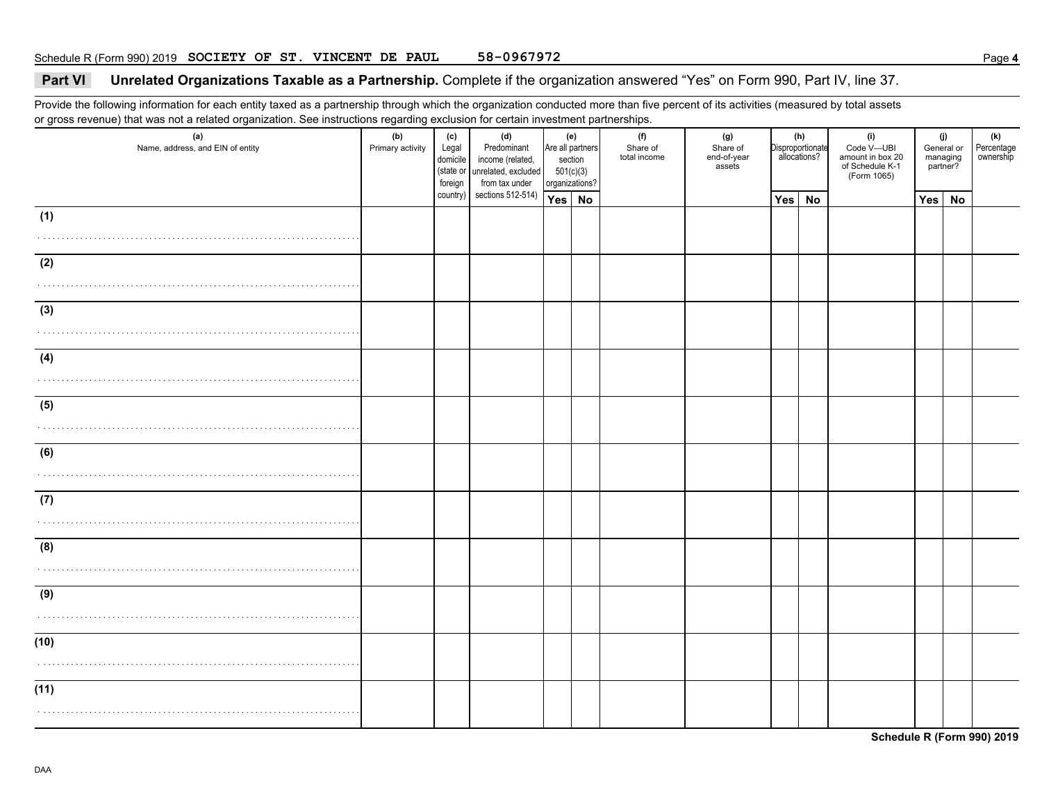Schedule R (Form 990) 2019 SOCIETY OF ST. VINCENT DE PAUL 58-0967972

## Part VI Unrelated Organizations Taxable as a Partnership. Complete if the organization answered "Yes" on Form 990, Part IV, line 37.

Provide the following information for each entity taxed as a partnership through which the organization conducted more than five percent of its activities (measured by total assets or gross revenue) that was not a related organization. See instructions regarding exclusion for certain investment partnerships.

| (a) Name, address, and EIN of entity | (b) Primary activity | (c) Legal domicile (state or foreign country) | (d) Predominant income (related, unrelated, excluded from tax under sections 512-514) | (e) Are all partners section 501(c)(3) organizations? | | (f) Share of total income | (g) Share of end-of-year assets | (h) Disproportionate allocations? | | (i) Code V—UBI amount in box 20 of Schedule K-1 (Form 1065) | (j) General or managing partner? | | (k) Percentage ownership |
|---|---|---|---|---|---|---|---|---|---|---|---|---|---|
| | | | | Yes | No | | | Yes | No | | Yes | No | |
| (1) | | | | | | | | | | | | | |
| (2) | | | | | | | | | | | | | |
| (3) | | | | | | | | | | | | | |
| (4) | | | | | | | | | | | | | |
| (5) | | | | | | | | | | | | | |
| (6) | | | | | | | | | | | | | |
| (7) | | | | | | | | | | | | | |
| (8) | | | | | | | | | | | | | |
| (9) | | | | | | | | | | | | | |
| (10) | | | | | | | | | | | | | |
| (11) | | | | | | | | | | | | | |

Schedule R (Form 990) 2019

DAA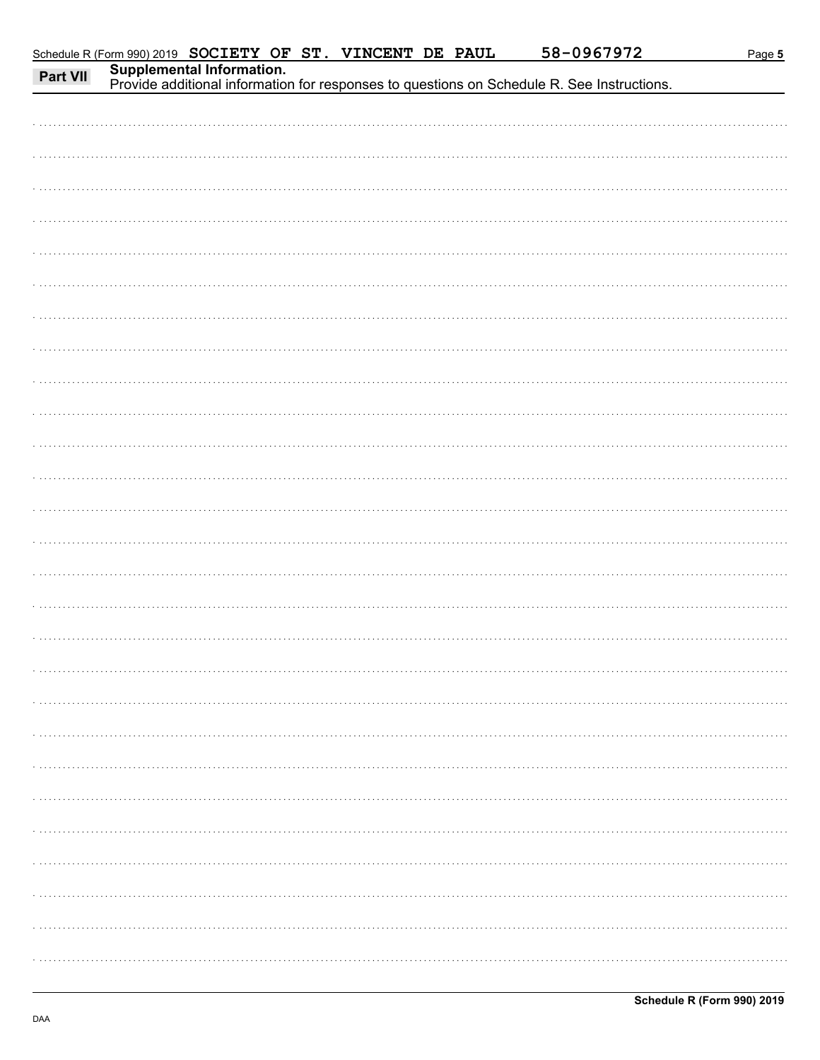Schedule R (Form 990) 2019 SOCIETY OF ST. VINCENT DE PAUL 58-0967972

## Part VII Supplemental Information.

Provide additional information for responses to questions on Schedule R. See Instructions.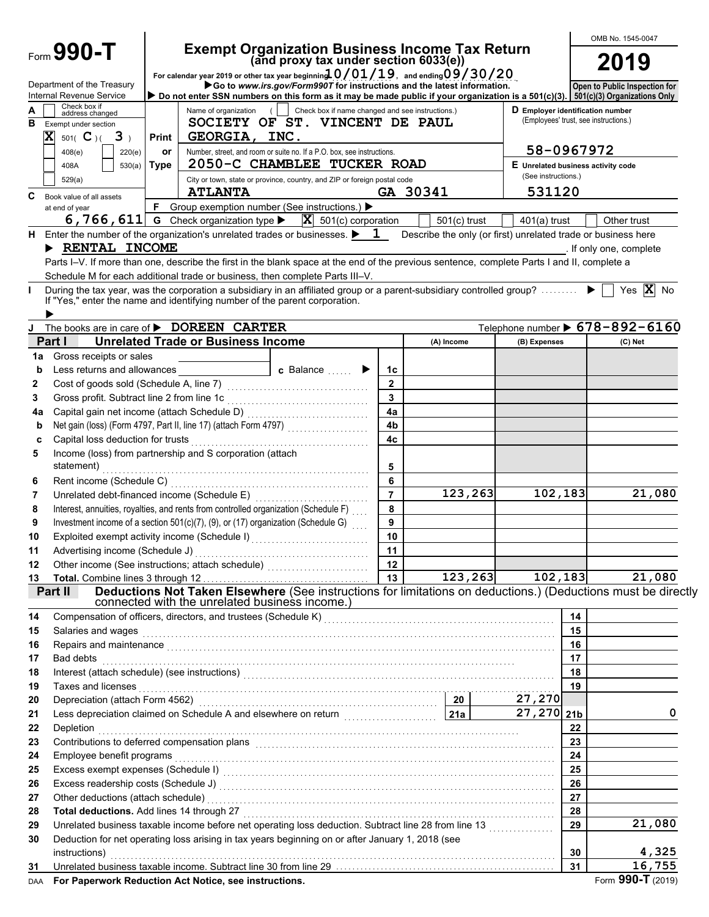Form **990-T**

Department of the Treasury
Internal Revenue Service

# Exempt Organization Business Income Tax Return
## (and proxy tax under section 6033(e))

For calendar year 2019 or other tax year beginning 10/01/19, and ending 09/30/20

▶ Go to *www.irs.gov/Form990T* for instructions and the latest information.

▶ Do not enter SSN numbers on this form as it may be made public if your organization is a 501(c)(3).

OMB No. 1545-0047

**2019**

Open to Public Inspection for 501(c)(3) Organizations Only

A ☐ Check box if address changed

B Exempt under section
☒ 501( C )( 3 )
☐ 408(e) ☐ 220(e)
☐ 408A ☐ 530(a)
☐ 529(a)

Print or Type

Name of organization ( ☐ Check box if name changed and see instructions.)
SOCIETY OF ST. VINCENT DE PAUL GEORGIA, INC.

Number, street, and room or suite no. If a P.O. box, see instructions.
2050-C CHAMBLEE TUCKER ROAD

City or town, state or province, country, and ZIP or foreign postal code
ATLANTA GA 30341

D Employer identification number (Employees' trust, see instructions.)
58-0967972

E Unrelated business activity code (See instructions.)
531120

C Book value of all assets at end of year
6,766,611

F Group exemption number (See instructions.) ▶

G Check organization type ▶ ☒ 501(c) corporation ☐ 501(c) trust ☐ 401(a) trust ☐ Other trust

H Enter the number of the organization's unrelated trades or businesses. ▶ 1 Describe the only (or first) unrelated trade or business here ▶ RENTAL INCOME . If only one, complete Parts I–V. If more than one, describe the first in the blank space at the end of the previous sentence, complete Parts I and II, complete a Schedule M for each additional trade or business, then complete Parts III–V.

I During the tax year, was the corporation a subsidiary in an affiliated group or a parent-subsidiary controlled group? ▶ ☐ Yes ☒ No
If "Yes," enter the name and identifying number of the parent corporation. ▶

J The books are in care of ▶ DOREEN CARTER Telephone number ▶ 678-892-6160

**Part I — Unrelated Trade or Business Income**

| | | Line | (A) Income | (B) Expenses | (C) Net |
|---|---|---|---|---|---|
| 1a | Gross receipts or sales | | | | |
| b | Less returns and allowances — c Balance ▶ | 1c | | | |
| 2 | Cost of goods sold (Schedule A, line 7) | 2 | | | |
| 3 | Gross profit. Subtract line 2 from line 1c | 3 | | | |
| 4a | Capital gain net income (attach Schedule D) | 4a | | | |
| b | Net gain (loss) (Form 4797, Part II, line 17) (attach Form 4797) | 4b | | | |
| c | Capital loss deduction for trusts | 4c | | | |
| 5 | Income (loss) from partnership and S corporation (attach statement) | 5 | | | |
| 6 | Rent income (Schedule C) | 6 | | | |
| 7 | Unrelated debt-financed income (Schedule E) | 7 | 123,263 | 102,183 | 21,080 |
| 8 | Interest, annuities, royalties, and rents from controlled organization (Schedule F) | 8 | | | |
| 9 | Investment income of a section 501(c)(7), (9), or (17) organization (Schedule G) | 9 | | | |
| 10 | Exploited exempt activity income (Schedule I) | 10 | | | |
| 11 | Advertising income (Schedule J) | 11 | | | |
| 12 | Other income (See instructions; attach schedule) | 12 | | | |
| 13 | **Total.** Combine lines 3 through 12 | 13 | 123,263 | 102,183 | 21,080 |

**Part II — Deductions Not Taken Elsewhere** (See instructions for limitations on deductions.) (Deductions must be directly connected with the unrelated business income.)

| | | | | Line | Amount |
|---|---|---|---|---|---|
| 14 | Compensation of officers, directors, and trustees (Schedule K) | | | 14 | |
| 15 | Salaries and wages | | | 15 | |
| 16 | Repairs and maintenance | | | 16 | |
| 17 | Bad debts | | | 17 | |
| 18 | Interest (attach schedule) (see instructions) | | | 18 | |
| 19 | Taxes and licenses | | | 19 | |
| 20 | Depreciation (attach Form 4562) | 20 | 27,270 | | |
| 21 | Less depreciation claimed on Schedule A and elsewhere on return | 21a | 27,270 | 21b | 0 |
| 22 | Depletion | | | 22 | |
| 23 | Contributions to deferred compensation plans | | | 23 | |
| 24 | Employee benefit programs | | | 24 | |
| 25 | Excess exempt expenses (Schedule I) | | | 25 | |
| 26 | Excess readership costs (Schedule J) | | | 26 | |
| 27 | Other deductions (attach schedule) | | | 27 | |
| 28 | **Total deductions.** Add lines 14 through 27 | | | 28 | |
| 29 | Unrelated business taxable income before net operating loss deduction. Subtract line 28 from line 13 | | | 29 | 21,080 |
| 30 | Deduction for net operating loss arising in tax years beginning on or after January 1, 2018 (see instructions) | | | 30 | 4,325 |
| 31 | Unrelated business taxable income. Subtract line 30 from line 29 | | | 31 | 16,755 |

DAA **For Paperwork Reduction Act Notice, see instructions.** Form **990-T** (2019)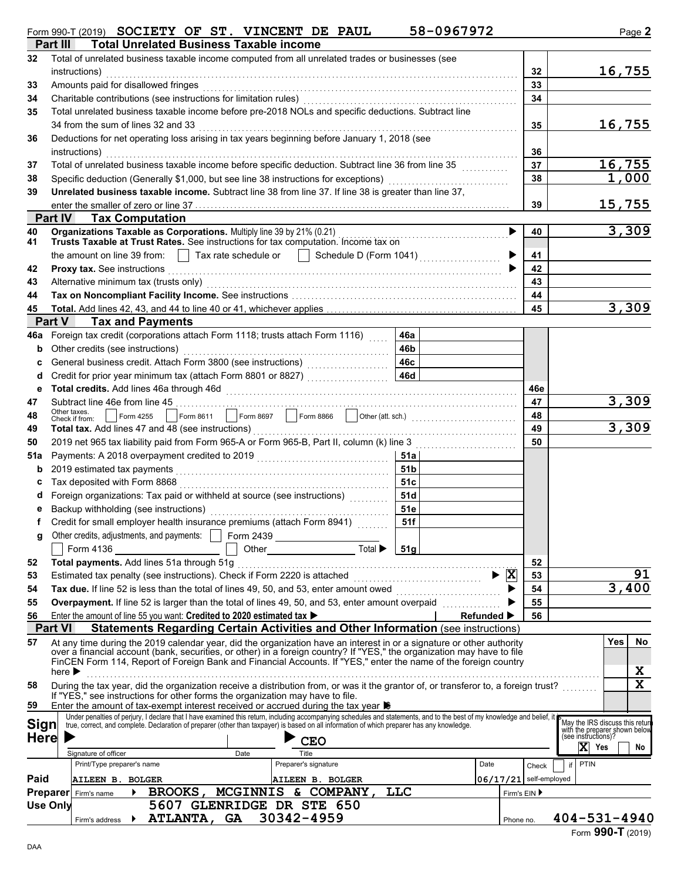Form 990-T (2019) SOCIETY OF ST. VINCENT DE PAUL 58-0967972 Page 2

## Part III Total Unrelated Business Taxable income

| | | | |
|---|---|---|---|
| 32 | Total of unrelated business taxable income computed from all unrelated trades or businesses (see instructions) | 32 | 16,755 |
| 33 | Amounts paid for disallowed fringes | 33 | |
| 34 | Charitable contributions (see instructions for limitation rules) | 34 | |
| 35 | Total unrelated business taxable income before pre-2018 NOLs and specific deductions. Subtract line 34 from the sum of lines 32 and 33 | 35 | 16,755 |
| 36 | Deductions for net operating loss arising in tax years beginning before January 1, 2018 (see instructions) | 36 | |
| 37 | Total of unrelated business taxable income before specific deduction. Subtract line 36 from line 35 | 37 | 16,755 |
| 38 | Specific deduction (Generally $1,000, but see line 38 instructions for exceptions) | 38 | 1,000 |
| 39 | **Unrelated business taxable income.** Subtract line 38 from line 37. If line 38 is greater than line 37, enter the smaller of zero or line 37 | 39 | 15,755 |

## Part IV Tax Computation

| | | | |
|---|---|---|---|
| 40 | **Organizations Taxable as Corporations.** Multiply line 39 by 21% (0.21) | 40 | 3,309 |
| 41 | **Trusts Taxable at Trust Rates.** See instructions for tax computation. Income tax on the amount on line 39 from: ☐ Tax rate schedule or ☐ Schedule D (Form 1041) | 41 | |
| 42 | **Proxy tax.** See instructions | 42 | |
| 43 | Alternative minimum tax (trusts only) | 43 | |
| 44 | **Tax on Noncompliant Facility Income.** See instructions | 44 | |
| 45 | **Total.** Add lines 42, 43, and 44 to line 40 or 41, whichever applies | 45 | 3,309 |

## Part V Tax and Payments

| | | | | | |
|---|---|---|---|---|---|
| 46a | Foreign tax credit (corporations attach Form 1118; trusts attach Form 1116) | 46a | | | |
| b | Other credits (see instructions) | 46b | | | |
| c | General business credit. Attach Form 3800 (see instructions) | 46c | | | |
| d | Credit for prior year minimum tax (attach Form 8801 or 8827) | 46d | | | |
| e | **Total credits.** Add lines 46a through 46d | | | 46e | |
| 47 | Subtract line 46e from line 45 | | | 47 | 3,309 |
| 48 | Other taxes. Check if from: ☐ Form 4255 ☐ Form 8611 ☐ Form 8697 ☐ Form 8866 ☐ Other (att. sch.) | | | 48 | |
| 49 | **Total tax.** Add lines 47 and 48 (see instructions) | | | 49 | 3,309 |
| 50 | 2019 net 965 tax liability paid from Form 965-A or Form 965-B, Part II, column (k) line 3 | | | 50 | |
| 51a | Payments: A 2018 overpayment credited to 2019 | 51a | | | |
| b | 2019 estimated tax payments | 51b | | | |
| c | Tax deposited with Form 8868 | 51c | | | |
| d | Foreign organizations: Tax paid or withheld at source (see instructions) | 51d | | | |
| e | Backup withholding (see instructions) | 51e | | | |
| f | Credit for small employer health insurance premiums (attach Form 8941) | 51f | | | |
| g | Other credits, adjustments, and payments: ☐ Form 2439 ☐ Form 4136 ☐ Other Total ▶ | 51g | | | |
| 52 | **Total payments.** Add lines 51a through 51g | | | 52 | |
| 53 | Estimated tax penalty (see instructions). Check if Form 2220 is attached ▶ ☒ | | | 53 | 91 |
| 54 | **Tax due.** If line 52 is less than the total of lines 49, 50, and 53, enter amount owed ▶ | | | 54 | 3,400 |
| 55 | **Overpayment.** If line 52 is larger than the total of lines 49, 50, and 53, enter amount overpaid ▶ | | | 55 | |
| 56 | Enter the amount of line 55 you want: **Credited to 2020 estimated tax** ▶ | | Refunded ▶ | 56 | |

## Part VI Statements Regarding Certain Activities and Other Information (see instructions)

| | | Yes | No |
|---|---|---|---|
| 57 | At any time during the 2019 calendar year, did the organization have an interest in or a signature or other authority over a financial account (bank, securities, or other) in a foreign country? If "YES," the organization may have to file FinCEN Form 114, Report of Foreign Bank and Financial Accounts. If "YES," enter the name of the foreign country here ▶ | | X |
| 58 | During the tax year, did the organization receive a distribution from, or was it the grantor of, or transferor to, a foreign trust? If "YES," see instructions for other forms the organization may have to file. | | X |
| 59 | Enter the amount of tax-exempt interest received or accrued during the tax year ▶ $ | | |

**Sign Here**

Under penalties of perjury, I declare that I have examined this return, including accompanying schedules and statements, and to the best of my knowledge and belief, it is true, correct, and complete. Declaration of preparer (other than taxpayer) is based on all information of which preparer has any knowledge.

Signature of officer | Date | Title: CEO

May the IRS discuss this return with the preparer shown below (see instructions)? ☒ Yes ☐ No

**Paid Preparer Use Only**

| Print/Type preparer's name | Preparer's signature | Date | Check ☐ if self-employed | PTIN |
|---|---|---|---|---|
| AILEEN B. BOLGER | AILEEN B. BOLGER | 06/17/21 | | |

Firm's name ▶ BROOKS, MCGINNIS & COMPANY, LLC — Firm's EIN ▶

Firm's address ▶ 5607 GLENRIDGE DR STE 650, ATLANTA, GA 30342-4959 — Phone no. 404-531-4940

Form **990-T** (2019)

DAA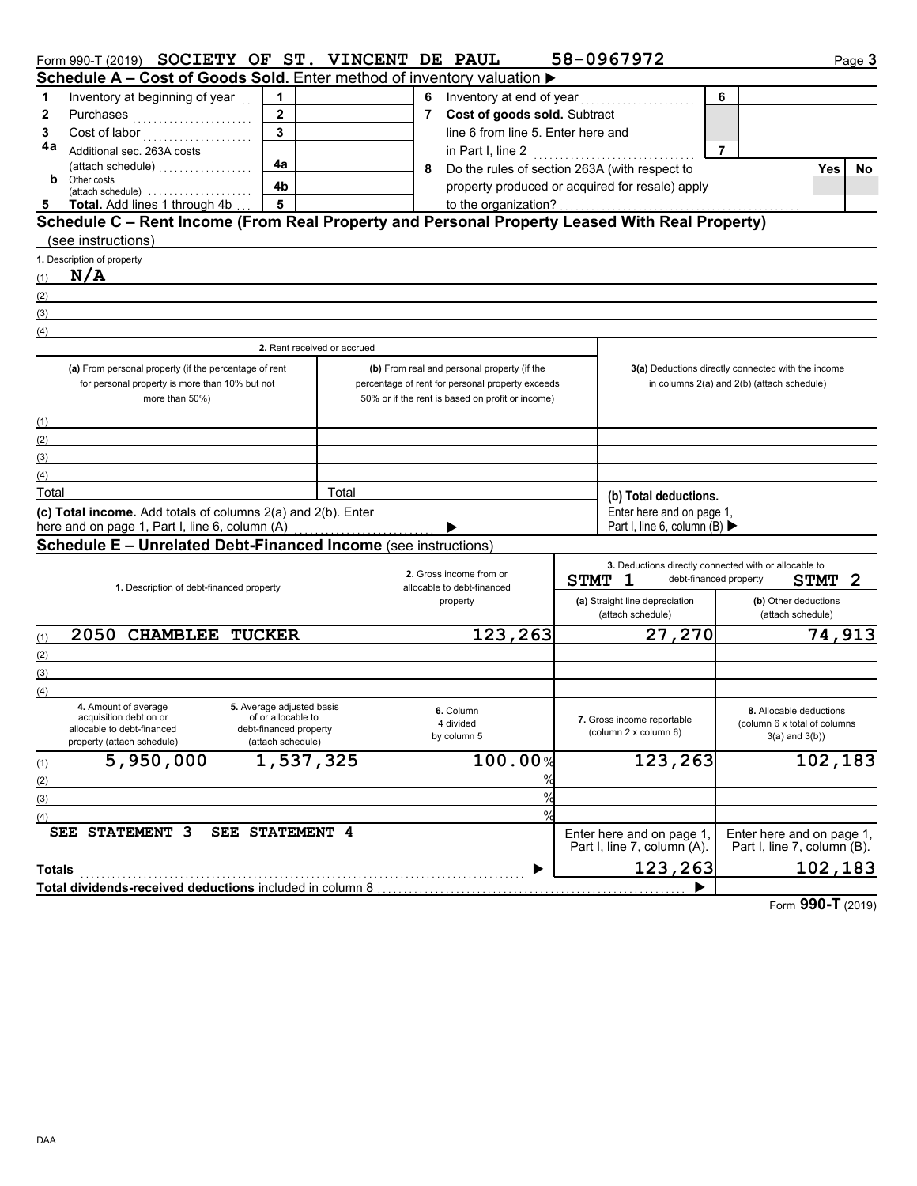Form 990-T (2019) SOCIETY OF ST. VINCENT DE PAUL 58-0967972 Page **3**

## Schedule A – Cost of Goods Sold. Enter method of inventory valuation ▶

| | | | | | | | |
|---|---|---|---|---|---|---|---|
| **1** | Inventory at beginning of year | 1 | | **6** | Inventory at end of year | 6 | |
| **2** | Purchases | 2 | | **7** | **Cost of goods sold.** Subtract line 6 from line 5. Enter here and in Part I, line 2 | 7 | |
| **3** | Cost of labor | 3 | | | | | |
| **4a** | Additional sec. 263A costs (attach schedule) | 4a | | **8** | Do the rules of section 263A (with respect to property produced or acquired for resale) apply to the organization? | | Yes / No |
| **b** | Other costs (attach schedule) | 4b | | | | | |
| **5** | **Total.** Add lines 1 through 4b | 5 | | | | | |

## Schedule C – Rent Income (From Real Property and Personal Property Leased With Real Property) (see instructions)

1. Description of property

(1) N/A

(2)

(3)

(4)

| | 2. Rent received or accrued | | |
|---|---|---|---|
| | (a) From personal property (if the percentage of rent for personal property is more than 10% but not more than 50%) | (b) From real and personal property (if the percentage of rent for personal property exceeds 50% or if the rent is based on profit or income) | 3(a) Deductions directly connected with the income in columns 2(a) and 2(b) (attach schedule) |
| (1) | | | |
| (2) | | | |
| (3) | | | |
| (4) | | | |
| Total | | Total | |

**(c) Total income.** Add totals of columns 2(a) and 2(b). Enter here and on page 1, Part I, line 6, column (A) ▶

**(b) Total deductions.** Enter here and on page 1, Part I, line 6, column (B) ▶

## Schedule E – Unrelated Debt-Financed Income (see instructions)

| | 1. Description of debt-financed property | 2. Gross income from or allocable to debt-financed property | 3. Deductions directly connected with or allocable to debt-financed property: (a) Straight line depreciation (attach schedule) STMT 1 | (b) Other deductions (attach schedule) STMT 2 |
|---|---|---|---|---|
| (1) | 2050 CHAMBLEE TUCKER | 123,263 | 27,270 | 74,913 |
| (2) | | | | |
| (3) | | | | |
| (4) | | | | |

| | 4. Amount of average acquisition debt on or allocable to debt-financed property (attach schedule) | 5. Average adjusted basis of or allocable to debt-financed property (attach schedule) | 6. Column 4 divided by column 5 | 7. Gross income reportable (column 2 x column 6) | 8. Allocable deductions (column 6 x total of columns 3(a) and 3(b)) |
|---|---|---|---|---|---|
| (1) | 5,950,000 | 1,537,325 | 100.00% | 123,263 | 102,183 |
| (2) | | | % | | |
| (3) | | | % | | |
| (4) | | | % | | |
| | SEE STATEMENT 3 | SEE STATEMENT 4 | | Enter here and on page 1, Part I, line 7, column (A). | Enter here and on page 1, Part I, line 7, column (B). |
| **Totals** | | | ▶ | 123,263 | 102,183 |

**Total dividends-received deductions** included in column 8 ▶

Form **990-T** (2019)

DAA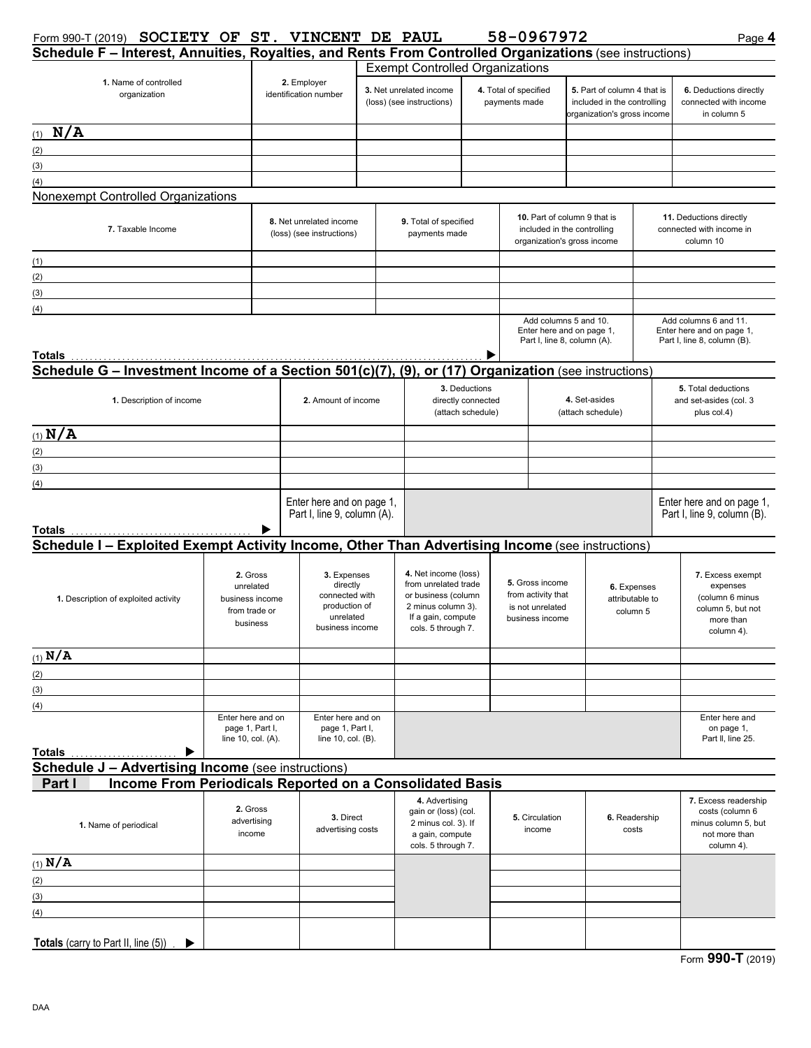Form 990-T (2019) **SOCIETY OF ST. VINCENT DE PAUL** **58-0967972**

## Schedule F – Interest, Annuities, Royalties, and Rents From Controlled Organizations (see instructions)

**Exempt Controlled Organizations**

| 1. Name of controlled organization | 2. Employer identification number | 3. Net unrelated income (loss) (see instructions) | 4. Total of specified payments made | 5. Part of column 4 that is included in the controlling organization's gross income | 6. Deductions directly connected with income in column 5 |
|---|---|---|---|---|---|
| (1) **N/A** | | | | | |
| (2) | | | | | |
| (3) | | | | | |
| (4) | | | | | |

**Nonexempt Controlled Organizations**

| 7. Taxable Income | 8. Net unrelated income (loss) (see instructions) | 9. Total of specified payments made | 10. Part of column 9 that is included in the controlling organization's gross income | 11. Deductions directly connected with income in column 10 |
|---|---|---|---|---|
| (1) | | | | |
| (2) | | | | |
| (3) | | | | |
| (4) | | | | |
| **Totals** | | | Add columns 5 and 10. Enter here and on page 1, Part I, line 8, column (A). | Add columns 6 and 11. Enter here and on page 1, Part I, line 8, column (B). |

## Schedule G – Investment Income of a Section 501(c)(7), (9), or (17) Organization (see instructions)

| 1. Description of income | 2. Amount of income | 3. Deductions directly connected (attach schedule) | 4. Set-asides (attach schedule) | 5. Total deductions and set-asides (col. 3 plus col.4) |
|---|---|---|---|---|
| (1) **N/A** | | | | |
| (2) | | | | |
| (3) | | | | |
| (4) | | | | |
| **Totals** | Enter here and on page 1, Part I, line 9, column (A). | | | Enter here and on page 1, Part I, line 9, column (B). |

## Schedule I – Exploited Exempt Activity Income, Other Than Advertising Income (see instructions)

| 1. Description of exploited activity | 2. Gross unrelated business income from trade or business | 3. Expenses directly connected with production of unrelated business income | 4. Net income (loss) from unrelated trade or business (column 2 minus column 3). If a gain, compute cols. 5 through 7. | 5. Gross income from activity that is not unrelated business income | 6. Expenses attributable to column 5 | 7. Excess exempt expenses (column 6 minus column 5, but not more than column 4). |
|---|---|---|---|---|---|---|
| (1) **N/A** | | | | | | |
| (2) | | | | | | |
| (3) | | | | | | |
| (4) | | | | | | |
| **Totals** | Enter here and on page 1, Part I, line 10, col. (A). | Enter here and on page 1, Part I, line 10, col. (B). | | | | Enter here and on page 1, Part II, line 25. |

## Schedule J – Advertising Income (see instructions)

### Part I Income From Periodicals Reported on a Consolidated Basis

| 1. Name of periodical | 2. Gross advertising income | 3. Direct advertising costs | 4. Advertising gain or (loss) (col. 2 minus col. 3). If a gain, compute cols. 5 through 7. | 5. Circulation income | 6. Readership costs | 7. Excess readership costs (column 6 minus column 5, but not more than column 4). |
|---|---|---|---|---|---|---|
| (1) **N/A** | | | | | | |
| (2) | | | | | | |
| (3) | | | | | | |
| (4) | | | | | | |
| **Totals** (carry to Part II, line (5)) | | | | | | |

Form **990-T** (2019)

DAA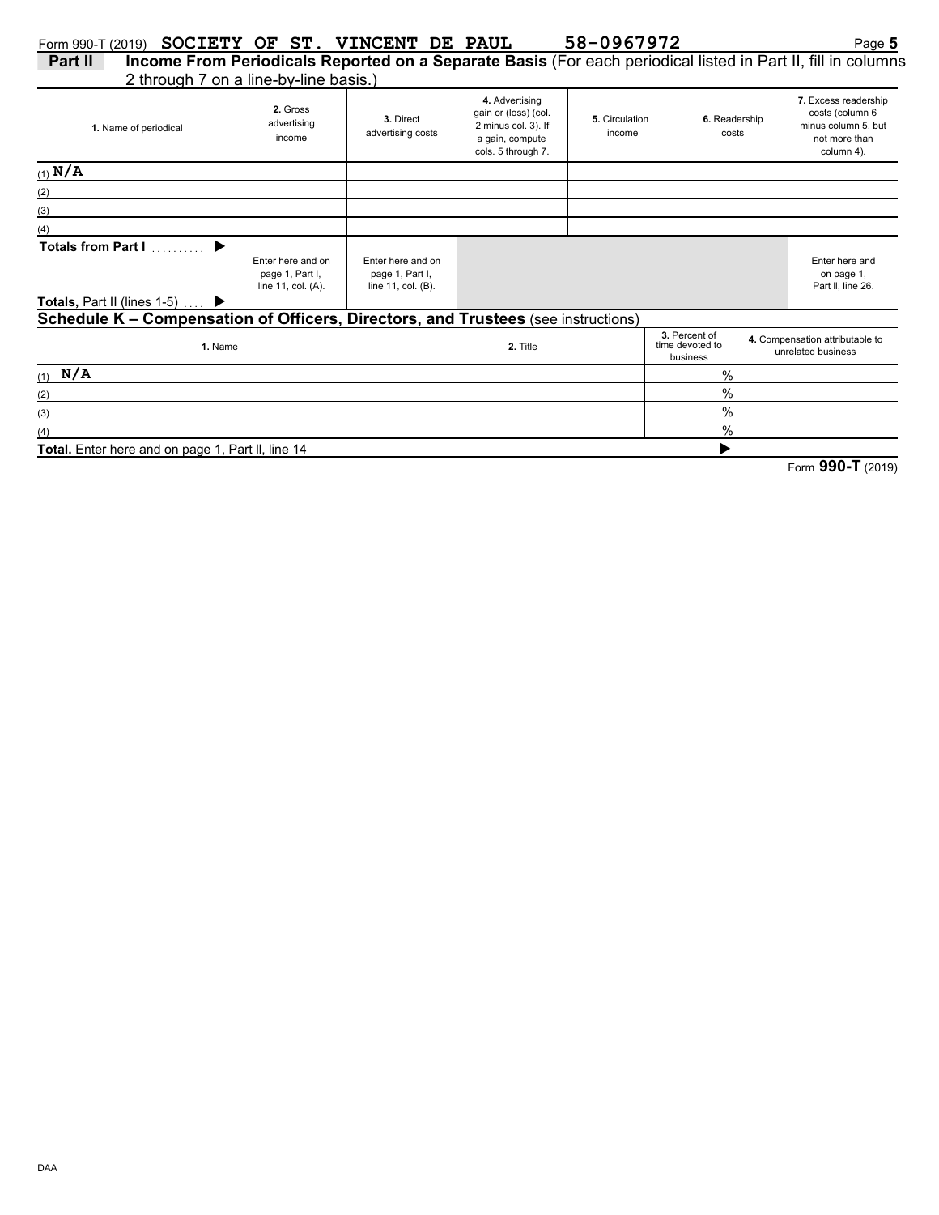Form 990-T (2019) **SOCIETY OF ST. VINCENT DE PAUL** **58-0967972**

## Part II Income From Periodicals Reported on a Separate Basis (For each periodical listed in Part II, fill in columns 2 through 7 on a line-by-line basis.)

| 1. Name of periodical | 2. Gross advertising income | 3. Direct advertising costs | 4. Advertising gain or (loss) (col. 2 minus col. 3). If a gain, compute cols. 5 through 7. | 5. Circulation income | 6. Readership costs | 7. Excess readership costs (column 6 minus column 5, but not more than column 4). |
|---|---|---|---|---|---|---|
| (1) **N/A** | | | | | | |
| (2) | | | | | | |
| (3) | | | | | | |
| (4) | | | | | | |
| **Totals from Part I** ▶ | | | | | | |
| **Totals,** Part II (lines 1-5) ▶ | Enter here and on page 1, Part I, line 11, col. (A). | Enter here and on page 1, Part I, line 11, col. (B). | | | | Enter here and on page 1, Part II, line 26. |

## Schedule K – Compensation of Officers, Directors, and Trustees (see instructions)

| 1. Name | 2. Title | 3. Percent of time devoted to business | 4. Compensation attributable to unrelated business |
|---|---|---|---|
| (1) **N/A** | | % | |
| (2) | | % | |
| (3) | | % | |
| (4) | | % | |
| **Total.** Enter here and on page 1, Part II, line 14 | | ▶ | |

Form **990-T** (2019)

DAA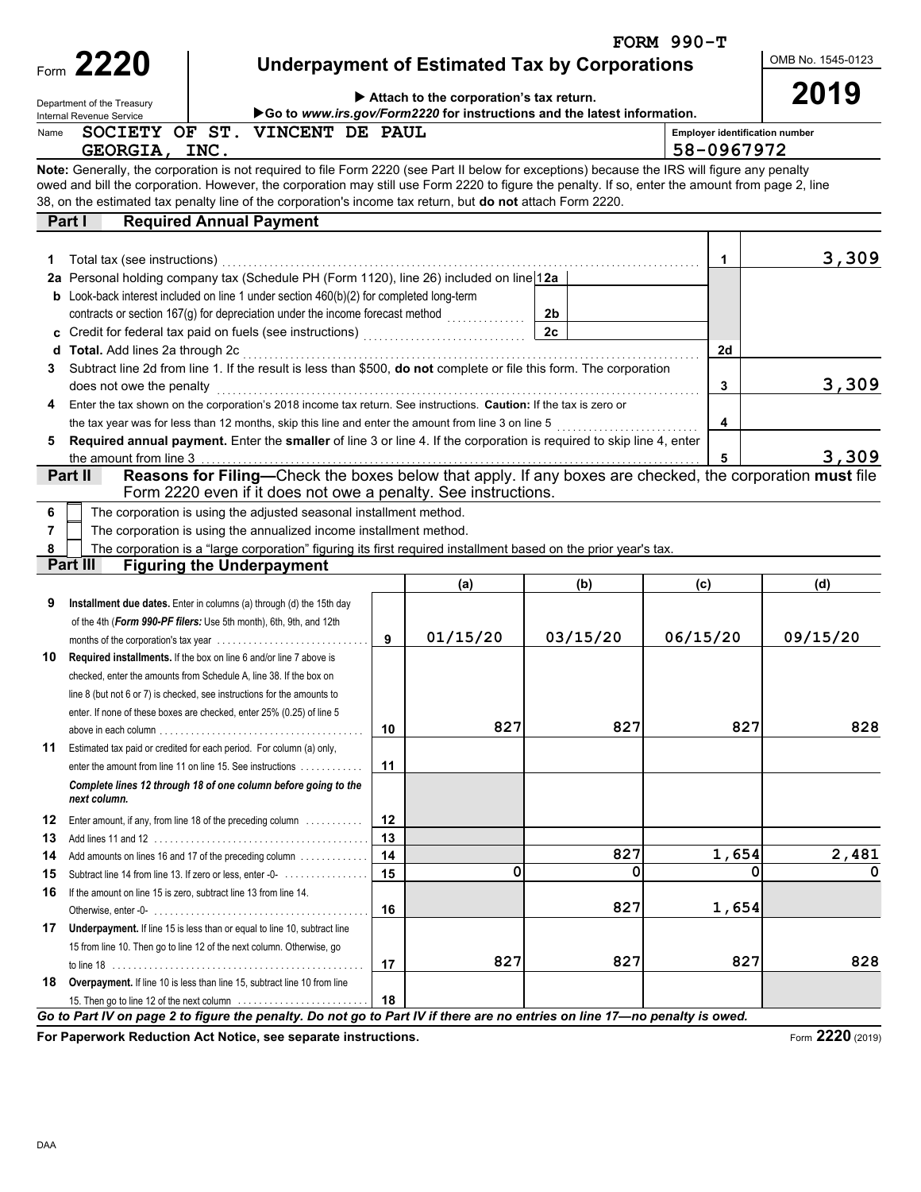FORM 990-T

# Form 2220 — Underpayment of Estimated Tax by Corporations

Department of the Treasury
Internal Revenue Service

▶ Attach to the corporation's tax return.
▶Go to *www.irs.gov/Form2220* for instructions and the latest information.

OMB No. 1545-0123

**2019**

Name: SOCIETY OF ST. VINCENT DE PAUL GEORGIA, INC.

Employer identification number: 58-0967972

**Note:** Generally, the corporation is not required to file Form 2220 (see Part II below for exceptions) because the IRS will figure any penalty owed and bill the corporation. However, the corporation may still use Form 2220 to figure the penalty. If so, enter the amount from page 2, line 38, on the estimated tax penalty line of the corporation's income tax return, but **do not** attach Form 2220.

## Part I — Required Annual Payment

| Line | Description | | | Line | Amount |
|---|---|---|---|---|---|
| 1 | Total tax (see instructions) | | | 1 | 3,309 |
| 2a | Personal holding company tax (Schedule PH (Form 1120), line 26) included on line 1 | 2a | | | |
| b | Look-back interest included on line 1 under section 460(b)(2) for completed long-term contracts or section 167(g) for depreciation under the income forecast method | 2b | | | |
| c | Credit for federal tax paid on fuels (see instructions) | 2c | | | |
| d | **Total.** Add lines 2a through 2c | | | 2d | |
| 3 | Subtract line 2d from line 1. If the result is less than $500, **do not** complete or file this form. The corporation does not owe the penalty | | | 3 | 3,309 |
| 4 | Enter the tax shown on the corporation's 2018 income tax return. See instructions. **Caution:** If the tax is zero or the tax year was for less than 12 months, skip this line and enter the amount from line 3 on line 5 | | | 4 | |
| 5 | **Required annual payment.** Enter the **smaller** of line 3 or line 4. If the corporation is required to skip line 4, enter the amount from line 3 | | | 5 | 3,309 |

## Part II — Reasons for Filing—Check the boxes below that apply. If any boxes are checked, the corporation **must** file Form 2220 even if it does not owe a penalty. See instructions.

6 ☐ The corporation is using the adjusted seasonal installment method.

7 ☐ The corporation is using the annualized income installment method.

8 ☐ The corporation is a "large corporation" figuring its first required installment based on the prior year's tax.

## Part III — Figuring the Underpayment

| Line | Description | | (a) | (b) | (c) | (d) |
|---|---|---|---|---|---|---|
| 9 | **Installment due dates.** Enter in columns (a) through (d) the 15th day of the 4th (*Form 990-PF filers:* Use 5th month), 6th, 9th, and 12th months of the corporation's tax year | 9 | 01/15/20 | 03/15/20 | 06/15/20 | 09/15/20 |
| 10 | **Required installments.** If the box on line 6 and/or line 7 above is checked, enter the amounts from Schedule A, line 38. If the box on line 8 (but not 6 or 7) is checked, see instructions for the amounts to enter. If none of these boxes are checked, enter 25% (0.25) of line 5 above in each column | 10 | 827 | 827 | 827 | 828 |
| 11 | Estimated tax paid or credited for each period. For column (a) only, enter the amount from line 11 on line 15. See instructions | 11 | | | | |
| | ***Complete lines 12 through 18 of one column before going to the next column.*** | | | | | |
| 12 | Enter amount, if any, from line 18 of the preceding column | 12 | | | | |
| 13 | Add lines 11 and 12 | 13 | | | | |
| 14 | Add amounts on lines 16 and 17 of the preceding column | 14 | | 827 | 1,654 | 2,481 |
| 15 | Subtract line 14 from line 13. If zero or less, enter -0- | 15 | 0 | 0 | 0 | 0 |
| 16 | If the amount on line 15 is zero, subtract line 13 from line 14. Otherwise, enter -0- | 16 | | 827 | 1,654 | |
| 17 | **Underpayment.** If line 15 is less than or equal to line 10, subtract line 15 from line 10. Then go to line 12 of the next column. Otherwise, go to line 18 | 17 | 827 | 827 | 827 | 828 |
| 18 | **Overpayment.** If line 10 is less than line 15, subtract line 10 from line 15. Then go to line 12 of the next column | 18 | | | | |

***Go to Part IV on page 2 to figure the penalty. Do not go to Part IV if there are no entries on line 17—no penalty is owed.***

**For Paperwork Reduction Act Notice, see separate instructions.**

Form **2220** (2019)

DAA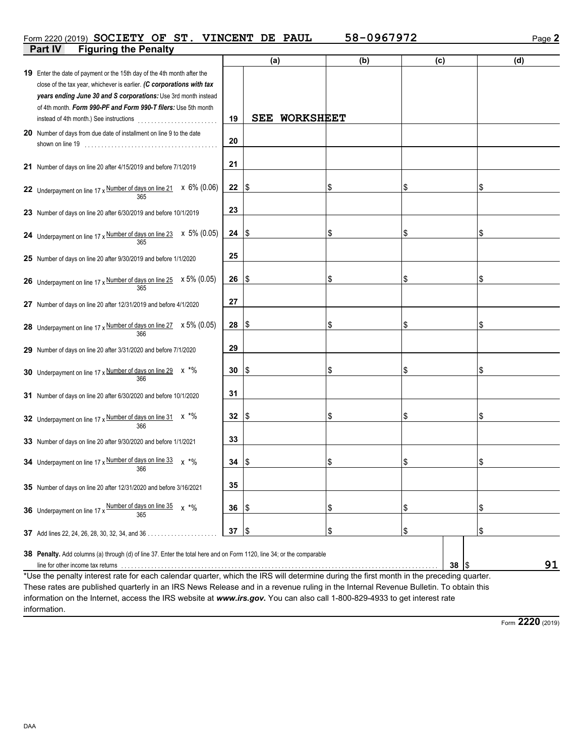Form 2220 (2019) **SOCIETY OF ST. VINCENT DE PAUL** **58-0967972** Page **2**

## Part IV Figuring the Penalty

| | | (a) | (b) | (c) | (d) |
|---|---|---|---|---|---|
| **19** Enter the date of payment or the 15th day of the 4th month after the close of the tax year, whichever is earlier. ***(C corporations with tax years ending June 30 and S corporations:*** Use 3rd month instead of 4th month. ***Form 990-PF and Form 990-T filers:*** Use 5th month instead of 4th month.) See instructions | 19 | **SEE WORKSHEET** | | | |
| **20** Number of days from due date of installment on line 9 to the date shown on line 19 | 20 | | | | |
| **21** Number of days on line 20 after 4/15/2019 and before 7/1/2019 | 21 | | | | |
| **22** Underpayment on line 17 x Number of days on line 21 / 365 x 6% (0.06) | 22 | $ | $ | $ | $ |
| **23** Number of days on line 20 after 6/30/2019 and before 10/1/2019 | 23 | | | | |
| **24** Underpayment on line 17 x Number of days on line 23 / 365 x 5% (0.05) | 24 | $ | $ | $ | $ |
| **25** Number of days on line 20 after 9/30/2019 and before 1/1/2020 | 25 | | | | |
| **26** Underpayment on line 17 x Number of days on line 25 / 365 x 5% (0.05) | 26 | $ | $ | $ | $ |
| **27** Number of days on line 20 after 12/31/2019 and before 4/1/2020 | 27 | | | | |
| **28** Underpayment on line 17 x Number of days on line 27 / 366 x 5% (0.05) | 28 | $ | $ | $ | $ |
| **29** Number of days on line 20 after 3/31/2020 and before 7/1/2020 | 29 | | | | |
| **30** Underpayment on line 17 x Number of days on line 29 / 366 x *% | 30 | $ | $ | $ | $ |
| **31** Number of days on line 20 after 6/30/2020 and before 10/1/2020 | 31 | | | | |
| **32** Underpayment on line 17 x Number of days on line 31 / 366 x *% | 32 | $ | $ | $ | $ |
| **33** Number of days on line 20 after 9/30/2020 and before 1/1/2021 | 33 | | | | |
| **34** Underpayment on line 17 x Number of days on line 33 / 366 x *% | 34 | $ | $ | $ | $ |
| **35** Number of days on line 20 after 12/31/2020 and before 3/16/2021 | 35 | | | | |
| **36** Underpayment on line 17 x Number of days on line 35 / 365 x *% | 36 | $ | $ | $ | $ |
| **37** Add lines 22, 24, 26, 28, 30, 32, 34, and 36 | 37 | $ | $ | $ | $ |

**38 Penalty.** Add columns (a) through (d) of line 37. Enter the total here and on Form 1120, line 34; or the comparable line for other income tax returns ... **38** $ **91**

*Use the penalty interest rate for each calendar quarter, which the IRS will determine during the first month in the preceding quarter. These rates are published quarterly in an IRS News Release and in a revenue ruling in the Internal Revenue Bulletin. To obtain this information on the Internet, access the IRS website at ***www.irs.gov.*** You can also call 1-800-829-4933 to get interest rate information.

Form **2220** (2019)

DAA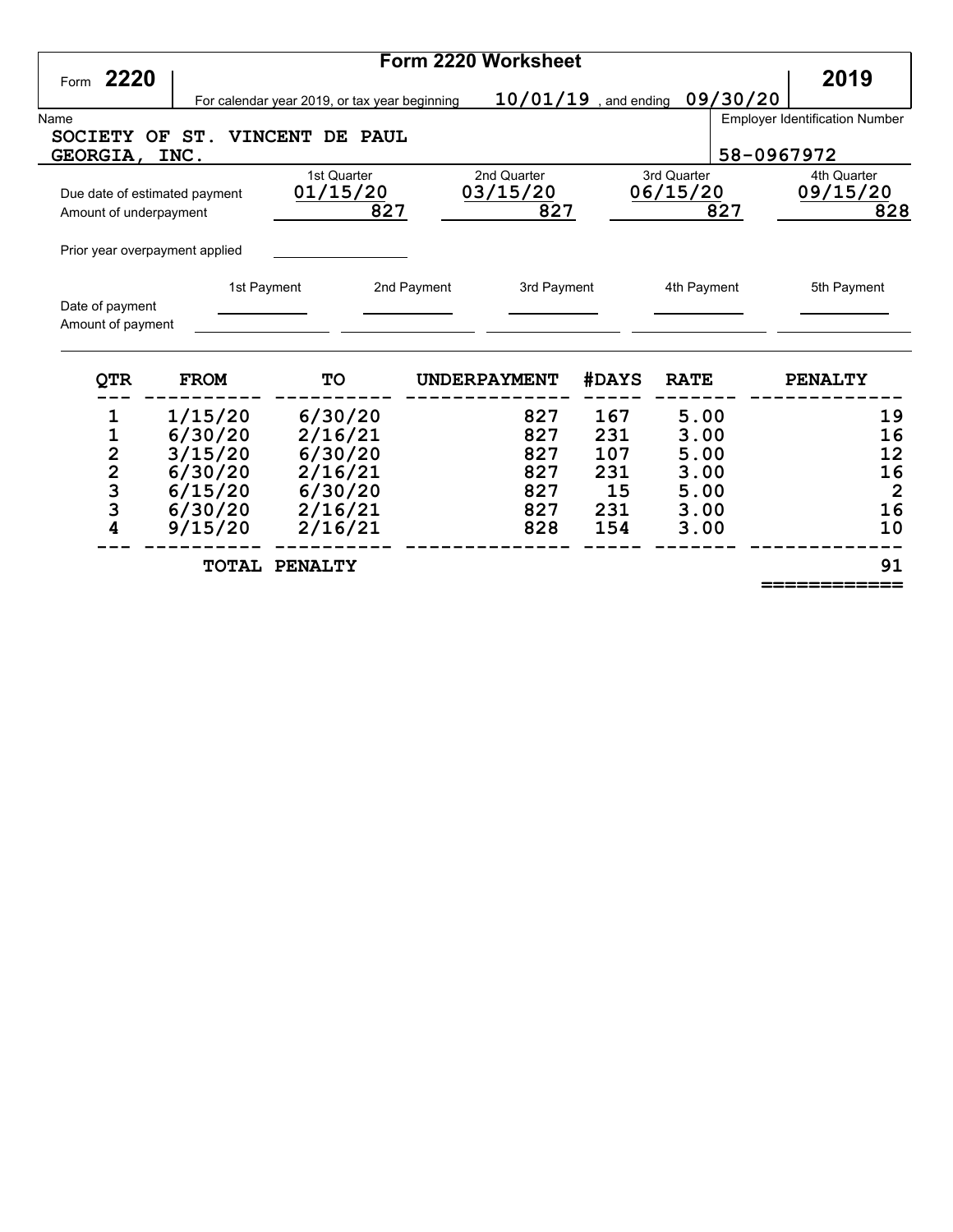# Form 2220 Worksheet

Form **2220** — **2019**

For calendar year 2019, or tax year beginning **10/01/19**, and ending **09/30/20**

Name: **SOCIETY OF ST. VINCENT DE PAUL GEORGIA, INC.**

Employer Identification Number: **58-0967972**

| | 1st Quarter | 2nd Quarter | 3rd Quarter | 4th Quarter |
|---|---|---|---|---|
| Due date of estimated payment | 01/15/20 | 03/15/20 | 06/15/20 | 09/15/20 |
| Amount of underpayment | 827 | 827 | 827 | 828 |

Prior year overpayment applied

| | 1st Payment | 2nd Payment | 3rd Payment | 4th Payment | 5th Payment |
|---|---|---|---|---|---|
| Date of payment | | | | | |
| Amount of payment | | | | | |

| QTR | FROM | TO | UNDERPAYMENT | #DAYS | RATE | PENALTY |
|---|---|---|---|---|---|---|
| 1 | 1/15/20 | 6/30/20 | 827 | 167 | 5.00 | 19 |
| 1 | 6/30/20 | 2/16/21 | 827 | 231 | 3.00 | 16 |
| 2 | 3/15/20 | 6/30/20 | 827 | 107 | 5.00 | 12 |
| 2 | 6/30/20 | 2/16/21 | 827 | 231 | 3.00 | 16 |
| 3 | 6/15/20 | 6/30/20 | 827 | 15 | 5.00 | 2 |
| 3 | 6/30/20 | 2/16/21 | 827 | 231 | 3.00 | 16 |
| 4 | 9/15/20 | 2/16/21 | 828 | 154 | 3.00 | 10 |
| | TOTAL PENALTY | | | | | 91 |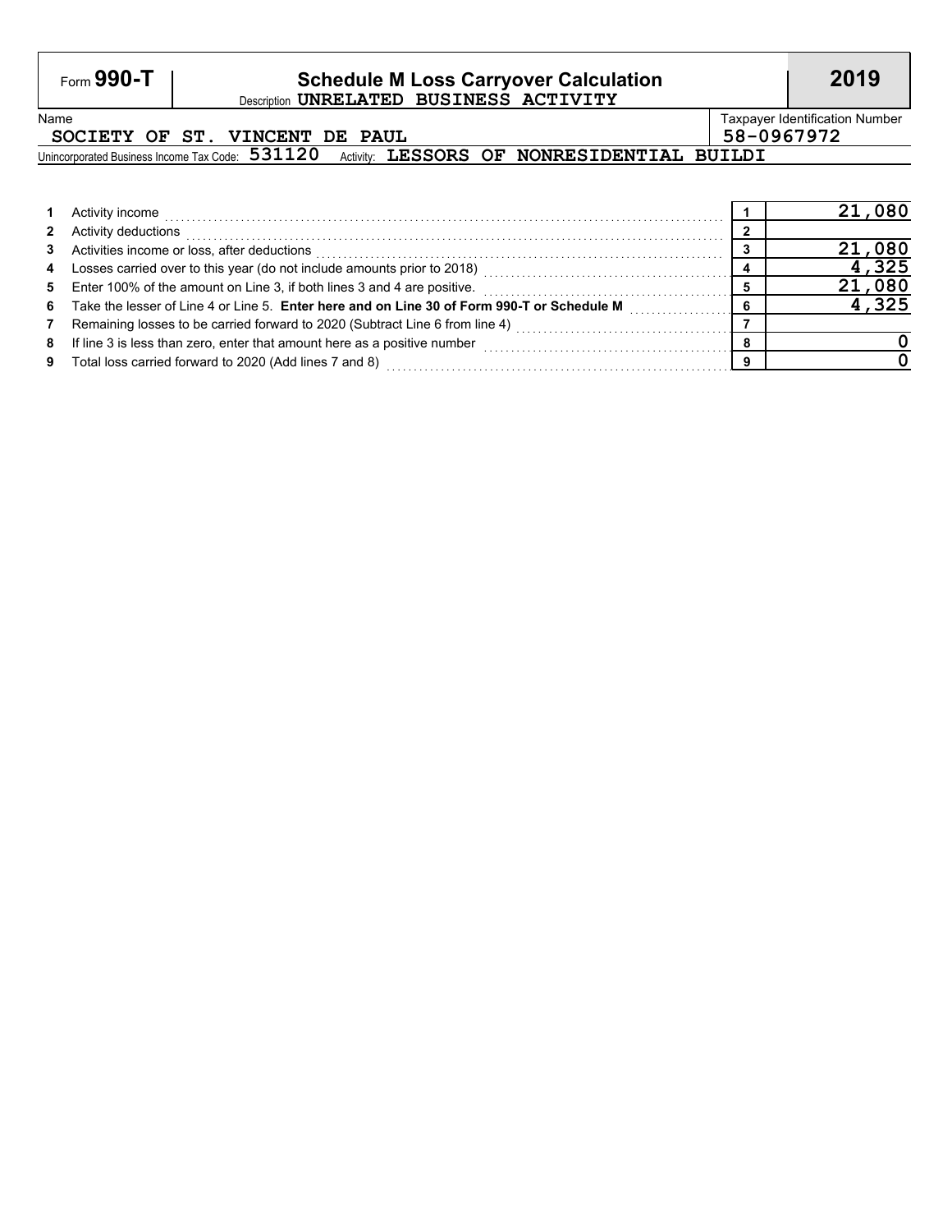Form **990-T**

# Schedule M Loss Carryover Calculation

Description **UNRELATED BUSINESS ACTIVITY**

**2019**

Name: **SOCIETY OF ST. VINCENT DE PAUL**

Taxpayer Identification Number: **58-0967972**

Unincorporated Business Income Tax Code: **531120** Activity: **LESSORS OF NONRESIDENTIAL BUILDI**

| | | Line | Amount |
|---|---|---|---|
| 1 | Activity income | 1 | 21,080 |
| 2 | Activity deductions | 2 | |
| 3 | Activities income or loss, after deductions | 3 | 21,080 |
| 4 | Losses carried over to this year (do not include amounts prior to 2018) | 4 | 4,325 |
| 5 | Enter 100% of the amount on Line 3, if both lines 3 and 4 are positive. | 5 | 21,080 |
| 6 | Take the lesser of Line 4 or Line 5. **Enter here and on Line 30 of Form 990-T or Schedule M** | 6 | 4,325 |
| 7 | Remaining losses to be carried forward to 2020 (Subtract Line 6 from line 4) | 7 | |
| 8 | If line 3 is less than zero, enter that amount here as a positive number | 8 | 0 |
| 9 | Total loss carried forward to 2020 (Add lines 7 and 8) | 9 | 0 |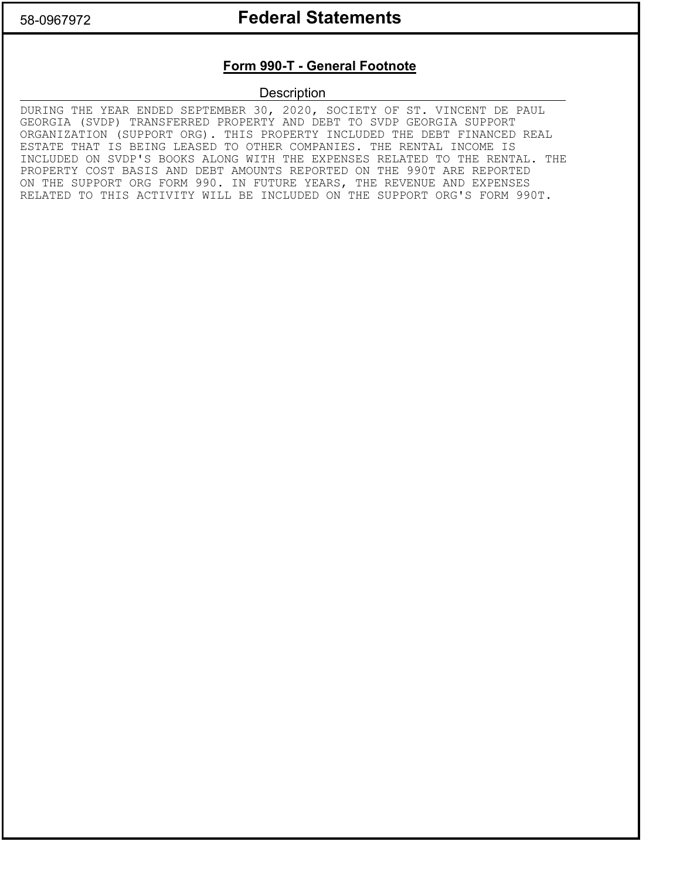58-0967972

# Federal Statements

## Form 990-T - General Footnote

**Description**

DURING THE YEAR ENDED SEPTEMBER 30, 2020, SOCIETY OF ST. VINCENT DE PAUL GEORGIA (SVDP) TRANSFERRED PROPERTY AND DEBT TO SVDP GEORGIA SUPPORT ORGANIZATION (SUPPORT ORG). THIS PROPERTY INCLUDED THE DEBT FINANCED REAL ESTATE THAT IS BEING LEASED TO OTHER COMPANIES. THE RENTAL INCOME IS INCLUDED ON SVDP'S BOOKS ALONG WITH THE EXPENSES RELATED TO THE RENTAL. THE PROPERTY COST BASIS AND DEBT AMOUNTS REPORTED ON THE 990T ARE REPORTED ON THE SUPPORT ORG FORM 990. IN FUTURE YEARS, THE REVENUE AND EXPENSES RELATED TO THIS ACTIVITY WILL BE INCLUDED ON THE SUPPORT ORG'S FORM 990T.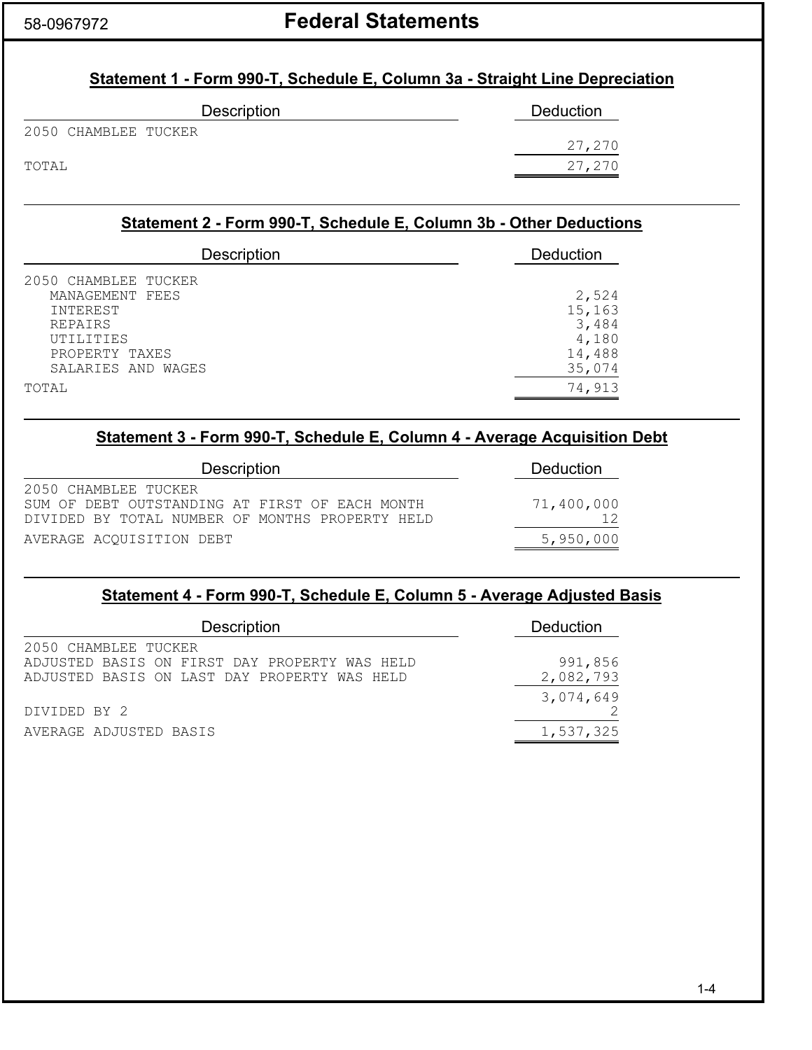58-0967972

# Federal Statements

## Statement 1 - Form 990-T, Schedule E, Column 3a - Straight Line Depreciation

| Description | Deduction |
|---|---|
| 2050 CHAMBLEE TUCKER | 27,270 |
| TOTAL | 27,270 |

## Statement 2 - Form 990-T, Schedule E, Column 3b - Other Deductions

| Description | Deduction |
|---|---|
| 2050 CHAMBLEE TUCKER | |
| MANAGEMENT FEES | 2,524 |
| INTEREST | 15,163 |
| REPAIRS | 3,484 |
| UTILITIES | 4,180 |
| PROPERTY TAXES | 14,488 |
| SALARIES AND WAGES | 35,074 |
| TOTAL | 74,913 |

## Statement 3 - Form 990-T, Schedule E, Column 4 - Average Acquisition Debt

| Description | Deduction |
|---|---|
| 2050 CHAMBLEE TUCKER | |
| SUM OF DEBT OUTSTANDING AT FIRST OF EACH MONTH | 71,400,000 |
| DIVIDED BY TOTAL NUMBER OF MONTHS PROPERTY HELD | 12 |
| AVERAGE ACQUISITION DEBT | 5,950,000 |

## Statement 4 - Form 990-T, Schedule E, Column 5 - Average Adjusted Basis

| Description | Deduction |
|---|---|
| 2050 CHAMBLEE TUCKER | |
| ADJUSTED BASIS ON FIRST DAY PROPERTY WAS HELD | 991,856 |
| ADJUSTED BASIS ON LAST DAY PROPERTY WAS HELD | 2,082,793 |
| | 3,074,649 |
| DIVIDED BY 2 | 2 |
| AVERAGE ADJUSTED BASIS | 1,537,325 |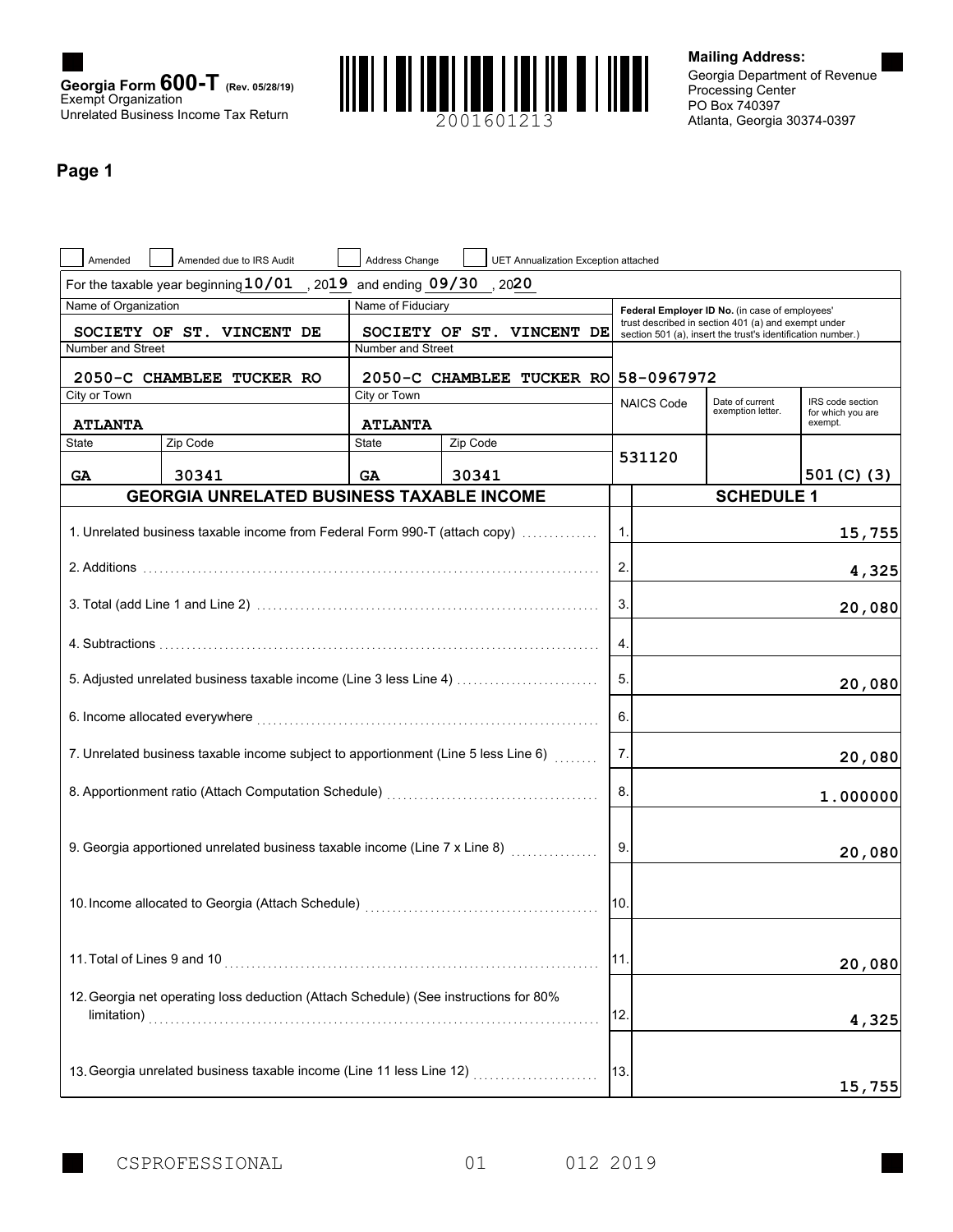**Georgia Form 600-T** (Rev. 05/28/19)
Exempt Organization
Unrelated Business Income Tax Return

2001601213

**Mailing Address:**
Georgia Department of Revenue
Processing Center
PO Box 740397
Atlanta, Georgia 30374-0397

## Page 1

☐ Amended ☐ Amended due to IRS Audit ☐ Address Change ☐ UET Annualization Exception attached

For the taxable year beginning 10/01, 2019 and ending 09/30, 2020

| Name of Organization | | Name of Fiduciary | | Federal Employer ID No. (in case of employees' trust described in section 401 (a) and exempt under section 501 (a), insert the trust's identification number.) | | |
|---|---|---|---|---|---|---|
| SOCIETY OF ST. VINCENT DE | | SOCIETY OF ST. VINCENT DE | | | | |
| Number and Street | | Number and Street | | | | |
| 2050-C CHAMBLEE TUCKER RO | | 2050-C CHAMBLEE TUCKER RO | | 58-0967972 | | |
| City or Town | | City or Town | | NAICS Code | Date of current exemption letter. | IRS code section for which you are exempt. |
| ATLANTA | | ATLANTA | | | | |
| State | Zip Code | State | Zip Code | | | |
| GA | 30341 | GA | 30341 | 531120 | | 501(C)(3) |

### GEORGIA UNRELATED BUSINESS TAXABLE INCOME — SCHEDULE 1

| Line | Description | Amount |
|---|---|---|
| 1. | Unrelated business taxable income from Federal Form 990-T (attach copy) | 15,755 |
| 2. | Additions | 4,325 |
| 3. | Total (add Line 1 and Line 2) | 20,080 |
| 4. | Subtractions | |
| 5. | Adjusted unrelated business taxable income (Line 3 less Line 4) | 20,080 |
| 6. | Income allocated everywhere | |
| 7. | Unrelated business taxable income subject to apportionment (Line 5 less Line 6) | 20,080 |
| 8. | Apportionment ratio (Attach Computation Schedule) | 1.000000 |
| 9. | Georgia apportioned unrelated business taxable income (Line 7 x Line 8) | 20,080 |
| 10. | Income allocated to Georgia (Attach Schedule) | |
| 11. | Total of Lines 9 and 10 | 20,080 |
| 12. | Georgia net operating loss deduction (Attach Schedule) (See instructions for 80% limitation) | 4,325 |
| 13. | Georgia unrelated business taxable income (Line 11 less Line 12) | 15,755 |

CSPROFESSIONAL 01 012 2019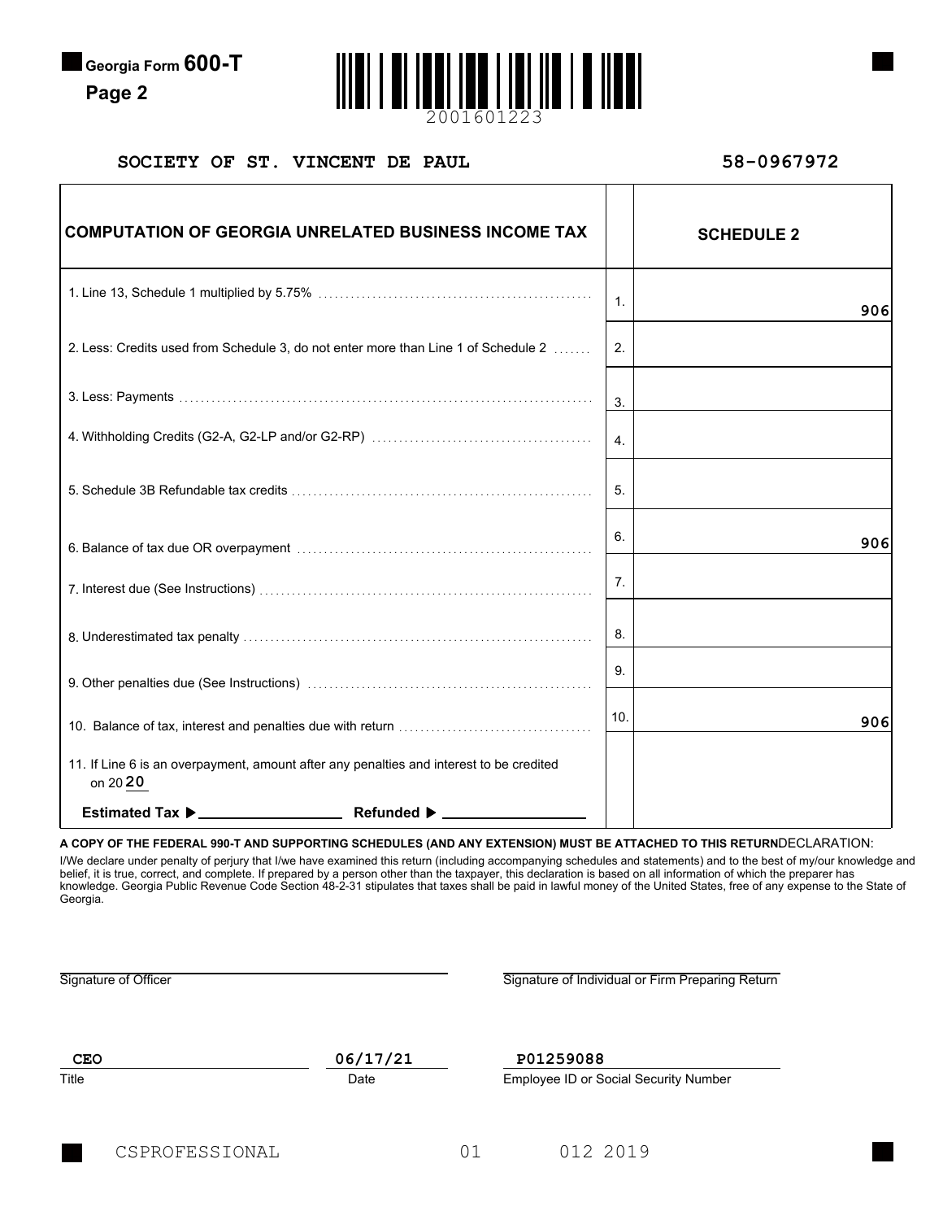Georgia Form **600-T**
**Page 2**

2001601223

**SOCIETY OF ST. VINCENT DE PAUL** **58-0967972**

| COMPUTATION OF GEORGIA UNRELATED BUSINESS INCOME TAX | | SCHEDULE 2 |
|---|---|---|
| 1. Line 13, Schedule 1 multiplied by 5.75% | 1. | 906 |
| 2. Less: Credits used from Schedule 3, do not enter more than Line 1 of Schedule 2 | 2. | |
| 3. Less: Payments | 3. | |
| 4. Withholding Credits (G2-A, G2-LP and/or G2-RP) | 4. | |
| 5. Schedule 3B Refundable tax credits | 5. | |
| 6. Balance of tax due OR overpayment | 6. | 906 |
| 7. Interest due (See Instructions) | 7. | |
| 8. Underestimated tax penalty | 8. | |
| 9. Other penalties due (See Instructions) | 9. | |
| 10. Balance of tax, interest and penalties due with return | 10. | 906 |
| 11. If Line 6 is an overpayment, amount after any penalties and interest to be credited on 20 20 Estimated Tax ▶ ________ Refunded ▶ ________ | | |

**A COPY OF THE FEDERAL 990-T AND SUPPORTING SCHEDULES (AND ANY EXTENSION) MUST BE ATTACHED TO THIS RETURN** DECLARATION:

I/We declare under penalty of perjury that I/we have examined this return (including accompanying schedules and statements) and to the best of my/our knowledge and belief, it is true, correct, and complete. If prepared by a person other than the taxpayer, this declaration is based on all information of which the preparer has knowledge. Georgia Public Revenue Code Section 48-2-31 stipulates that taxes shall be paid in lawful money of the United States, free of any expense to the State of Georgia.

Signature of Officer ____________________ Signature of Individual or Firm Preparing Return ____________________

| Title | Date | Employee ID or Social Security Number |
|---|---|---|
| CEO | 06/17/21 | P01259088 |

CSPROFESSIONAL 01 012 2019